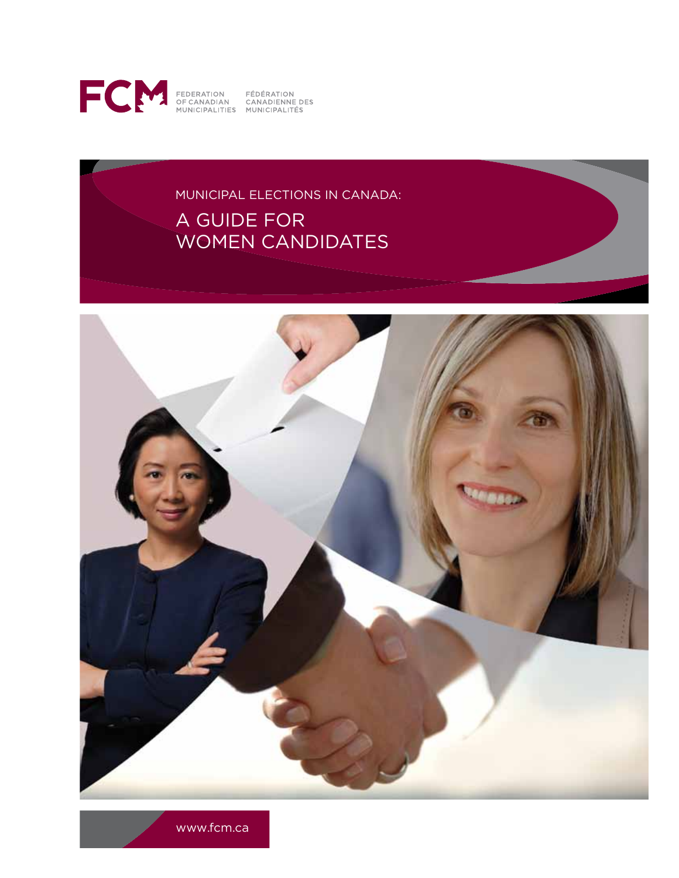FCM

FEDERATION OF CANADIAN MUNICIPALITIES

FÉDÉRATION CANADIENNE DES MUNICIPALITÉS

MUNICIPAL ELECTIONS IN CANADA:

# A GUIDE FOR WOMEN CANDIDATES

www.fcm.ca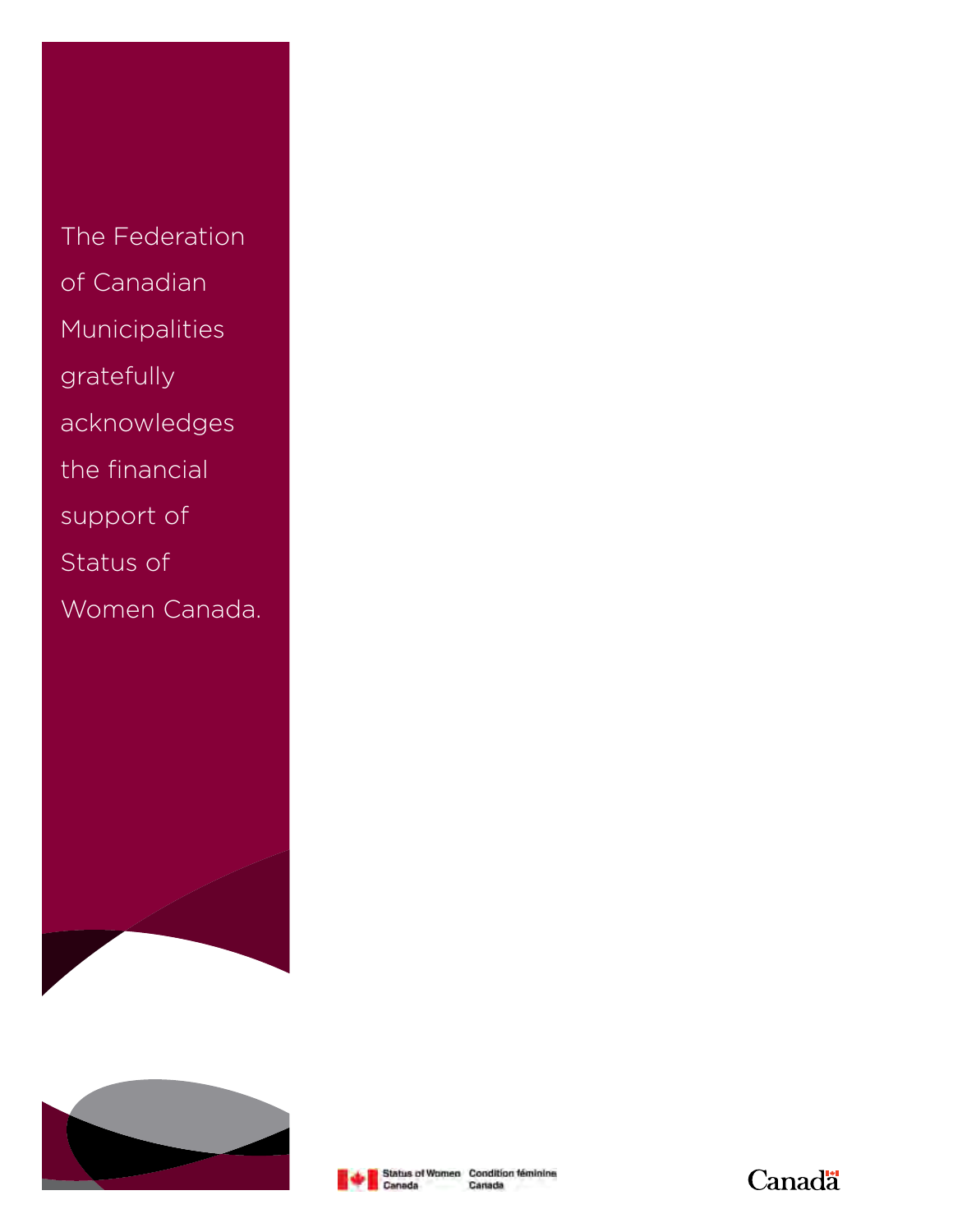The Federation of Canadian Municipalities gratefully acknowledges the financial support of Status of Women Canada.

Status of Women Canada | Condition féminine Canada

Canada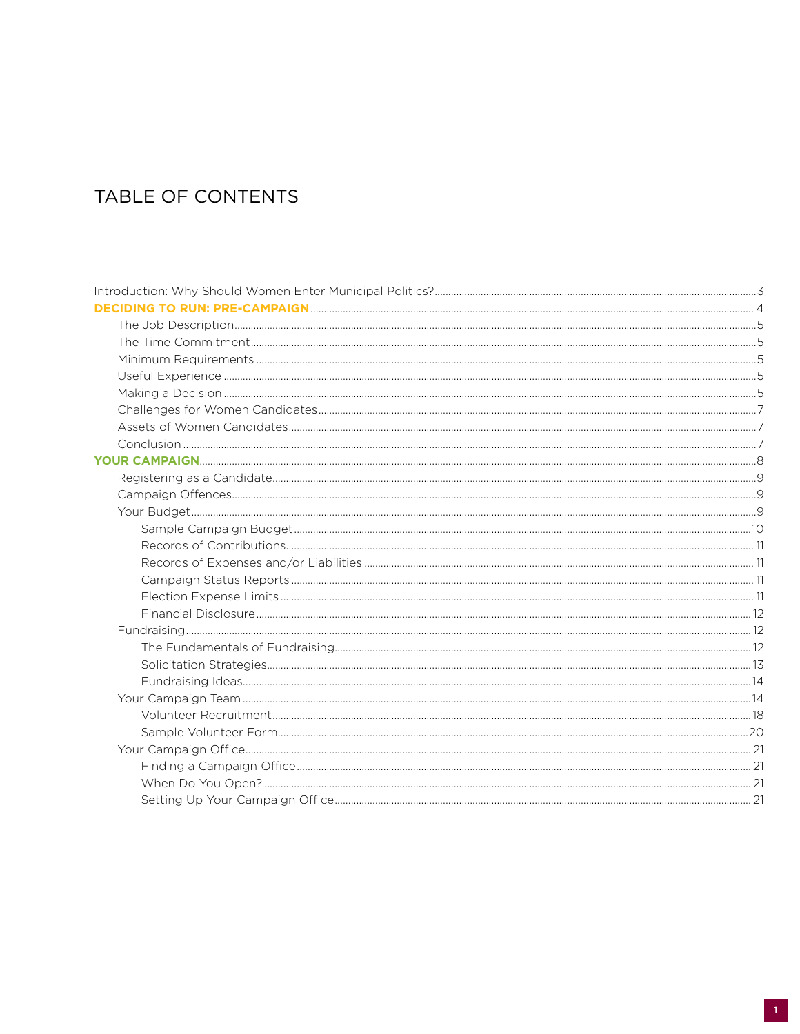# TABLE OF CONTENTS

Introduction: Why Should Women Enter Municipal Politics? ... 3

**DECIDING TO RUN: PRE-CAMPAIGN** ... 4

- The Job Description ... 5
- The Time Commitment ... 5
- Minimum Requirements ... 5
- Useful Experience ... 5
- Making a Decision ... 5
- Challenges for Women Candidates ... 7
- Assets of Women Candidates ... 7
- Conclusion ... 7

**YOUR CAMPAIGN** ... 8

- Registering as a Candidate ... 9
- Campaign Offences ... 9
- Your Budget ... 9
  - Sample Campaign Budget ... 10
  - Records of Contributions ... 11
  - Records of Expenses and/or Liabilities ... 11
  - Campaign Status Reports ... 11
  - Election Expense Limits ... 11
  - Financial Disclosure ... 12
- Fundraising ... 12
  - The Fundamentals of Fundraising ... 12
  - Solicitation Strategies ... 13
  - Fundraising Ideas ... 14
- Your Campaign Team ... 14
  - Volunteer Recruitment ... 18
  - Sample Volunteer Form ... 20
- Your Campaign Office ... 21
  - Finding a Campaign Office ... 21
  - When Do You Open? ... 21
  - Setting Up Your Campaign Office ... 21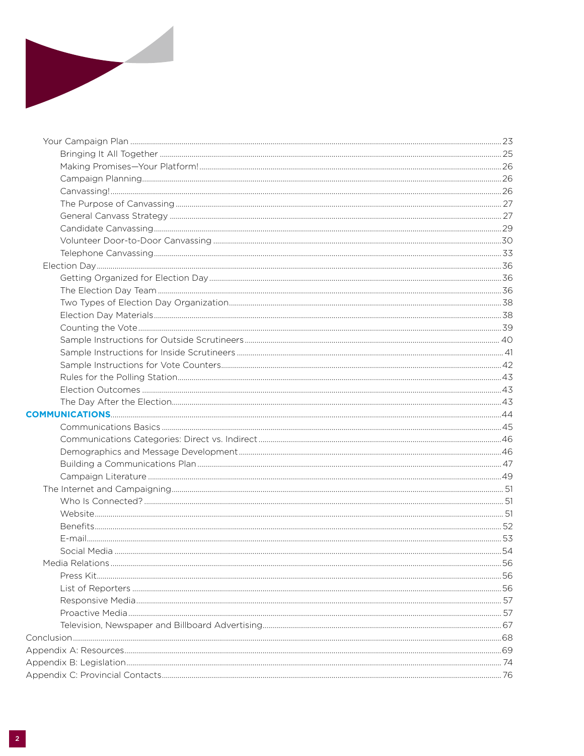- Your Campaign Plan ........ 23
  - Bringing It All Together ........ 25
  - Making Promises—Your Platform! ........ 26
  - Campaign Planning ........ 26
  - Canvassing! ........ 26
  - The Purpose of Canvassing ........ 27
  - General Canvass Strategy ........ 27
  - Candidate Canvassing ........ 29
  - Volunteer Door-to-Door Canvassing ........ 30
  - Telephone Canvassing ........ 33
- Election Day ........ 36
  - Getting Organized for Election Day ........ 36
  - The Election Day Team ........ 36
  - Two Types of Election Day Organization ........ 38
  - Election Day Materials ........ 38
  - Counting the Vote ........ 39
  - Sample Instructions for Outside Scrutineers ........ 40
  - Sample Instructions for Inside Scrutineers ........ 41
  - Sample Instructions for Vote Counters ........ 42
  - Rules for the Polling Station ........ 43
  - Election Outcomes ........ 43
  - The Day After the Election ........ 43

**COMMUNICATIONS** ........ 44

- Communications Basics ........ 45
- Communications Categories: Direct vs. Indirect ........ 46
- Demographics and Message Development ........ 46
- Building a Communications Plan ........ 47
- Campaign Literature ........ 49
- The Internet and Campaigning ........ 51
  - Who Is Connected? ........ 51
  - Website ........ 51
  - Benefits ........ 52
  - E-mail ........ 53
  - Social Media ........ 54
- Media Relations ........ 56
  - Press Kit ........ 56
  - List of Reporters ........ 56
  - Responsive Media ........ 57
  - Proactive Media ........ 57
  - Television, Newspaper and Billboard Advertising ........ 67

Conclusion ........ 68

Appendix A: Resources ........ 69

Appendix B: Legislation ........ 74

Appendix C: Provincial Contacts ........ 76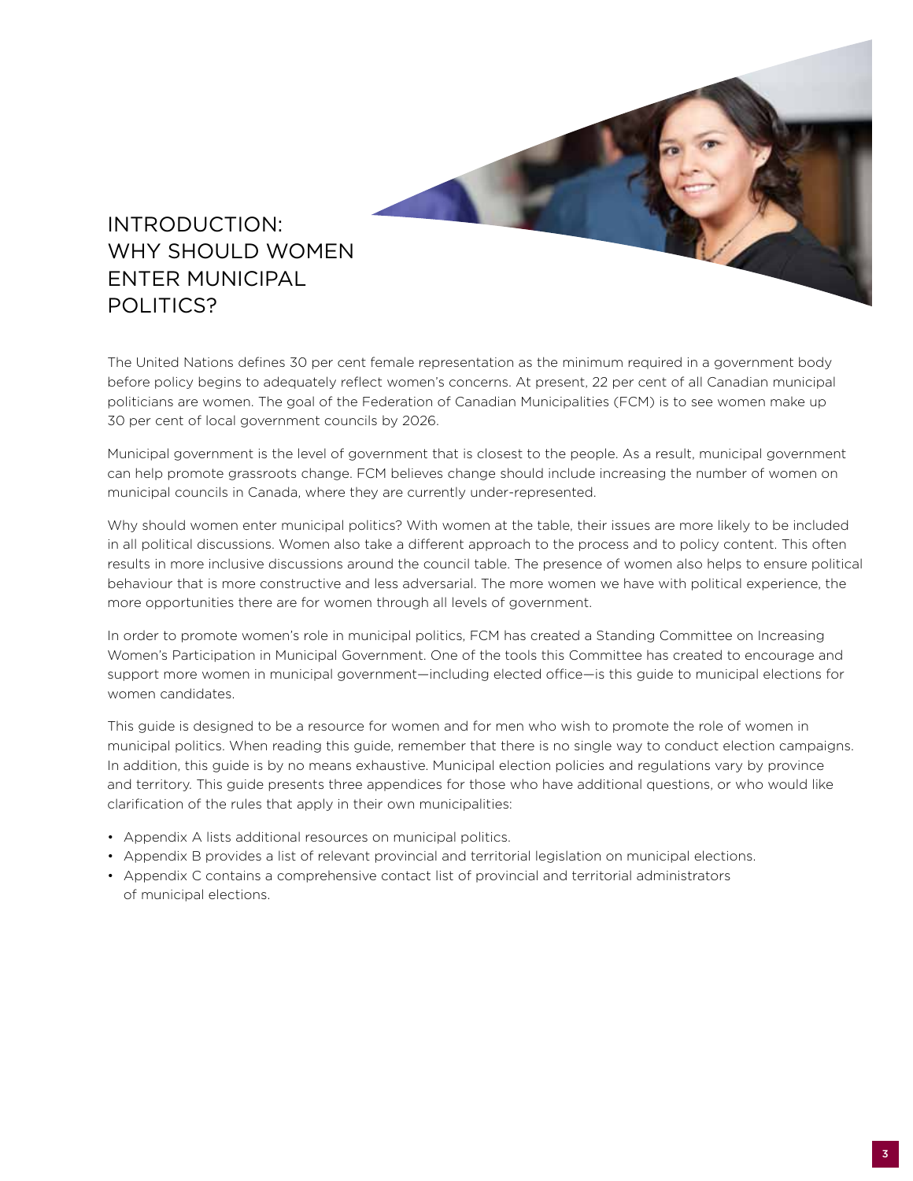# INTRODUCTION: WHY SHOULD WOMEN ENTER MUNICIPAL POLITICS?

The United Nations defines 30 per cent female representation as the minimum required in a government body before policy begins to adequately reflect women's concerns. At present, 22 per cent of all Canadian municipal politicians are women. The goal of the Federation of Canadian Municipalities (FCM) is to see women make up 30 per cent of local government councils by 2026.

Municipal government is the level of government that is closest to the people. As a result, municipal government can help promote grassroots change. FCM believes change should include increasing the number of women on municipal councils in Canada, where they are currently under-represented.

Why should women enter municipal politics? With women at the table, their issues are more likely to be included in all political discussions. Women also take a different approach to the process and to policy content. This often results in more inclusive discussions around the council table. The presence of women also helps to ensure political behaviour that is more constructive and less adversarial. The more women we have with political experience, the more opportunities there are for women through all levels of government.

In order to promote women's role in municipal politics, FCM has created a Standing Committee on Increasing Women's Participation in Municipal Government. One of the tools this Committee has created to encourage and support more women in municipal government—including elected office—is this guide to municipal elections for women candidates.

This guide is designed to be a resource for women and for men who wish to promote the role of women in municipal politics. When reading this guide, remember that there is no single way to conduct election campaigns. In addition, this guide is by no means exhaustive. Municipal election policies and regulations vary by province and territory. This guide presents three appendices for those who have additional questions, or who would like clarification of the rules that apply in their own municipalities:

- Appendix A lists additional resources on municipal politics.
- Appendix B provides a list of relevant provincial and territorial legislation on municipal elections.
- Appendix C contains a comprehensive contact list of provincial and territorial administrators of municipal elections.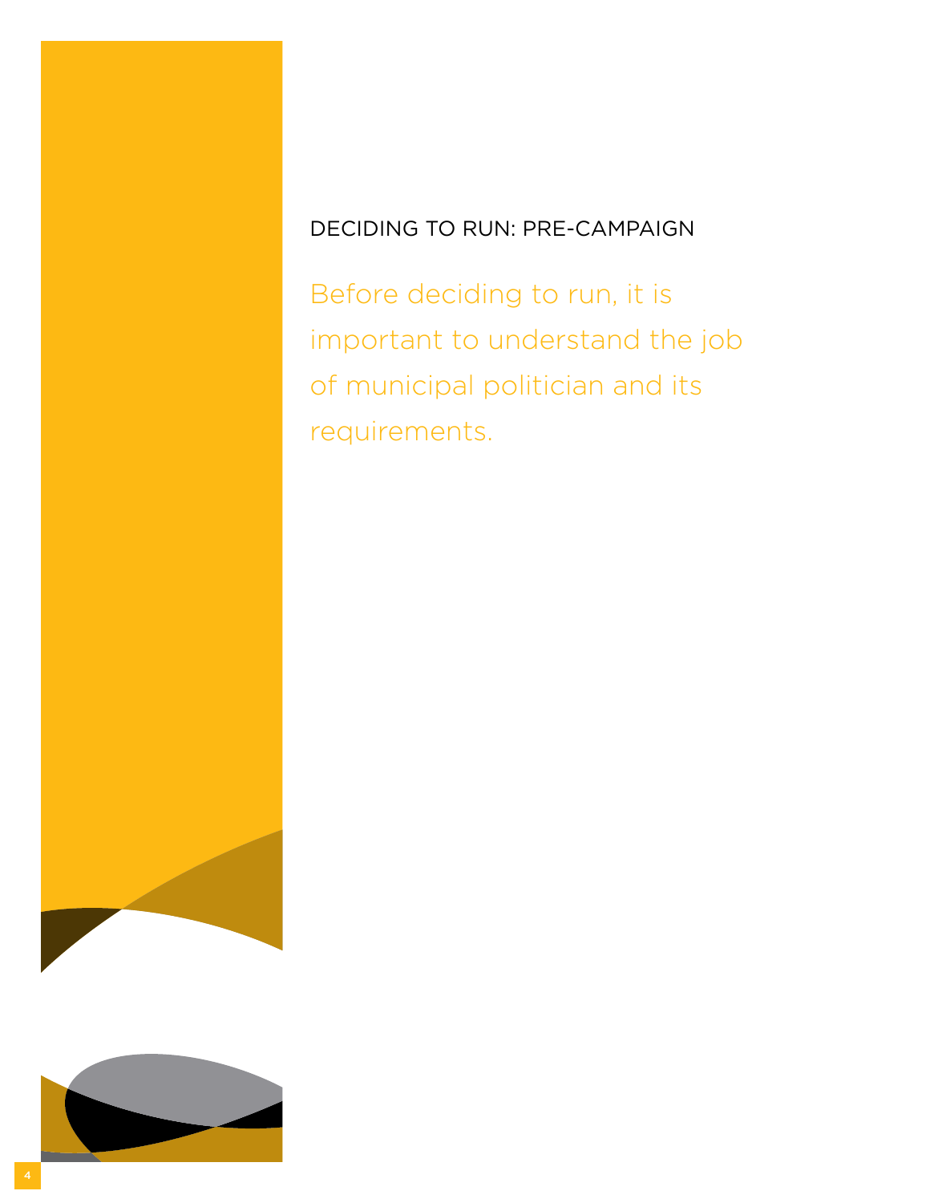## DECIDING TO RUN: PRE-CAMPAIGN

Before deciding to run, it is important to understand the job of municipal politician and its requirements.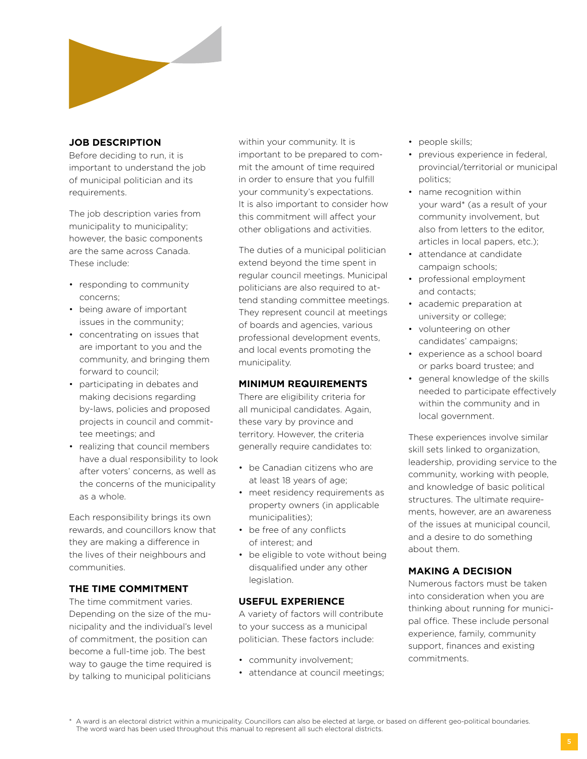## JOB DESCRIPTION

Before deciding to run, it is important to understand the job of municipal politician and its requirements.

The job description varies from municipality to municipality; however, the basic components are the same across Canada. These include:

- responding to community concerns;
- being aware of important issues in the community;
- concentrating on issues that are important to you and the community, and bringing them forward to council;
- participating in debates and making decisions regarding by-laws, policies and proposed projects in council and committee meetings; and
- realizing that council members have a dual responsibility to look after voters' concerns, as well as the concerns of the municipality as a whole.

Each responsibility brings its own rewards, and councillors know that they are making a difference in the lives of their neighbours and communities.

## THE TIME COMMITMENT

The time commitment varies. Depending on the size of the municipality and the individual's level of commitment, the position can become a full-time job. The best way to gauge the time required is by talking to municipal politicians within your community. It is important to be prepared to commit the amount of time required in order to ensure that you fulfill your community's expectations. It is also important to consider how this commitment will affect your other obligations and activities.

The duties of a municipal politician extend beyond the time spent in regular council meetings. Municipal politicians are also required to attend standing committee meetings. They represent council at meetings of boards and agencies, various professional development events, and local events promoting the municipality.

## MINIMUM REQUIREMENTS

There are eligibility criteria for all municipal candidates. Again, these vary by province and territory. However, the criteria generally require candidates to:

- be Canadian citizens who are at least 18 years of age;
- meet residency requirements as property owners (in applicable municipalities);
- be free of any conflicts of interest; and
- be eligible to vote without being disqualified under any other legislation.

## USEFUL EXPERIENCE

A variety of factors will contribute to your success as a municipal politician. These factors include:

- community involvement;
- attendance at council meetings;
- people skills;
- previous experience in federal, provincial/territorial or municipal politics;
- name recognition within your ward* (as a result of your community involvement, but also from letters to the editor, articles in local papers, etc.);
- attendance at candidate campaign schools;
- professional employment and contacts;
- academic preparation at university or college;
- volunteering on other candidates' campaigns;
- experience as a school board or parks board trustee; and
- general knowledge of the skills needed to participate effectively within the community and in local government.

These experiences involve similar skill sets linked to organization, leadership, providing service to the community, working with people, and knowledge of basic political structures. The ultimate requirements, however, are an awareness of the issues at municipal council, and a desire to do something about them.

## MAKING A DECISION

Numerous factors must be taken into consideration when you are thinking about running for municipal office. These include personal experience, family, community support, finances and existing commitments.

* A ward is an electoral district within a municipality. Councillors can also be elected at large, or based on different geo-political boundaries. The word ward has been used throughout this manual to represent all such electoral districts.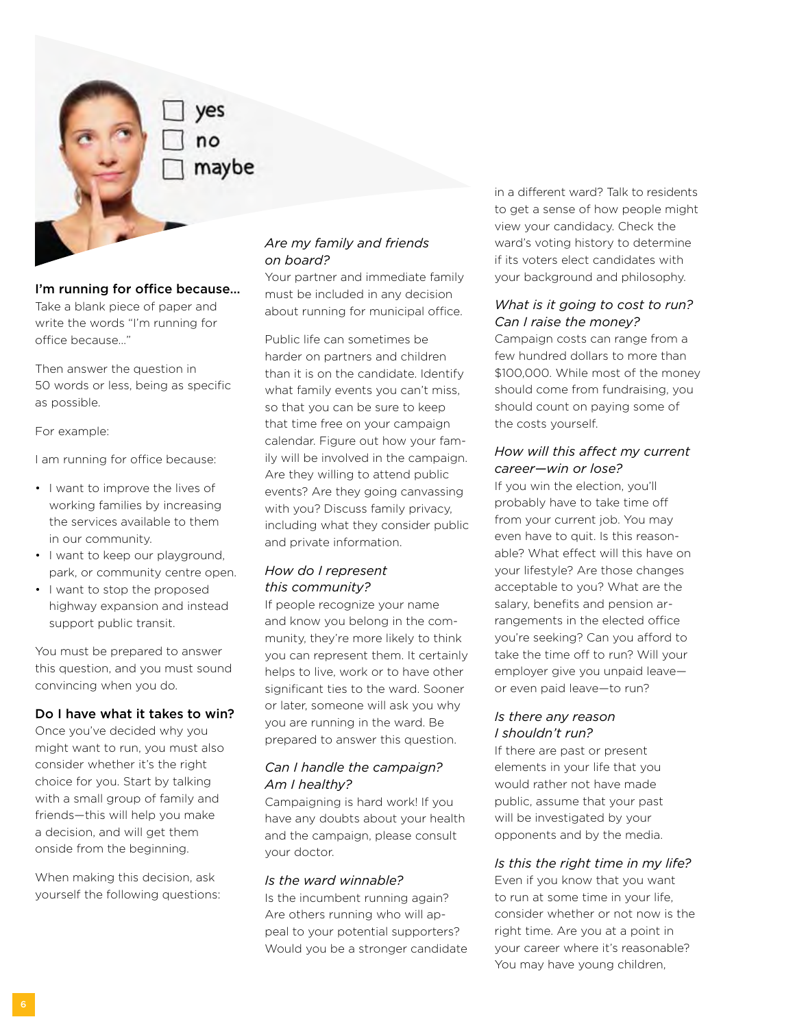## I'm running for office because...

Take a blank piece of paper and write the words "I'm running for office because..."

Then answer the question in 50 words or less, being as specific as possible.

For example:

I am running for office because:

- I want to improve the lives of working families by increasing the services available to them in our community.
- I want to keep our playground, park, or community centre open.
- I want to stop the proposed highway expansion and instead support public transit.

You must be prepared to answer this question, and you must sound convincing when you do.

## Do I have what it takes to win?

Once you've decided why you might want to run, you must also consider whether it's the right choice for you. Start by talking with a small group of family and friends—this will help you make a decision, and will get them onside from the beginning.

When making this decision, ask yourself the following questions:

### *Are my family and friends on board?*

Your partner and immediate family must be included in any decision about running for municipal office.

Public life can sometimes be harder on partners and children than it is on the candidate. Identify what family events you can't miss, so that you can be sure to keep that time free on your campaign calendar. Figure out how your family will be involved in the campaign. Are they willing to attend public events? Are they going canvassing with you? Discuss family privacy, including what they consider public and private information.

### *How do I represent this community?*

If people recognize your name and know you belong in the community, they're more likely to think you can represent them. It certainly helps to live, work or to have other significant ties to the ward. Sooner or later, someone will ask you why you are running in the ward. Be prepared to answer this question.

### *Can I handle the campaign? Am I healthy?*

Campaigning is hard work! If you have any doubts about your health and the campaign, please consult your doctor.

### *Is the ward winnable?*

Is the incumbent running again? Are others running who will appeal to your potential supporters? Would you be a stronger candidate in a different ward? Talk to residents to get a sense of how people might view your candidacy. Check the ward's voting history to determine if its voters elect candidates with your background and philosophy.

### *What is it going to cost to run? Can I raise the money?*

Campaign costs can range from a few hundred dollars to more than $100,000. While most of the money should come from fundraising, you should count on paying some of the costs yourself.

### *How will this affect my current career—win or lose?*

If you win the election, you'll probably have to take time off from your current job. You may even have to quit. Is this reasonable? What effect will this have on your lifestyle? Are those changes acceptable to you? What are the salary, benefits and pension arrangements in the elected office you're seeking? Can you afford to take the time off to run? Will your employer give you unpaid leave—or even paid leave—to run?

### *Is there any reason I shouldn't run?*

If there are past or present elements in your life that you would rather not have made public, assume that your past will be investigated by your opponents and by the media.

### *Is this the right time in my life?*

Even if you know that you want to run at some time in your life, consider whether or not now is the right time. Are you at a point in your career where it's reasonable? You may have young children,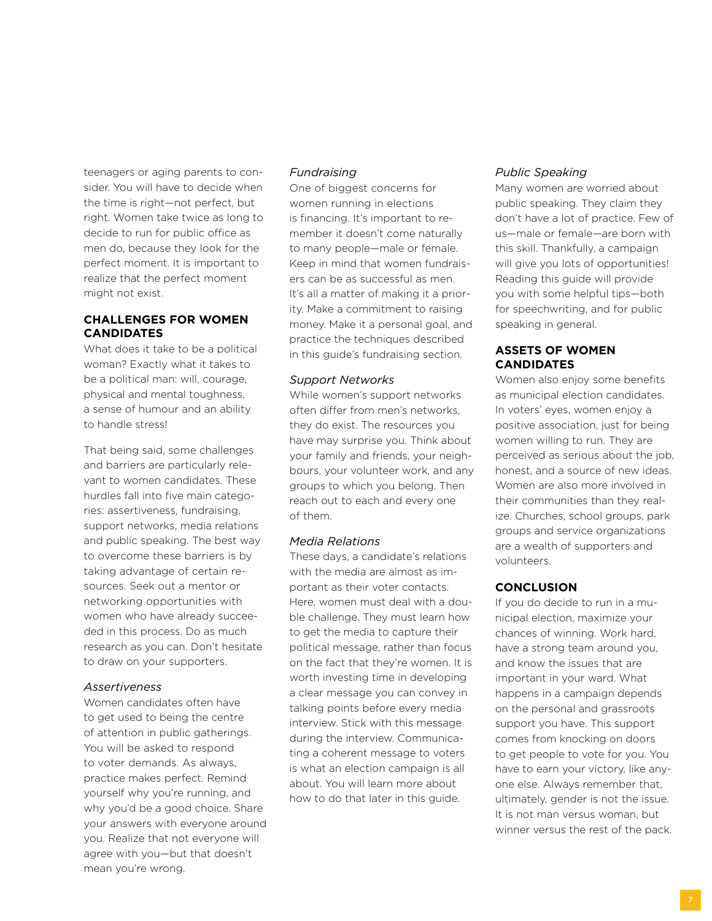teenagers or aging parents to consider. You will have to decide when the time is right—not perfect, but right. Women take twice as long to decide to run for public office as men do, because they look for the perfect moment. It is important to realize that the perfect moment might not exist.

## CHALLENGES FOR WOMEN CANDIDATES

What does it take to be a political woman? Exactly what it takes to be a political man: will, courage, physical and mental toughness, a sense of humour and an ability to handle stress!

That being said, some challenges and barriers are particularly relevant to women candidates. These hurdles fall into five main categories: assertiveness, fundraising, support networks, media relations and public speaking. The best way to overcome these barriers is by taking advantage of certain resources. Seek out a mentor or networking opportunities with women who have already succeeded in this process. Do as much research as you can. Don't hesitate to draw on your supporters.

### *Assertiveness*

Women candidates often have to get used to being the centre of attention in public gatherings. You will be asked to respond to voter demands. As always, practice makes perfect. Remind yourself why you're running, and why you'd be a good choice. Share your answers with everyone around you. Realize that not everyone will agree with you—but that doesn't mean you're wrong.

### *Fundraising*

One of biggest concerns for women running in elections is financing. It's important to remember it doesn't come naturally to many people—male or female. Keep in mind that women fundraisers can be as successful as men. It's all a matter of making it a priority. Make a commitment to raising money. Make it a personal goal, and practice the techniques described in this guide's fundraising section.

### *Support Networks*

While women's support networks often differ from men's networks, they do exist. The resources you have may surprise you. Think about your family and friends, your neighbours, your volunteer work, and any groups to which you belong. Then reach out to each and every one of them.

### *Media Relations*

These days, a candidate's relations with the media are almost as important as their voter contacts. Here, women must deal with a double challenge. They must learn how to get the media to capture their political message, rather than focus on the fact that they're women. It is worth investing time in developing a clear message you can convey in talking points before every media interview. Stick with this message during the interview. Communicating a coherent message to voters is what an election campaign is all about. You will learn more about how to do that later in this guide.

### *Public Speaking*

Many women are worried about public speaking. They claim they don't have a lot of practice. Few of us—male or female—are born with this skill. Thankfully, a campaign will give you lots of opportunities! Reading this guide will provide you with some helpful tips—both for speechwriting, and for public speaking in general.

## ASSETS OF WOMEN CANDIDATES

Women also enjoy some benefits as municipal election candidates. In voters' eyes, women enjoy a positive association, just for being women willing to run. They are perceived as serious about the job, honest, and a source of new ideas. Women are also more involved in their communities than they realize. Churches, school groups, park groups and service organizations are a wealth of supporters and volunteers.

## CONCLUSION

If you do decide to run in a municipal election, maximize your chances of winning. Work hard, have a strong team around you, and know the issues that are important in your ward. What happens in a campaign depends on the personal and grassroots support you have. This support comes from knocking on doors to get people to vote for you. You have to earn your victory, like anyone else. Always remember that, ultimately, gender is not the issue. It is not man versus woman, but winner versus the rest of the pack.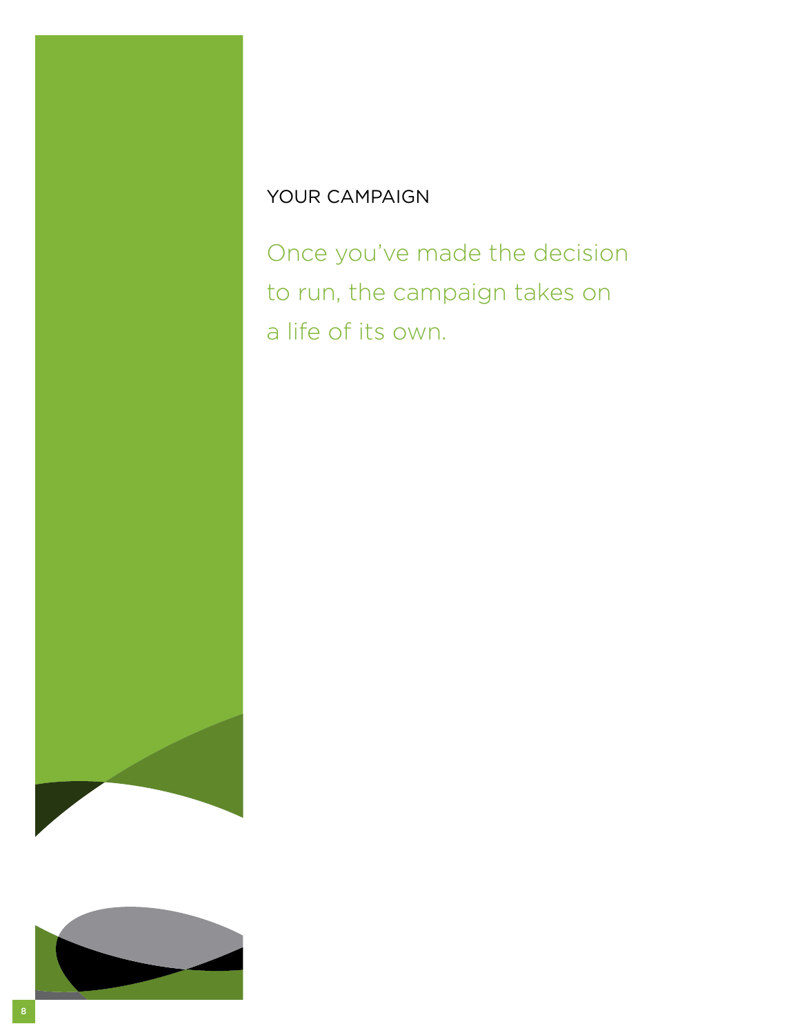# YOUR CAMPAIGN

Once you've made the decision to run, the campaign takes on a life of its own.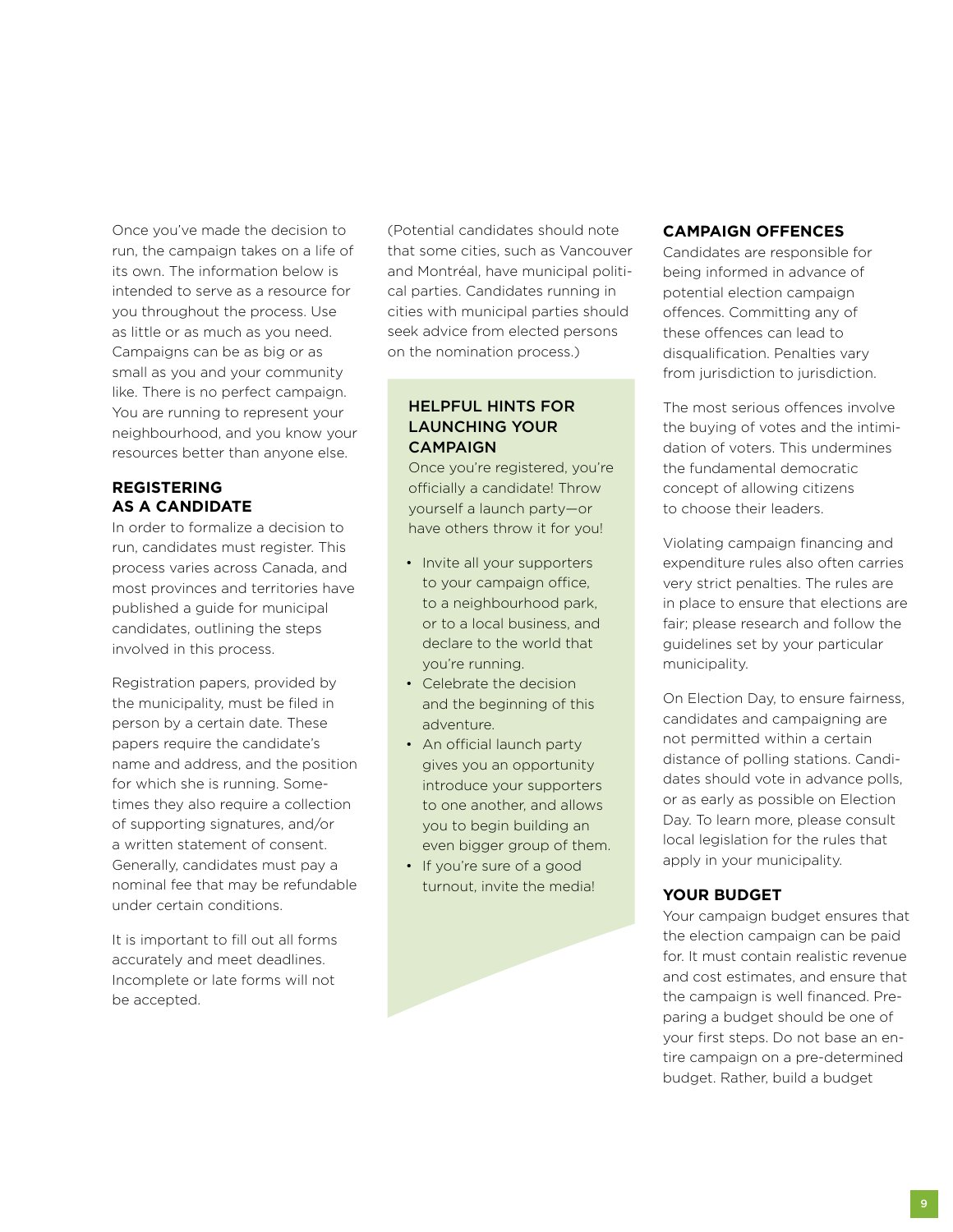Once you've made the decision to run, the campaign takes on a life of its own. The information below is intended to serve as a resource for you throughout the process. Use as little or as much as you need. Campaigns can be as big or as small as you and your community like. There is no perfect campaign. You are running to represent your neighbourhood, and you know your resources better than anyone else.

## REGISTERING AS A CANDIDATE

In order to formalize a decision to run, candidates must register. This process varies across Canada, and most provinces and territories have published a guide for municipal candidates, outlining the steps involved in this process.

Registration papers, provided by the municipality, must be filed in person by a certain date. These papers require the candidate's name and address, and the position for which she is running. Sometimes they also require a collection of supporting signatures, and/or a written statement of consent. Generally, candidates must pay a nominal fee that may be refundable under certain conditions.

It is important to fill out all forms accurately and meet deadlines. Incomplete or late forms will not be accepted.

(Potential candidates should note that some cities, such as Vancouver and Montréal, have municipal political parties. Candidates running in cities with municipal parties should seek advice from elected persons on the nomination process.)

### HELPFUL HINTS FOR LAUNCHING YOUR CAMPAIGN

Once you're registered, you're officially a candidate! Throw yourself a launch party—or have others throw it for you!

- Invite all your supporters to your campaign office, to a neighbourhood park, or to a local business, and declare to the world that you're running.
- Celebrate the decision and the beginning of this adventure.
- An official launch party gives you an opportunity introduce your supporters to one another, and allows you to begin building an even bigger group of them.
- If you're sure of a good turnout, invite the media!

## CAMPAIGN OFFENCES

Candidates are responsible for being informed in advance of potential election campaign offences. Committing any of these offences can lead to disqualification. Penalties vary from jurisdiction to jurisdiction.

The most serious offences involve the buying of votes and the intimidation of voters. This undermines the fundamental democratic concept of allowing citizens to choose their leaders.

Violating campaign financing and expenditure rules also often carries very strict penalties. The rules are in place to ensure that elections are fair; please research and follow the guidelines set by your particular municipality.

On Election Day, to ensure fairness, candidates and campaigning are not permitted within a certain distance of polling stations. Candidates should vote in advance polls, or as early as possible on Election Day. To learn more, please consult local legislation for the rules that apply in your municipality.

## YOUR BUDGET

Your campaign budget ensures that the election campaign can be paid for. It must contain realistic revenue and cost estimates, and ensure that the campaign is well financed. Preparing a budget should be one of your first steps. Do not base an entire campaign on a pre-determined budget. Rather, build a budget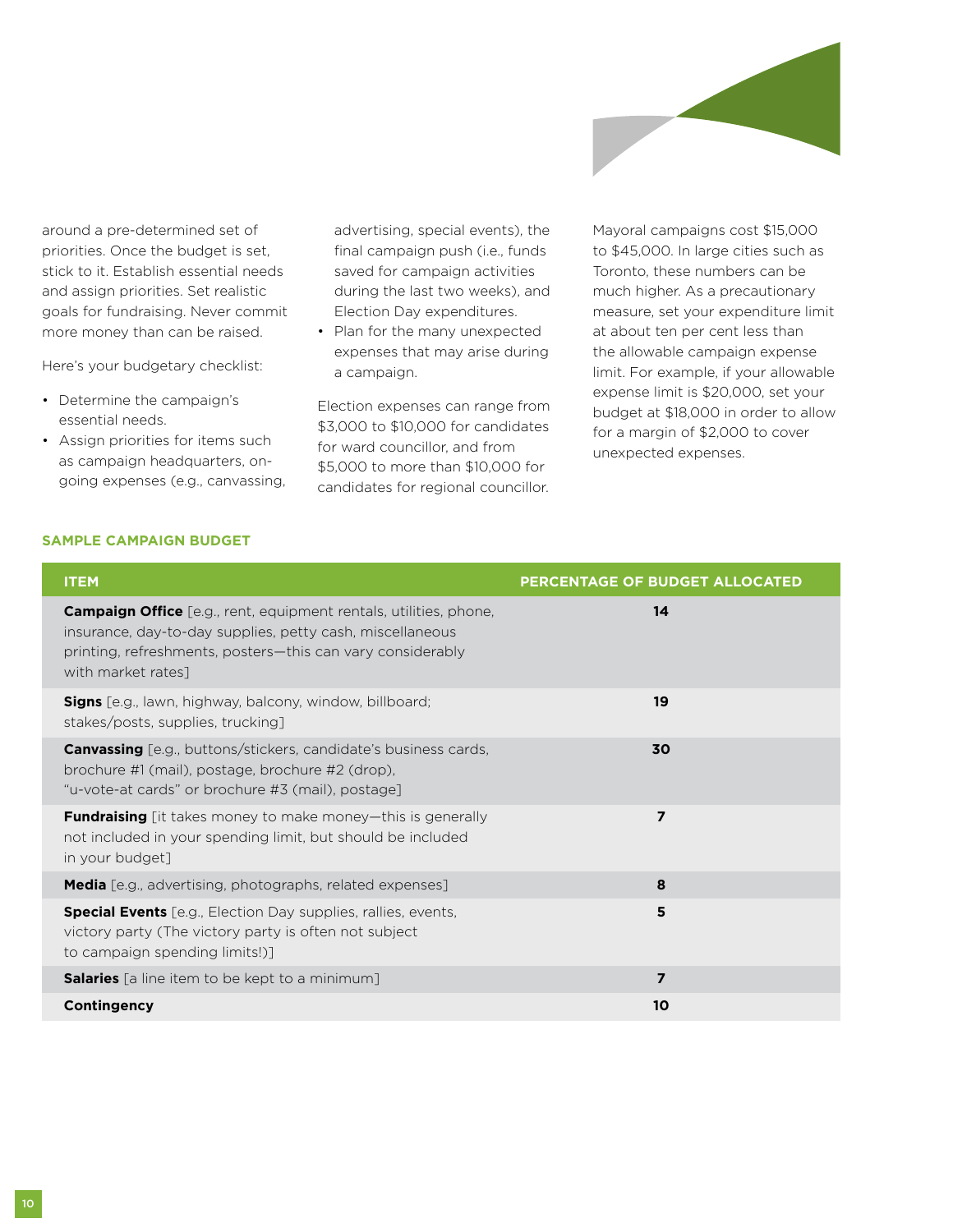around a pre-determined set of priorities. Once the budget is set, stick to it. Establish essential needs and assign priorities. Set realistic goals for fundraising. Never commit more money than can be raised.

Here's your budgetary checklist:

- Determine the campaign's essential needs.
- Assign priorities for items such as campaign headquarters, on-going expenses (e.g., canvassing, advertising, special events), the final campaign push (i.e., funds saved for campaign activities during the last two weeks), and Election Day expenditures.
- Plan for the many unexpected expenses that may arise during a campaign.

Election expenses can range from $3,000 to $10,000 for candidates for ward councillor, and from $5,000 to more than $10,000 for candidates for regional councillor. Mayoral campaigns cost $15,000 to $45,000. In large cities such as Toronto, these numbers can be much higher. As a precautionary measure, set your expenditure limit at about ten per cent less than the allowable campaign expense limit. For example, if your allowable expense limit is $20,000, set your budget at $18,000 in order to allow for a margin of $2,000 to cover unexpected expenses.

### SAMPLE CAMPAIGN BUDGET

| ITEM | PERCENTAGE OF BUDGET ALLOCATED |
|---|---|
| **Campaign Office** [e.g., rent, equipment rentals, utilities, phone, insurance, day-to-day supplies, petty cash, miscellaneous printing, refreshments, posters—this can vary considerably with market rates] | **14** |
| **Signs** [e.g., lawn, highway, balcony, window, billboard; stakes/posts, supplies, trucking] | **19** |
| **Canvassing** [e.g., buttons/stickers, candidate's business cards, brochure #1 (mail), postage, brochure #2 (drop), "u-vote-at cards" or brochure #3 (mail), postage] | **30** |
| **Fundraising** [it takes money to make money—this is generally not included in your spending limit, but should be included in your budget] | **7** |
| **Media** [e.g., advertising, photographs, related expenses] | **8** |
| **Special Events** [e.g., Election Day supplies, rallies, events, victory party (The victory party is often not subject to campaign spending limits!)] | **5** |
| **Salaries** [a line item to be kept to a minimum] | **7** |
| **Contingency** | **10** |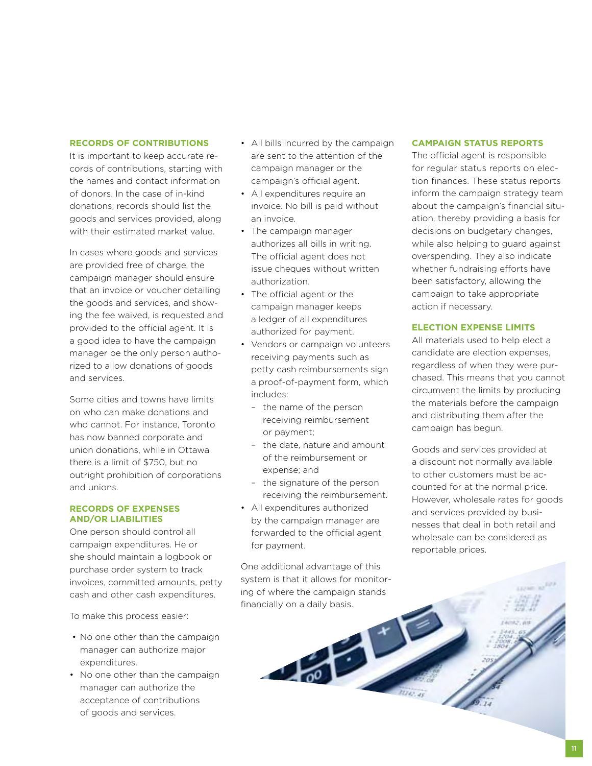### RECORDS OF CONTRIBUTIONS

It is important to keep accurate records of contributions, starting with the names and contact information of donors. In the case of in-kind donations, records should list the goods and services provided, along with their estimated market value.

In cases where goods and services are provided free of charge, the campaign manager should ensure that an invoice or voucher detailing the goods and services, and showing the fee waived, is requested and provided to the official agent. It is a good idea to have the campaign manager be the only person authorized to allow donations of goods and services.

Some cities and towns have limits on who can make donations and who cannot. For instance, Toronto has now banned corporate and union donations, while in Ottawa there is a limit of $750, but no outright prohibition of corporations and unions.

### RECORDS OF EXPENSES AND/OR LIABILITIES

One person should control all campaign expenditures. He or she should maintain a logbook or purchase order system to track invoices, committed amounts, petty cash and other cash expenditures.

To make this process easier:

- No one other than the campaign manager can authorize major expenditures.
- No one other than the campaign manager can authorize the acceptance of contributions of goods and services.
- All bills incurred by the campaign are sent to the attention of the campaign manager or the campaign's official agent.
- All expenditures require an invoice. No bill is paid without an invoice.
- The campaign manager authorizes all bills in writing. The official agent does not issue cheques without written authorization.
- The official agent or the campaign manager keeps a ledger of all expenditures authorized for payment.
- Vendors or campaign volunteers receiving payments such as petty cash reimbursements sign a proof-of-payment form, which includes:
  - the name of the person receiving reimbursement or payment;
  - the date, nature and amount of the reimbursement or expense; and
  - the signature of the person receiving the reimbursement.
- All expenditures authorized by the campaign manager are forwarded to the official agent for payment.

One additional advantage of this system is that it allows for monitoring of where the campaign stands financially on a daily basis.

### CAMPAIGN STATUS REPORTS

The official agent is responsible for regular status reports on election finances. These status reports inform the campaign strategy team about the campaign's financial situation, thereby providing a basis for decisions on budgetary changes, while also helping to guard against overspending. They also indicate whether fundraising efforts have been satisfactory, allowing the campaign to take appropriate action if necessary.

### ELECTION EXPENSE LIMITS

All materials used to help elect a candidate are election expenses, regardless of when they were purchased. This means that you cannot circumvent the limits by producing the materials before the campaign and distributing them after the campaign has begun.

Goods and services provided at a discount not normally available to other customers must be accounted for at the normal price. However, wholesale rates for goods and services provided by businesses that deal in both retail and wholesale can be considered as reportable prices.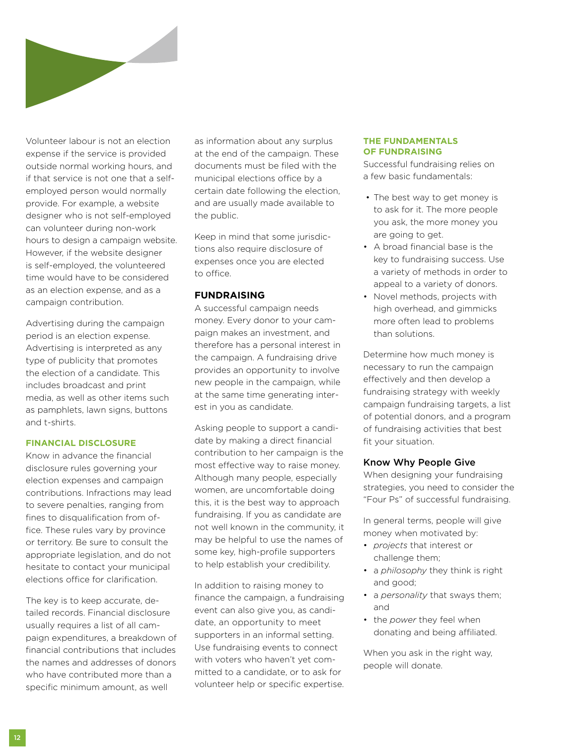Volunteer labour is not an election expense if the service is provided outside normal working hours, and if that service is not one that a self-employed person would normally provide. For example, a website designer who is not self-employed can volunteer during non-work hours to design a campaign website. However, if the website designer is self-employed, the volunteered time would have to be considered as an election expense, and as a campaign contribution.

Advertising during the campaign period is an election expense. Advertising is interpreted as any type of publicity that promotes the election of a candidate. This includes broadcast and print media, as well as other items such as pamphlets, lawn signs, buttons and t-shirts.

### FINANCIAL DISCLOSURE

Know in advance the financial disclosure rules governing your election expenses and campaign contributions. Infractions may lead to severe penalties, ranging from fines to disqualification from office. These rules vary by province or territory. Be sure to consult the appropriate legislation, and do not hesitate to contact your municipal elections office for clarification.

The key is to keep accurate, detailed records. Financial disclosure usually requires a list of all campaign expenditures, a breakdown of financial contributions that includes the names and addresses of donors who have contributed more than a specific minimum amount, as well as information about any surplus at the end of the campaign. These documents must be filed with the municipal elections office by a certain date following the election, and are usually made available to the public.

Keep in mind that some jurisdictions also require disclosure of expenses once you are elected to office.

## FUNDRAISING

A successful campaign needs money. Every donor to your campaign makes an investment, and therefore has a personal interest in the campaign. A fundraising drive provides an opportunity to involve new people in the campaign, while at the same time generating interest in you as candidate.

Asking people to support a candidate by making a direct financial contribution to her campaign is the most effective way to raise money. Although many people, especially women, are uncomfortable doing this, it is the best way to approach fundraising. If you as candidate are not well known in the community, it may be helpful to use the names of some key, high-profile supporters to help establish your credibility.

In addition to raising money to finance the campaign, a fundraising event can also give you, as candidate, an opportunity to meet supporters in an informal setting. Use fundraising events to connect with voters who haven't yet committed to a candidate, or to ask for volunteer help or specific expertise.

### THE FUNDAMENTALS OF FUNDRAISING

Successful fundraising relies on a few basic fundamentals:

- The best way to get money is to ask for it. The more people you ask, the more money you are going to get.
- A broad financial base is the key to fundraising success. Use a variety of methods in order to appeal to a variety of donors.
- Novel methods, projects with high overhead, and gimmicks more often lead to problems than solutions.

Determine how much money is necessary to run the campaign effectively and then develop a fundraising strategy with weekly campaign fundraising targets, a list of potential donors, and a program of fundraising activities that best fit your situation.

### Know Why People Give

When designing your fundraising strategies, you need to consider the "Four Ps" of successful fundraising.

In general terms, people will give money when motivated by:

- *projects* that interest or challenge them;
- a *philosophy* they think is right and good;
- a *personality* that sways them; and
- the *power* they feel when donating and being affiliated.

When you ask in the right way, people will donate.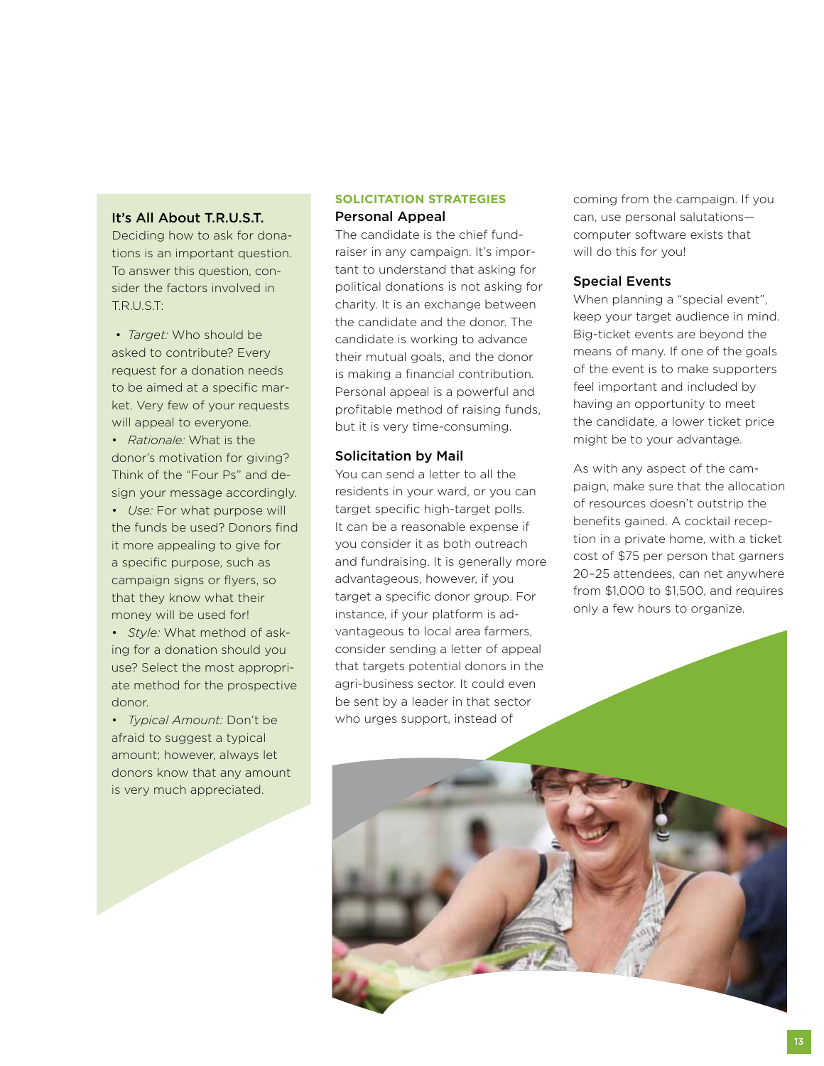### It's All About T.R.U.S.T.

Deciding how to ask for donations is an important question. To answer this question, consider the factors involved in T.R.U.S.T:

- *Target:* Who should be asked to contribute? Every request for a donation needs to be aimed at a specific market. Very few of your requests will appeal to everyone.
- *Rationale:* What is the donor's motivation for giving? Think of the "Four Ps" and design your message accordingly.
- *Use:* For what purpose will the funds be used? Donors find it more appealing to give for a specific purpose, such as campaign signs or flyers, so that they know what their money will be used for!
- *Style:* What method of asking for a donation should you use? Select the most appropriate method for the prospective donor.
- *Typical Amount:* Don't be afraid to suggest a typical amount; however, always let donors know that any amount is very much appreciated.

## SOLICITATION STRATEGIES

### Personal Appeal

The candidate is the chief fundraiser in any campaign. It's important to understand that asking for political donations is not asking for charity. It is an exchange between the candidate and the donor. The candidate is working to advance their mutual goals, and the donor is making a financial contribution. Personal appeal is a powerful and profitable method of raising funds, but it is very time-consuming.

### Solicitation by Mail

You can send a letter to all the residents in your ward, or you can target specific high-target polls. It can be a reasonable expense if you consider it as both outreach and fundraising. It is generally more advantageous, however, if you target a specific donor group. For instance, if your platform is advantageous to local area farmers, consider sending a letter of appeal that targets potential donors in the agri-business sector. It could even be sent by a leader in that sector who urges support, instead of coming from the campaign. If you can, use personal salutations—computer software exists that will do this for you!

### Special Events

When planning a "special event", keep your target audience in mind. Big-ticket events are beyond the means of many. If one of the goals of the event is to make supporters feel important and included by having an opportunity to meet the candidate, a lower ticket price might be to your advantage.

As with any aspect of the campaign, make sure that the allocation of resources doesn't outstrip the benefits gained. A cocktail reception in a private home, with a ticket cost of $75 per person that garners 20–25 attendees, can net anywhere from $1,000 to $1,500, and requires only a few hours to organize.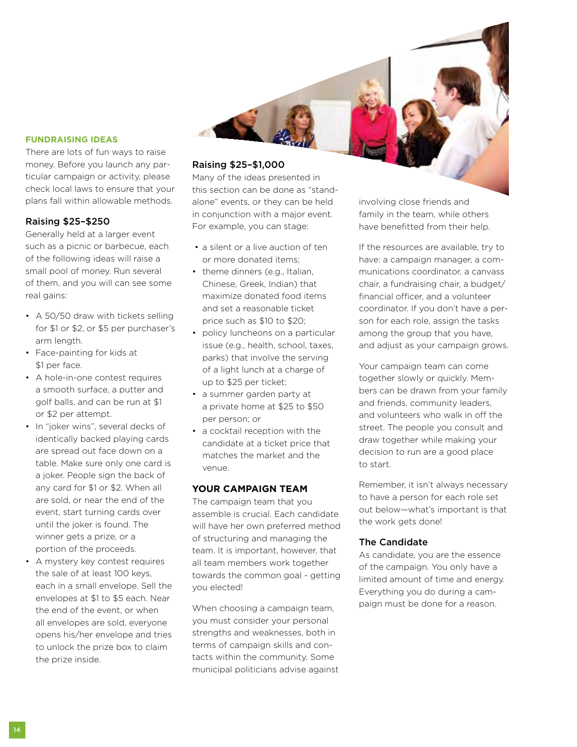### FUNDRAISING IDEAS

There are lots of fun ways to raise money. Before you launch any particular campaign or activity, please check local laws to ensure that your plans fall within allowable methods.

#### Raising $25–$250

Generally held at a larger event such as a picnic or barbecue, each of the following ideas will raise a small pool of money. Run several of them, and you will can see some real gains:

- A 50/50 draw with tickets selling for $1 or $2, or $5 per purchaser's arm length.
- Face-painting for kids at $1 per face.
- A hole-in-one contest requires a smooth surface, a putter and golf balls, and can be run at $1 or $2 per attempt.
- In "joker wins", several decks of identically backed playing cards are spread out face down on a table. Make sure only one card is a joker. People sign the back of any card for $1 or $2. When all are sold, or near the end of the event, start turning cards over until the joker is found. The winner gets a prize, or a portion of the proceeds.
- A mystery key contest requires the sale of at least 100 keys, each in a small envelope. Sell the envelopes at $1 to $5 each. Near the end of the event, or when all envelopes are sold, everyone opens his/her envelope and tries to unlock the prize box to claim the prize inside.

#### Raising $25–$1,000

Many of the ideas presented in this section can be done as "stand-alone" events, or they can be held in conjunction with a major event. For example, you can stage:

- a silent or a live auction of ten or more donated items;
- theme dinners (e.g., Italian, Chinese, Greek, Indian) that maximize donated food items and set a reasonable ticket price such as $10 to $20;
- policy luncheons on a particular issue (e.g., health, school, taxes, parks) that involve the serving of a light lunch at a charge of up to $25 per ticket;
- a summer garden party at a private home at $25 to $50 per person; or
- a cocktail reception with the candidate at a ticket price that matches the market and the venue.

### YOUR CAMPAIGN TEAM

The campaign team that you assemble is crucial. Each candidate will have her own preferred method of structuring and managing the team. It is important, however, that all team members work together towards the common goal - getting you elected!

When choosing a campaign team, you must consider your personal strengths and weaknesses, both in terms of campaign skills and contacts within the community. Some municipal politicians advise against involving close friends and family in the team, while others have benefitted from their help.

If the resources are available, try to have: a campaign manager, a communications coordinator, a canvass chair, a fundraising chair, a budget/financial officer, and a volunteer coordinator. If you don't have a person for each role, assign the tasks among the group that you have, and adjust as your campaign grows.

Your campaign team can come together slowly or quickly. Members can be drawn from your family and friends, community leaders, and volunteers who walk in off the street. The people you consult and draw together while making your decision to run are a good place to start.

Remember, it isn't always necessary to have a person for each role set out below—what's important is that the work gets done!

#### The Candidate

As candidate, you are the essence of the campaign. You only have a limited amount of time and energy. Everything you do during a campaign must be done for a reason.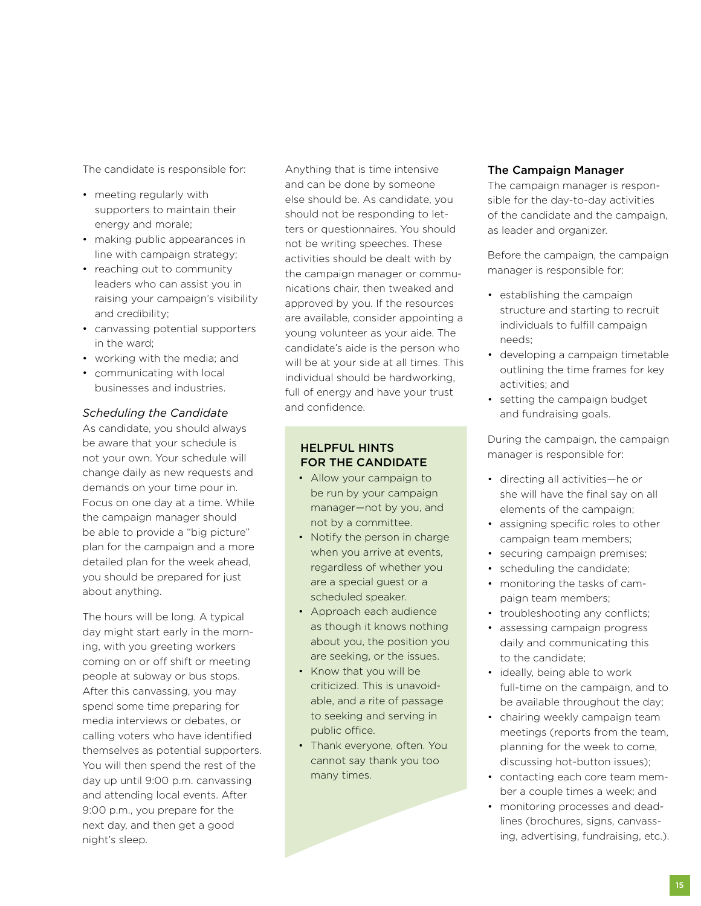The candidate is responsible for:

- meeting regularly with supporters to maintain their energy and morale;
- making public appearances in line with campaign strategy;
- reaching out to community leaders who can assist you in raising your campaign's visibility and credibility;
- canvassing potential supporters in the ward;
- working with the media; and
- communicating with local businesses and industries.

*Scheduling the Candidate*

As candidate, you should always be aware that your schedule is not your own. Your schedule will change daily as new requests and demands on your time pour in. Focus on one day at a time. While the campaign manager should be able to provide a "big picture" plan for the campaign and a more detailed plan for the week ahead, you should be prepared for just about anything.

The hours will be long. A typical day might start early in the morning, with you greeting workers coming on or off shift or meeting people at subway or bus stops. After this canvassing, you may spend some time preparing for media interviews or debates, or calling voters who have identified themselves as potential supporters. You will then spend the rest of the day up until 9:00 p.m. canvassing and attending local events. After 9:00 p.m., you prepare for the next day, and then get a good night's sleep.

Anything that is time intensive and can be done by someone else should be. As candidate, you should not be responding to letters or questionnaires. You should not be writing speeches. These activities should be dealt with by the campaign manager or communications chair, then tweaked and approved by you. If the resources are available, consider appointing a young volunteer as your aide. The candidate's aide is the person who will be at your side at all times. This individual should be hardworking, full of energy and have your trust and confidence.

**HELPFUL HINTS FOR THE CANDIDATE**

- Allow your campaign to be run by your campaign manager—not by you, and not by a committee.
- Notify the person in charge when you arrive at events, regardless of whether you are a special guest or a scheduled speaker.
- Approach each audience as though it knows nothing about you, the position you are seeking, or the issues.
- Know that you will be criticized. This is unavoidable, and a rite of passage to seeking and serving in public office.
- Thank everyone, often. You cannot say thank you too many times.

### The Campaign Manager

The campaign manager is responsible for the day-to-day activities of the candidate and the campaign, as leader and organizer.

Before the campaign, the campaign manager is responsible for:

- establishing the campaign structure and starting to recruit individuals to fulfill campaign needs;
- developing a campaign timetable outlining the time frames for key activities; and
- setting the campaign budget and fundraising goals.

During the campaign, the campaign manager is responsible for:

- directing all activities—he or she will have the final say on all elements of the campaign;
- assigning specific roles to other campaign team members;
- securing campaign premises;
- scheduling the candidate;
- monitoring the tasks of campaign team members;
- troubleshooting any conflicts;
- assessing campaign progress daily and communicating this to the candidate;
- ideally, being able to work full-time on the campaign, and to be available throughout the day;
- chairing weekly campaign team meetings (reports from the team, planning for the week to come, discussing hot-button issues);
- contacting each core team member a couple times a week; and
- monitoring processes and deadlines (brochures, signs, canvassing, advertising, fundraising, etc.).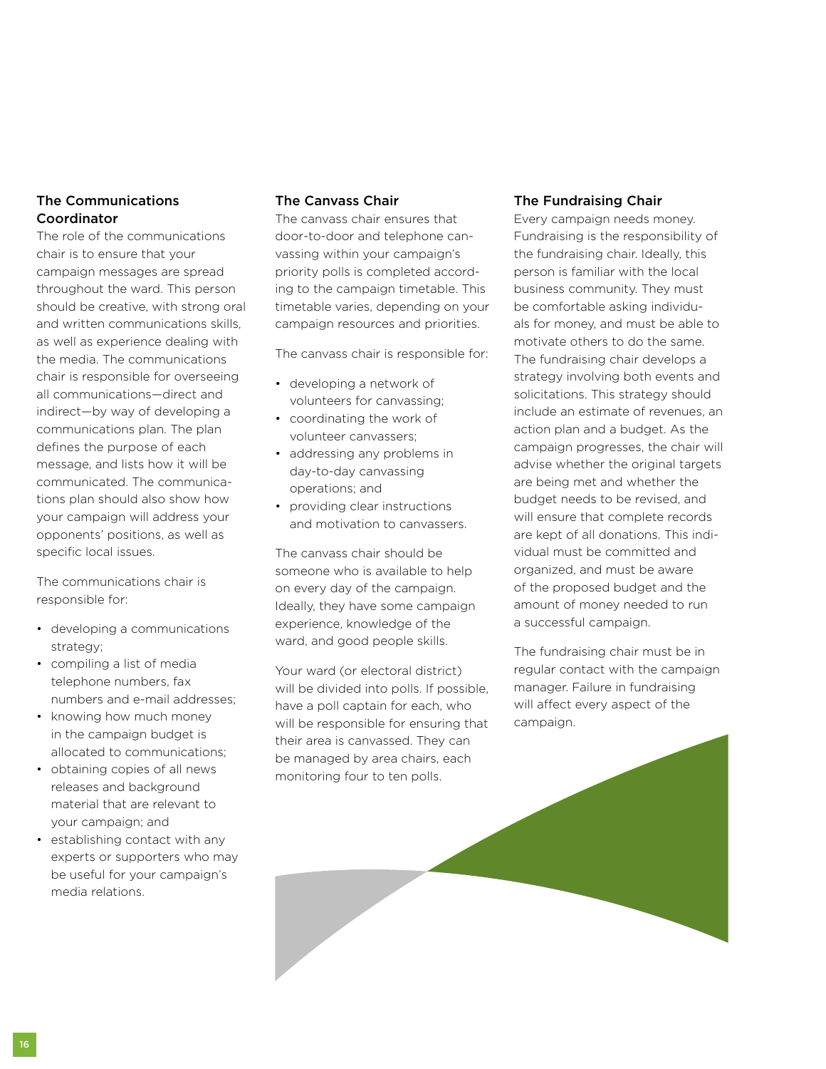### The Communications Coordinator

The role of the communications chair is to ensure that your campaign messages are spread throughout the ward. This person should be creative, with strong oral and written communications skills, as well as experience dealing with the media. The communications chair is responsible for overseeing all communications—direct and indirect—by way of developing a communications plan. The plan defines the purpose of each message, and lists how it will be communicated. The communications plan should also show how your campaign will address your opponents' positions, as well as specific local issues.

The communications chair is responsible for:

- developing a communications strategy;
- compiling a list of media telephone numbers, fax numbers and e-mail addresses;
- knowing how much money in the campaign budget is allocated to communications;
- obtaining copies of all news releases and background material that are relevant to your campaign; and
- establishing contact with any experts or supporters who may be useful for your campaign's media relations.

### The Canvass Chair

The canvass chair ensures that door-to-door and telephone canvassing within your campaign's priority polls is completed according to the campaign timetable. This timetable varies, depending on your campaign resources and priorities.

The canvass chair is responsible for:

- developing a network of volunteers for canvassing;
- coordinating the work of volunteer canvassers;
- addressing any problems in day-to-day canvassing operations; and
- providing clear instructions and motivation to canvassers.

The canvass chair should be someone who is available to help on every day of the campaign. Ideally, they have some campaign experience, knowledge of the ward, and good people skills.

Your ward (or electoral district) will be divided into polls. If possible, have a poll captain for each, who will be responsible for ensuring that their area is canvassed. They can be managed by area chairs, each monitoring four to ten polls.

### The Fundraising Chair

Every campaign needs money. Fundraising is the responsibility of the fundraising chair. Ideally, this person is familiar with the local business community. They must be comfortable asking individuals for money, and must be able to motivate others to do the same. The fundraising chair develops a strategy involving both events and solicitations. This strategy should include an estimate of revenues, an action plan and a budget. As the campaign progresses, the chair will advise whether the original targets are being met and whether the budget needs to be revised, and will ensure that complete records are kept of all donations. This individual must be committed and organized, and must be aware of the proposed budget and the amount of money needed to run a successful campaign.

The fundraising chair must be in regular contact with the campaign manager. Failure in fundraising will affect every aspect of the campaign.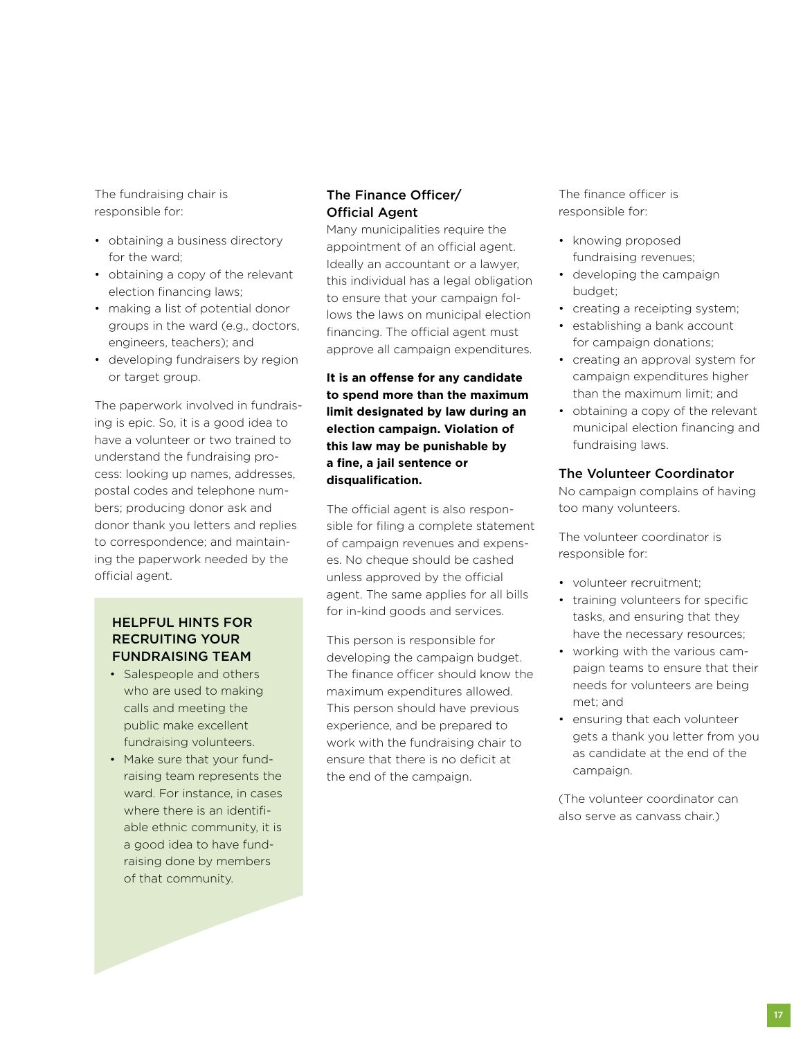The fundraising chair is responsible for:

- obtaining a business directory for the ward;
- obtaining a copy of the relevant election financing laws;
- making a list of potential donor groups in the ward (e.g., doctors, engineers, teachers); and
- developing fundraisers by region or target group.

The paperwork involved in fundraising is epic. So, it is a good idea to have a volunteer or two trained to understand the fundraising process: looking up names, addresses, postal codes and telephone numbers; producing donor ask and donor thank you letters and replies to correspondence; and maintaining the paperwork needed by the official agent.

### HELPFUL HINTS FOR RECRUITING YOUR FUNDRAISING TEAM

- Salespeople and others who are used to making calls and meeting the public make excellent fundraising volunteers.
- Make sure that your fundraising team represents the ward. For instance, in cases where there is an identifiable ethnic community, it is a good idea to have fundraising done by members of that community.

### The Finance Officer/ Official Agent

Many municipalities require the appointment of an official agent. Ideally an accountant or a lawyer, this individual has a legal obligation to ensure that your campaign follows the laws on municipal election financing. The official agent must approve all campaign expenditures.

**It is an offense for any candidate to spend more than the maximum limit designated by law during an election campaign. Violation of this law may be punishable by a fine, a jail sentence or disqualification.**

The official agent is also responsible for filing a complete statement of campaign revenues and expenses. No cheque should be cashed unless approved by the official agent. The same applies for all bills for in-kind goods and services.

This person is responsible for developing the campaign budget. The finance officer should know the maximum expenditures allowed. This person should have previous experience, and be prepared to work with the fundraising chair to ensure that there is no deficit at the end of the campaign.

The finance officer is responsible for:

- knowing proposed fundraising revenues;
- developing the campaign budget;
- creating a receipting system;
- establishing a bank account for campaign donations;
- creating an approval system for campaign expenditures higher than the maximum limit; and
- obtaining a copy of the relevant municipal election financing and fundraising laws.

### The Volunteer Coordinator

No campaign complains of having too many volunteers.

The volunteer coordinator is responsible for:

- volunteer recruitment;
- training volunteers for specific tasks, and ensuring that they have the necessary resources;
- working with the various campaign teams to ensure that their needs for volunteers are being met; and
- ensuring that each volunteer gets a thank you letter from you as candidate at the end of the campaign.

(The volunteer coordinator can also serve as canvass chair.)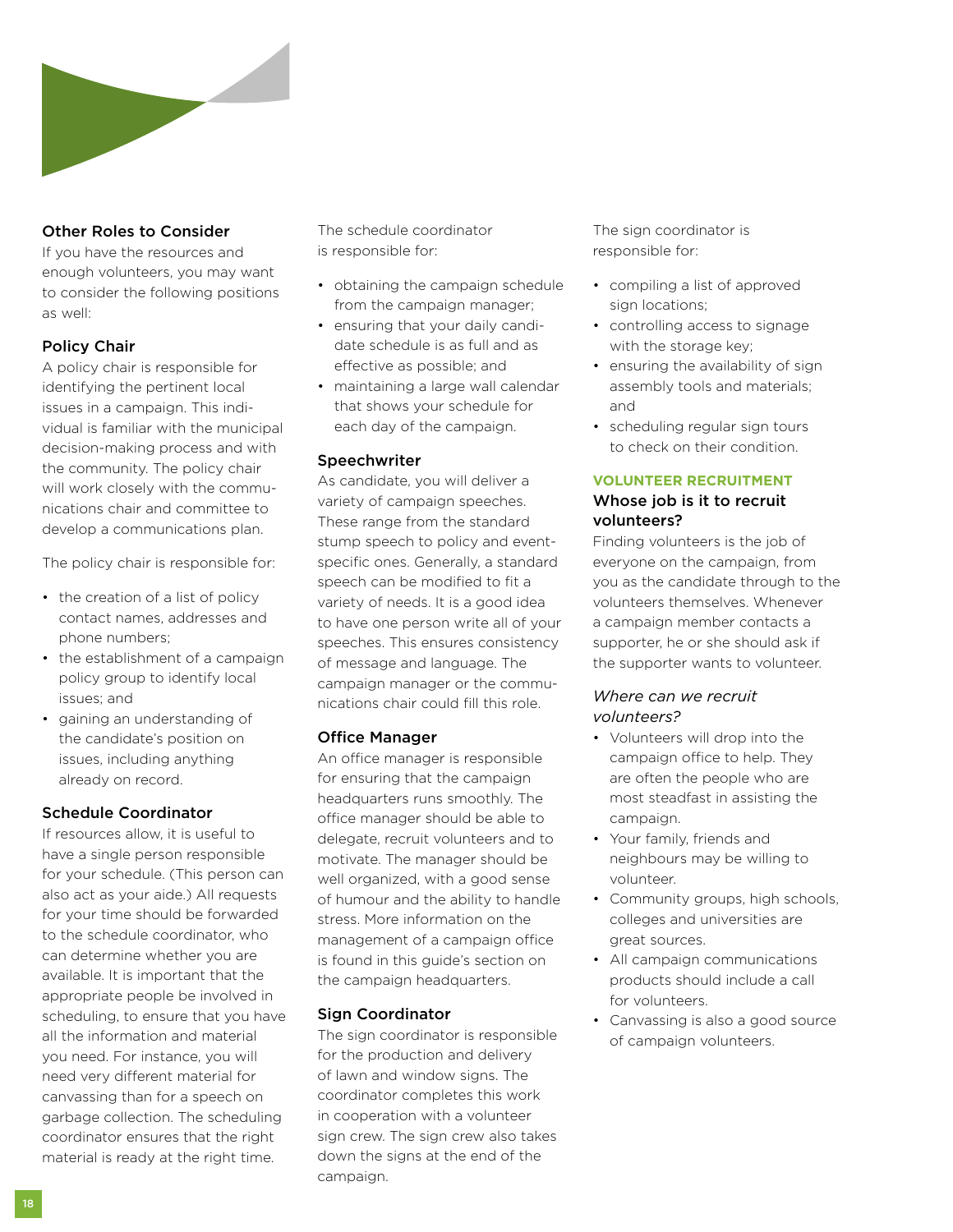## Other Roles to Consider

If you have the resources and enough volunteers, you may want to consider the following positions as well:

### Policy Chair

A policy chair is responsible for identifying the pertinent local issues in a campaign. This individual is familiar with the municipal decision-making process and with the community. The policy chair will work closely with the communications chair and committee to develop a communications plan.

The policy chair is responsible for:

- the creation of a list of policy contact names, addresses and phone numbers;
- the establishment of a campaign policy group to identify local issues; and
- gaining an understanding of the candidate's position on issues, including anything already on record.

### Schedule Coordinator

If resources allow, it is useful to have a single person responsible for your schedule. (This person can also act as your aide.) All requests for your time should be forwarded to the schedule coordinator, who can determine whether you are available. It is important that the appropriate people be involved in scheduling, to ensure that you have all the information and material you need. For instance, you will need very different material for canvassing than for a speech on garbage collection. The scheduling coordinator ensures that the right material is ready at the right time.

The schedule coordinator is responsible for:

- obtaining the campaign schedule from the campaign manager;
- ensuring that your daily candidate schedule is as full and as effective as possible; and
- maintaining a large wall calendar that shows your schedule for each day of the campaign.

### Speechwriter

As candidate, you will deliver a variety of campaign speeches. These range from the standard stump speech to policy and event-specific ones. Generally, a standard speech can be modified to fit a variety of needs. It is a good idea to have one person write all of your speeches. This ensures consistency of message and language. The campaign manager or the communications chair could fill this role.

### Office Manager

An office manager is responsible for ensuring that the campaign headquarters runs smoothly. The office manager should be able to delegate, recruit volunteers and to motivate. The manager should be well organized, with a good sense of humour and the ability to handle stress. More information on the management of a campaign office is found in this guide's section on the campaign headquarters.

### Sign Coordinator

The sign coordinator is responsible for the production and delivery of lawn and window signs. The coordinator completes this work in cooperation with a volunteer sign crew. The sign crew also takes down the signs at the end of the campaign.

The sign coordinator is responsible for:

- compiling a list of approved sign locations;
- controlling access to signage with the storage key;
- ensuring the availability of sign assembly tools and materials; and
- scheduling regular sign tours to check on their condition.

## VOLUNTEER RECRUITMENT

### Whose job is it to recruit volunteers?

Finding volunteers is the job of everyone on the campaign, from you as the candidate through to the volunteers themselves. Whenever a campaign member contacts a supporter, he or she should ask if the supporter wants to volunteer.

*Where can we recruit volunteers?*

- Volunteers will drop into the campaign office to help. They are often the people who are most steadfast in assisting the campaign.
- Your family, friends and neighbours may be willing to volunteer.
- Community groups, high schools, colleges and universities are great sources.
- All campaign communications products should include a call for volunteers.
- Canvassing is also a good source of campaign volunteers.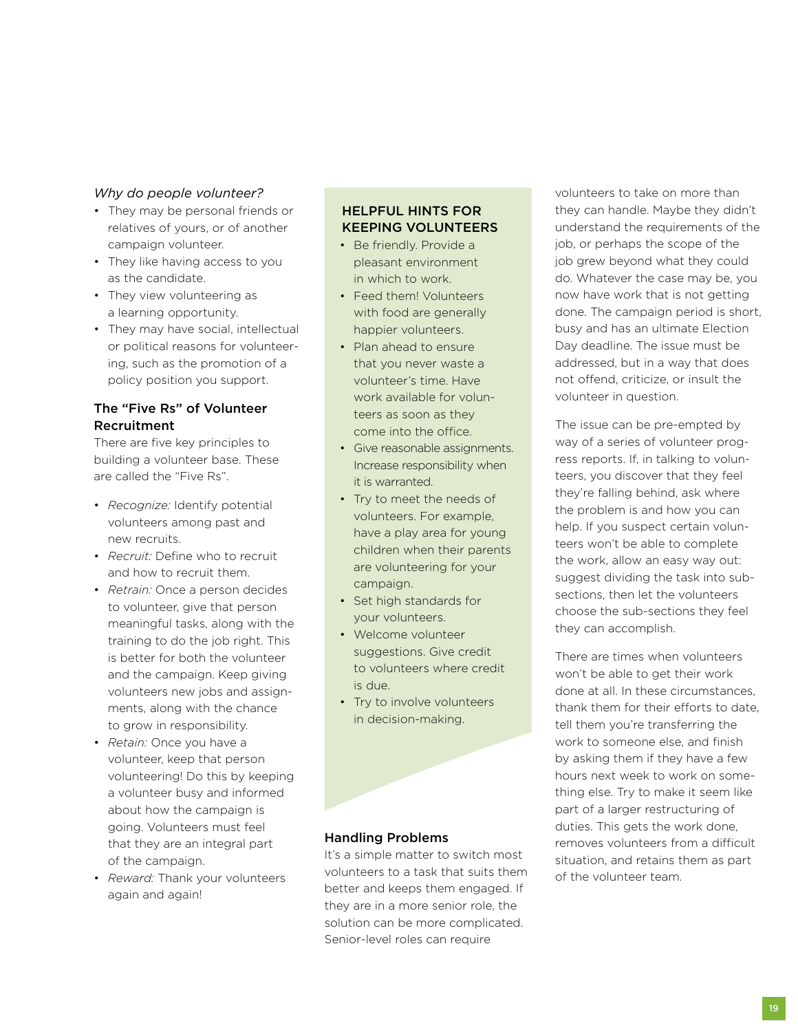*Why do people volunteer?*

- They may be personal friends or relatives of yours, or of another campaign volunteer.
- They like having access to you as the candidate.
- They view volunteering as a learning opportunity.
- They may have social, intellectual or political reasons for volunteering, such as the promotion of a policy position you support.

### The "Five Rs" of Volunteer Recruitment

There are five key principles to building a volunteer base. These are called the "Five Rs".

- *Recognize:* Identify potential volunteers among past and new recruits.
- *Recruit:* Define who to recruit and how to recruit them.
- *Retrain:* Once a person decides to volunteer, give that person meaningful tasks, along with the training to do the job right. This is better for both the volunteer and the campaign. Keep giving volunteers new jobs and assignments, along with the chance to grow in responsibility.
- *Retain:* Once you have a volunteer, keep that person volunteering! Do this by keeping a volunteer busy and informed about how the campaign is going. Volunteers must feel that they are an integral part of the campaign.
- *Reward:* Thank your volunteers again and again!

### HELPFUL HINTS FOR KEEPING VOLUNTEERS

- Be friendly. Provide a pleasant environment in which to work.
- Feed them! Volunteers with food are generally happier volunteers.
- Plan ahead to ensure that you never waste a volunteer's time. Have work available for volunteers as soon as they come into the office.
- Give reasonable assignments. Increase responsibility when it is warranted.
- Try to meet the needs of volunteers. For example, have a play area for young children when their parents are volunteering for your campaign.
- Set high standards for your volunteers.
- Welcome volunteer suggestions. Give credit to volunteers where credit is due.
- Try to involve volunteers in decision-making.

### Handling Problems

It's a simple matter to switch most volunteers to a task that suits them better and keeps them engaged. If they are in a more senior role, the solution can be more complicated. Senior-level roles can require volunteers to take on more than they can handle. Maybe they didn't understand the requirements of the job, or perhaps the scope of the job grew beyond what they could do. Whatever the case may be, you now have work that is not getting done. The campaign period is short, busy and has an ultimate Election Day deadline. The issue must be addressed, but in a way that does not offend, criticize, or insult the volunteer in question.

The issue can be pre-empted by way of a series of volunteer progress reports. If, in talking to volunteers, you discover that they feel they're falling behind, ask where the problem is and how you can help. If you suspect certain volunteers won't be able to complete the work, allow an easy way out: suggest dividing the task into sub-sections, then let the volunteers choose the sub-sections they feel they can accomplish.

There are times when volunteers won't be able to get their work done at all. In these circumstances, thank them for their efforts to date, tell them you're transferring the work to someone else, and finish by asking them if they have a few hours next week to work on something else. Try to make it seem like part of a larger restructuring of duties. This gets the work done, removes volunteers from a difficult situation, and retains them as part of the volunteer team.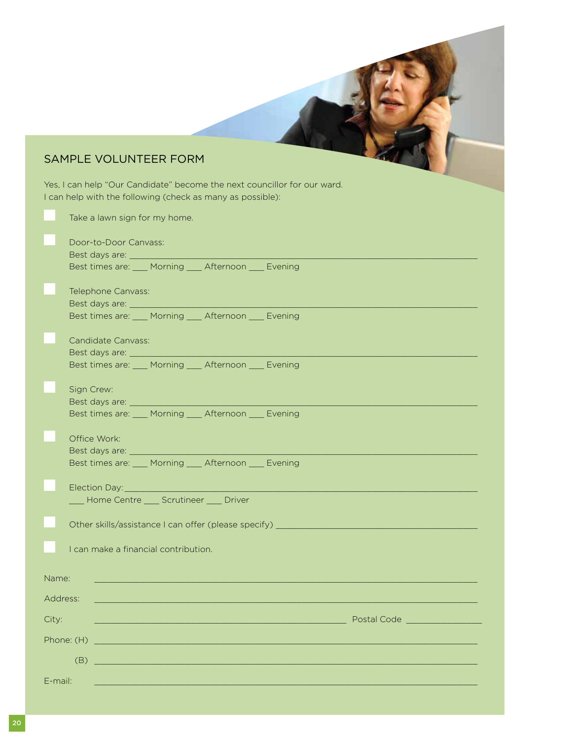## SAMPLE VOLUNTEER FORM

Yes, I can help "Our Candidate" become the next councillor for our ward.
I can help with the following (check as many as possible):

- [ ] Take a lawn sign for my home.

- [ ] Door-to-Door Canvass:
  Best days are: ____________________________________________
  Best times are: ___ Morning ___ Afternoon ___ Evening

- [ ] Telephone Canvass:
  Best days are: ____________________________________________
  Best times are: ___ Morning ___ Afternoon ___ Evening

- [ ] Candidate Canvass:
  Best days are: ____________________________________________
  Best times are: ___ Morning ___ Afternoon ___ Evening

- [ ] Sign Crew:
  Best days are: ____________________________________________
  Best times are: ___ Morning ___ Afternoon ___ Evening

- [ ] Office Work:
  Best days are: ____________________________________________
  Best times are: ___ Morning ___ Afternoon ___ Evening

- [ ] Election Day: ____________________________________________
  ___ Home Centre ___ Scrutineer ___ Driver

- [ ] Other skills/assistance I can offer (please specify) ______________________

- [ ] I can make a financial contribution.

Name: ____________________________________________

Address: ____________________________________________

City: ______________________________ Postal Code ______________

Phone: (H) ____________________________________________

(B) ____________________________________________

E-mail: ____________________________________________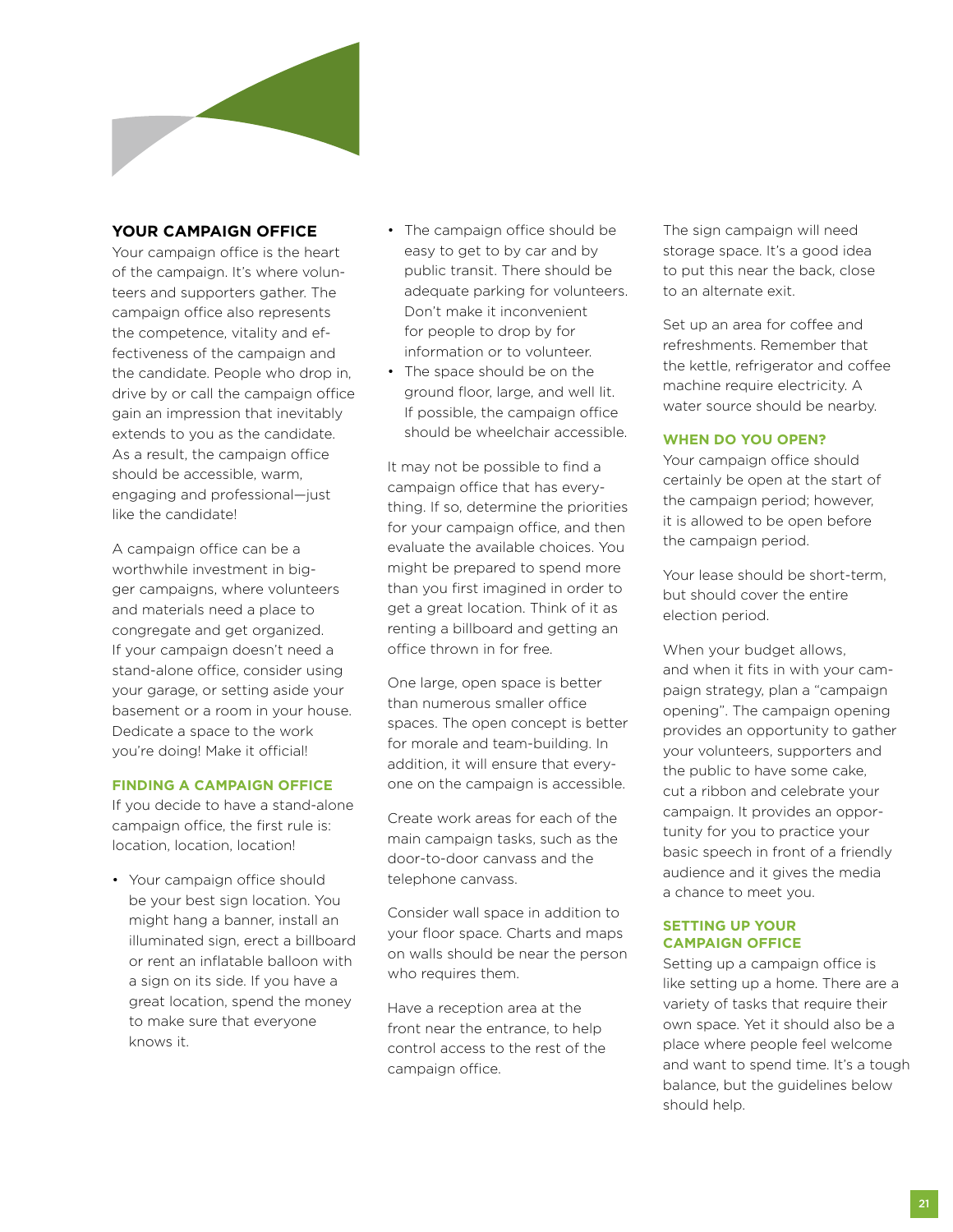## YOUR CAMPAIGN OFFICE

Your campaign office is the heart of the campaign. It's where volunteers and supporters gather. The campaign office also represents the competence, vitality and effectiveness of the campaign and the candidate. People who drop in, drive by or call the campaign office gain an impression that inevitably extends to you as the candidate. As a result, the campaign office should be accessible, warm, engaging and professional—just like the candidate!

A campaign office can be a worthwhile investment in bigger campaigns, where volunteers and materials need a place to congregate and get organized. If your campaign doesn't need a stand-alone office, consider using your garage, or setting aside your basement or a room in your house. Dedicate a space to the work you're doing! Make it official!

### FINDING A CAMPAIGN OFFICE

If you decide to have a stand-alone campaign office, the first rule is: location, location, location!

- Your campaign office should be your best sign location. You might hang a banner, install an illuminated sign, erect a billboard or rent an inflatable balloon with a sign on its side. If you have a great location, spend the money to make sure that everyone knows it.
- The campaign office should be easy to get to by car and by public transit. There should be adequate parking for volunteers. Don't make it inconvenient for people to drop by for information or to volunteer.
- The space should be on the ground floor, large, and well lit. If possible, the campaign office should be wheelchair accessible.

It may not be possible to find a campaign office that has everything. If so, determine the priorities for your campaign office, and then evaluate the available choices. You might be prepared to spend more than you first imagined in order to get a great location. Think of it as renting a billboard and getting an office thrown in for free.

One large, open space is better than numerous smaller office spaces. The open concept is better for morale and team-building. In addition, it will ensure that everyone on the campaign is accessible.

Create work areas for each of the main campaign tasks, such as the door-to-door canvass and the telephone canvass.

Consider wall space in addition to your floor space. Charts and maps on walls should be near the person who requires them.

Have a reception area at the front near the entrance, to help control access to the rest of the campaign office.

The sign campaign will need storage space. It's a good idea to put this near the back, close to an alternate exit.

Set up an area for coffee and refreshments. Remember that the kettle, refrigerator and coffee machine require electricity. A water source should be nearby.

### WHEN DO YOU OPEN?

Your campaign office should certainly be open at the start of the campaign period; however, it is allowed to be open before the campaign period.

Your lease should be short-term, but should cover the entire election period.

When your budget allows, and when it fits in with your campaign strategy, plan a "campaign opening". The campaign opening provides an opportunity to gather your volunteers, supporters and the public to have some cake, cut a ribbon and celebrate your campaign. It provides an opportunity for you to practice your basic speech in front of a friendly audience and it gives the media a chance to meet you.

### SETTING UP YOUR CAMPAIGN OFFICE

Setting up a campaign office is like setting up a home. There are a variety of tasks that require their own space. Yet it should also be a place where people feel welcome and want to spend time. It's a tough balance, but the guidelines below should help.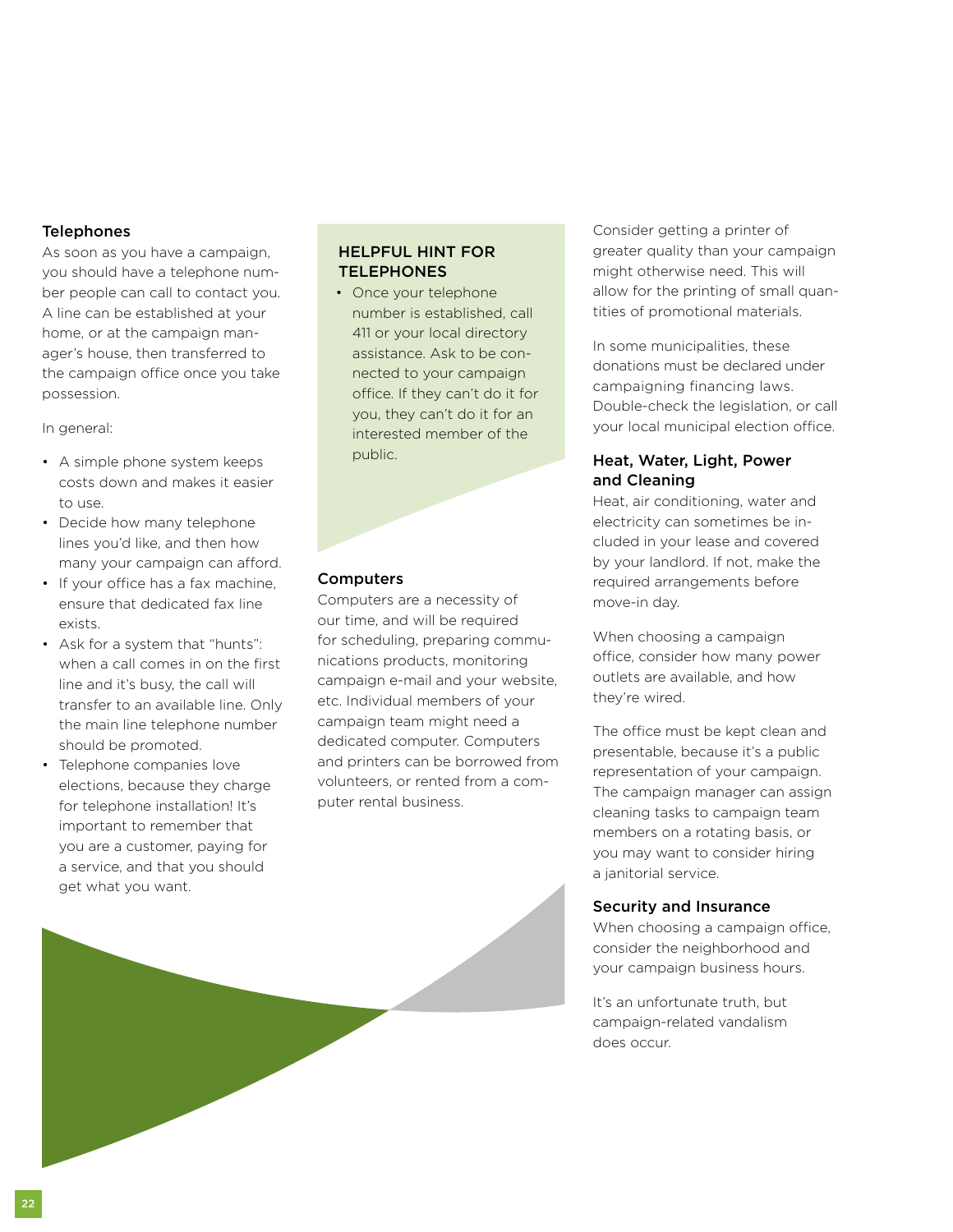### Telephones

As soon as you have a campaign, you should have a telephone number people can call to contact you. A line can be established at your home, or at the campaign manager's house, then transferred to the campaign office once you take possession.

In general:

- A simple phone system keeps costs down and makes it easier to use.
- Decide how many telephone lines you'd like, and then how many your campaign can afford.
- If your office has a fax machine, ensure that dedicated fax line exists.
- Ask for a system that "hunts": when a call comes in on the first line and it's busy, the call will transfer to an available line. Only the main line telephone number should be promoted.
- Telephone companies love elections, because they charge for telephone installation! It's important to remember that you are a customer, paying for a service, and that you should get what you want.

### HELPFUL HINT FOR TELEPHONES

- Once your telephone number is established, call 411 or your local directory assistance. Ask to be connected to your campaign office. If they can't do it for you, they can't do it for an interested member of the public.

### Computers

Computers are a necessity of our time, and will be required for scheduling, preparing communications products, monitoring campaign e-mail and your website, etc. Individual members of your campaign team might need a dedicated computer. Computers and printers can be borrowed from volunteers, or rented from a computer rental business.

Consider getting a printer of greater quality than your campaign might otherwise need. This will allow for the printing of small quantities of promotional materials.

In some municipalities, these donations must be declared under campaigning financing laws. Double-check the legislation, or call your local municipal election office.

### Heat, Water, Light, Power and Cleaning

Heat, air conditioning, water and electricity can sometimes be included in your lease and covered by your landlord. If not, make the required arrangements before move-in day.

When choosing a campaign office, consider how many power outlets are available, and how they're wired.

The office must be kept clean and presentable, because it's a public representation of your campaign. The campaign manager can assign cleaning tasks to campaign team members on a rotating basis, or you may want to consider hiring a janitorial service.

### Security and Insurance

When choosing a campaign office, consider the neighborhood and your campaign business hours.

It's an unfortunate truth, but campaign-related vandalism does occur.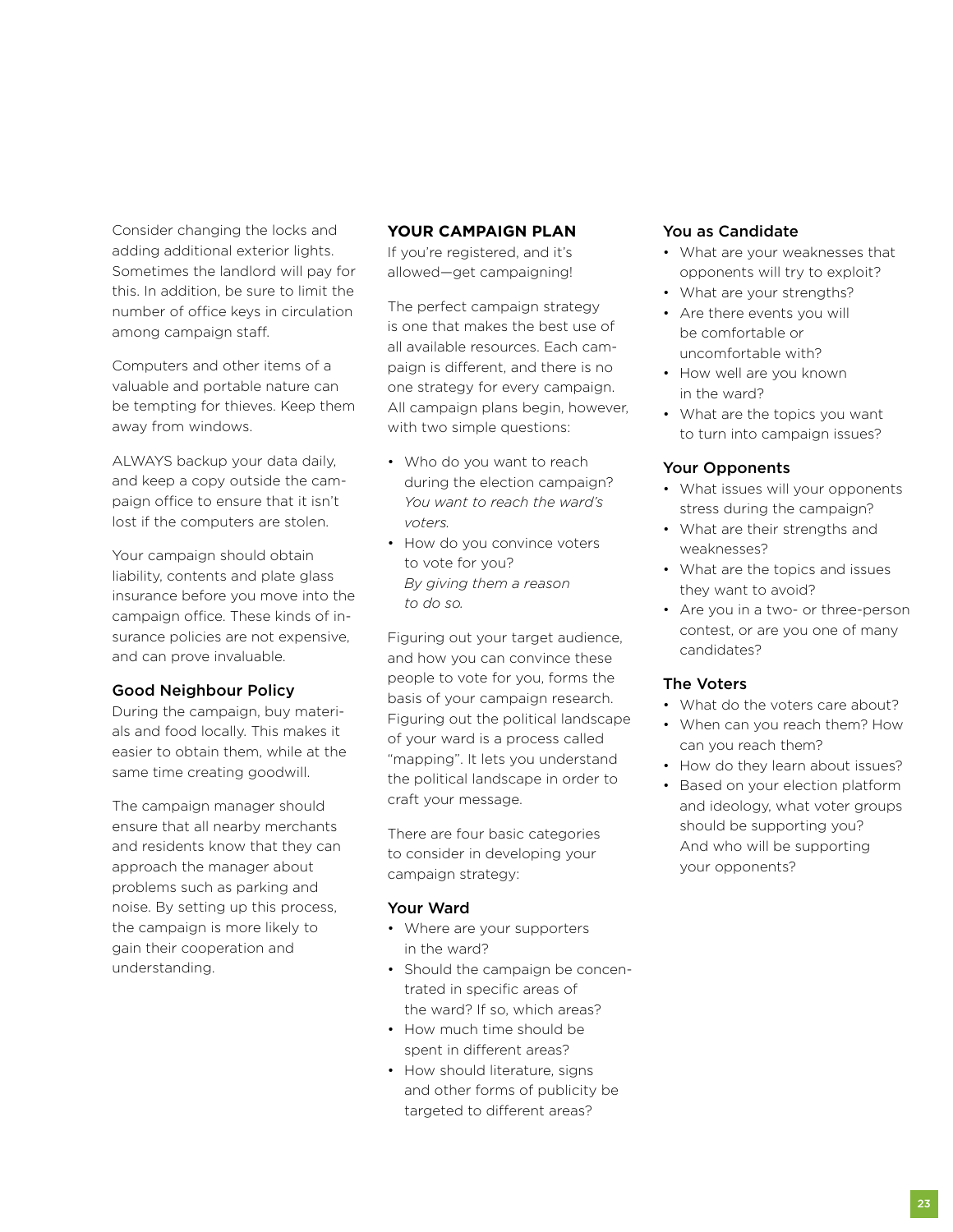Consider changing the locks and adding additional exterior lights. Sometimes the landlord will pay for this. In addition, be sure to limit the number of office keys in circulation among campaign staff.

Computers and other items of a valuable and portable nature can be tempting for thieves. Keep them away from windows.

ALWAYS backup your data daily, and keep a copy outside the campaign office to ensure that it isn't lost if the computers are stolen.

Your campaign should obtain liability, contents and plate glass insurance before you move into the campaign office. These kinds of insurance policies are not expensive, and can prove invaluable.

### Good Neighbour Policy

During the campaign, buy materials and food locally. This makes it easier to obtain them, while at the same time creating goodwill.

The campaign manager should ensure that all nearby merchants and residents know that they can approach the manager about problems such as parking and noise. By setting up this process, the campaign is more likely to gain their cooperation and understanding.

## YOUR CAMPAIGN PLAN

If you're registered, and it's allowed—get campaigning!

The perfect campaign strategy is one that makes the best use of all available resources. Each campaign is different, and there is no one strategy for every campaign. All campaign plans begin, however, with two simple questions:

- Who do you want to reach during the election campaign? *You want to reach the ward's voters.*
- How do you convince voters to vote for you? *By giving them a reason to do so.*

Figuring out your target audience, and how you can convince these people to vote for you, forms the basis of your campaign research. Figuring out the political landscape of your ward is a process called "mapping". It lets you understand the political landscape in order to craft your message.

There are four basic categories to consider in developing your campaign strategy:

### Your Ward

- Where are your supporters in the ward?
- Should the campaign be concentrated in specific areas of the ward? If so, which areas?
- How much time should be spent in different areas?
- How should literature, signs and other forms of publicity be targeted to different areas?

### You as Candidate

- What are your weaknesses that opponents will try to exploit?
- What are your strengths?
- Are there events you will be comfortable or uncomfortable with?
- How well are you known in the ward?
- What are the topics you want to turn into campaign issues?

### Your Opponents

- What issues will your opponents stress during the campaign?
- What are their strengths and weaknesses?
- What are the topics and issues they want to avoid?
- Are you in a two- or three-person contest, or are you one of many candidates?

### The Voters

- What do the voters care about?
- When can you reach them? How can you reach them?
- How do they learn about issues?
- Based on your election platform and ideology, what voter groups should be supporting you? And who will be supporting your opponents?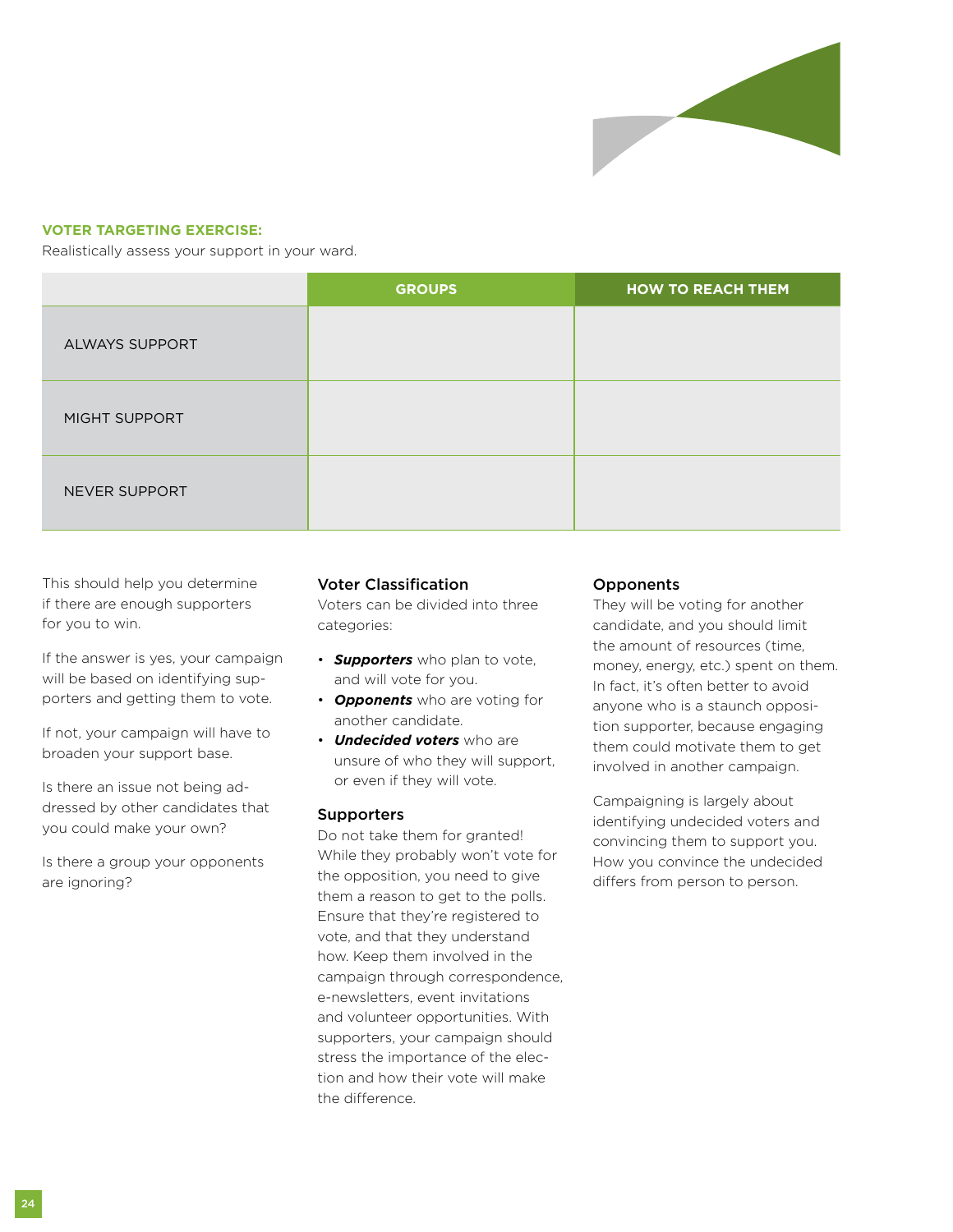**VOTER TARGETING EXERCISE:**

Realistically assess your support in your ward.

| | GROUPS | HOW TO REACH THEM |
|---|---|---|
| ALWAYS SUPPORT | | |
| MIGHT SUPPORT | | |
| NEVER SUPPORT | | |

This should help you determine if there are enough supporters for you to win.

If the answer is yes, your campaign will be based on identifying supporters and getting them to vote.

If not, your campaign will have to broaden your support base.

Is there an issue not being addressed by other candidates that you could make your own?

Is there a group your opponents are ignoring?

### Voter Classification

Voters can be divided into three categories:

- ***Supporters*** who plan to vote, and will vote for you.
- ***Opponents*** who are voting for another candidate.
- ***Undecided voters*** who are unsure of who they will support, or even if they will vote.

### Supporters

Do not take them for granted! While they probably won't vote for the opposition, you need to give them a reason to get to the polls. Ensure that they're registered to vote, and that they understand how. Keep them involved in the campaign through correspondence, e-newsletters, event invitations and volunteer opportunities. With supporters, your campaign should stress the importance of the election and how their vote will make the difference.

### Opponents

They will be voting for another candidate, and you should limit the amount of resources (time, money, energy, etc.) spent on them. In fact, it's often better to avoid anyone who is a staunch opposition supporter, because engaging them could motivate them to get involved in another campaign.

Campaigning is largely about identifying undecided voters and convincing them to support you. How you convince the undecided differs from person to person.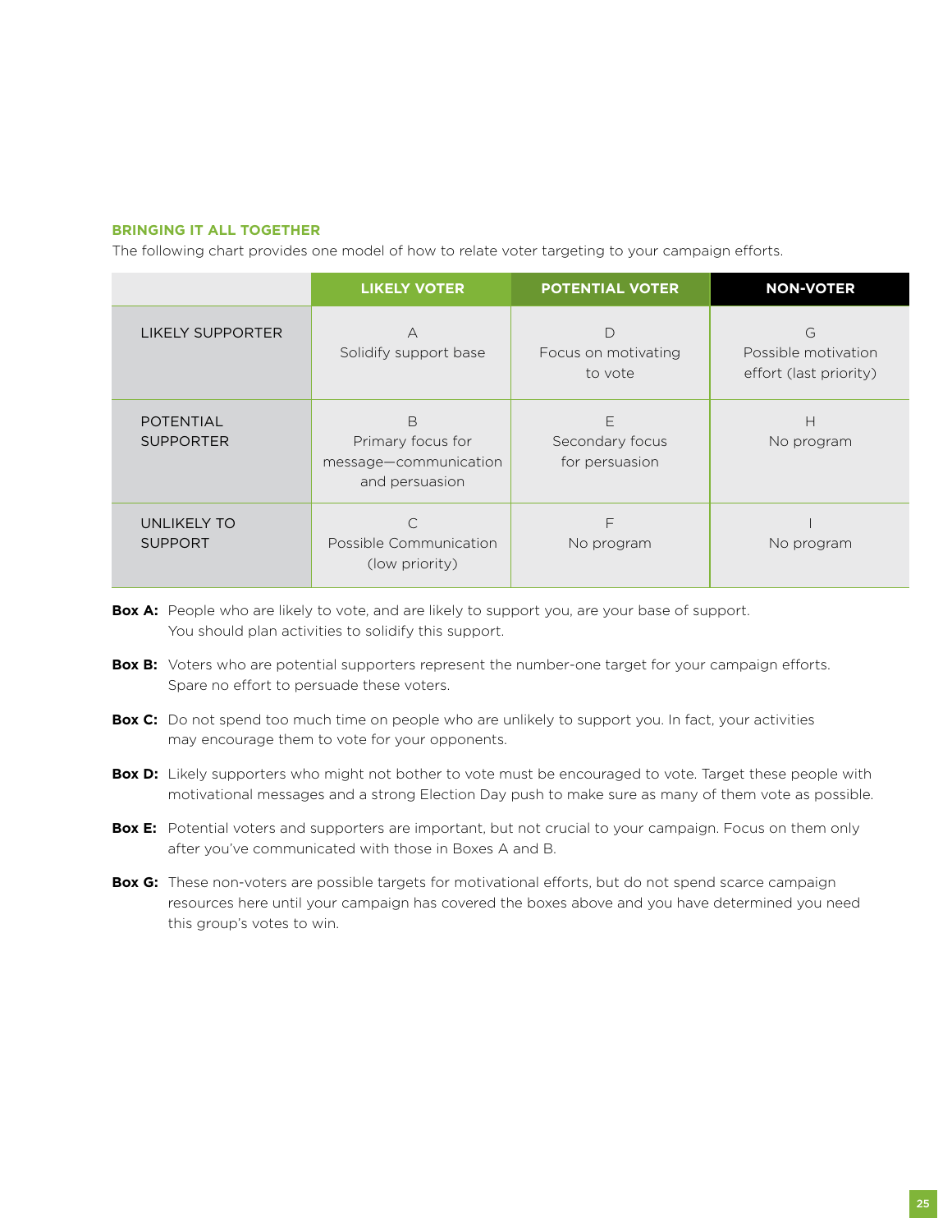### BRINGING IT ALL TOGETHER

The following chart provides one model of how to relate voter targeting to your campaign efforts.

| | LIKELY VOTER | POTENTIAL VOTER | NON-VOTER |
|---|---|---|---|
| LIKELY SUPPORTER | A<br>Solidify support base | D<br>Focus on motivating to vote | G<br>Possible motivation effort (last priority) |
| POTENTIAL SUPPORTER | B<br>Primary focus for message—communication and persuasion | E<br>Secondary focus for persuasion | H<br>No program |
| UNLIKELY TO SUPPORT | C<br>Possible Communication (low priority) | F<br>No program | I<br>No program |

**Box A:** People who are likely to vote, and are likely to support you, are your base of support. You should plan activities to solidify this support.

**Box B:** Voters who are potential supporters represent the number-one target for your campaign efforts. Spare no effort to persuade these voters.

**Box C:** Do not spend too much time on people who are unlikely to support you. In fact, your activities may encourage them to vote for your opponents.

**Box D:** Likely supporters who might not bother to vote must be encouraged to vote. Target these people with motivational messages and a strong Election Day push to make sure as many of them vote as possible.

**Box E:** Potential voters and supporters are important, but not crucial to your campaign. Focus on them only after you've communicated with those in Boxes A and B.

**Box G:** These non-voters are possible targets for motivational efforts, but do not spend scarce campaign resources here until your campaign has covered the boxes above and you have determined you need this group's votes to win.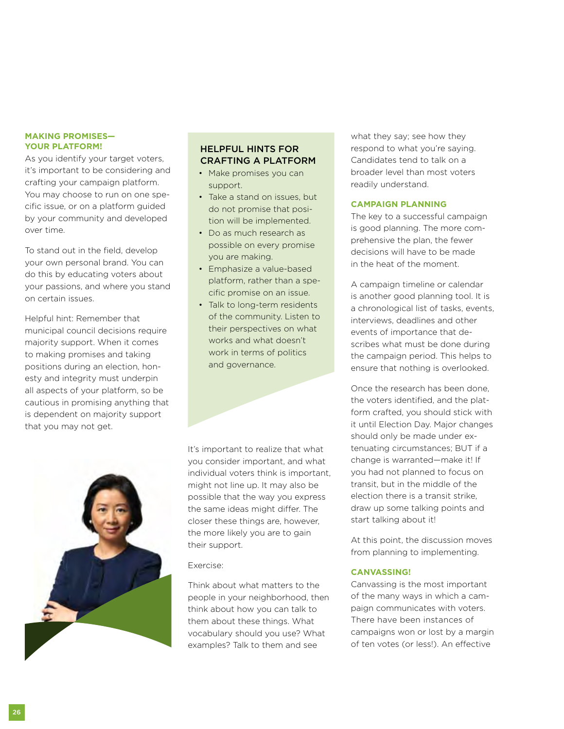## MAKING PROMISES—YOUR PLATFORM!

As you identify your target voters, it's important to be considering and crafting your campaign platform. You may choose to run on one specific issue, or on a platform guided by your community and developed over time.

To stand out in the field, develop your own personal brand. You can do this by educating voters about your passions, and where you stand on certain issues.

Helpful hint: Remember that municipal council decisions require majority support. When it comes to making promises and taking positions during an election, honesty and integrity must underpin all aspects of your platform, so be cautious in promising anything that is dependent on majority support that you may not get.

### HELPFUL HINTS FOR CRAFTING A PLATFORM

- Make promises you can support.
- Take a stand on issues, but do not promise that position will be implemented.
- Do as much research as possible on every promise you are making.
- Emphasize a value-based platform, rather than a specific promise on an issue.
- Talk to long-term residents of the community. Listen to their perspectives on what works and what doesn't work in terms of politics and governance.

It's important to realize that what you consider important, and what individual voters think is important, might not line up. It may also be possible that the way you express the same ideas might differ. The closer these things are, however, the more likely you are to gain their support.

Exercise:

Think about what matters to the people in your neighborhood, then think about how you can talk to them about these things. What vocabulary should you use? What examples? Talk to them and see what they say; see how they respond to what you're saying. Candidates tend to talk on a broader level than most voters readily understand.

## CAMPAIGN PLANNING

The key to a successful campaign is good planning. The more comprehensive the plan, the fewer decisions will have to be made in the heat of the moment.

A campaign timeline or calendar is another good planning tool. It is a chronological list of tasks, events, interviews, deadlines and other events of importance that describes what must be done during the campaign period. This helps to ensure that nothing is overlooked.

Once the research has been done, the voters identified, and the platform crafted, you should stick with it until Election Day. Major changes should only be made under extenuating circumstances; BUT if a change is warranted—make it! If you had not planned to focus on transit, but in the middle of the election there is a transit strike, draw up some talking points and start talking about it!

At this point, the discussion moves from planning to implementing.

## CANVASSING!

Canvassing is the most important of the many ways in which a campaign communicates with voters. There have been instances of campaigns won or lost by a margin of ten votes (or less!). An effective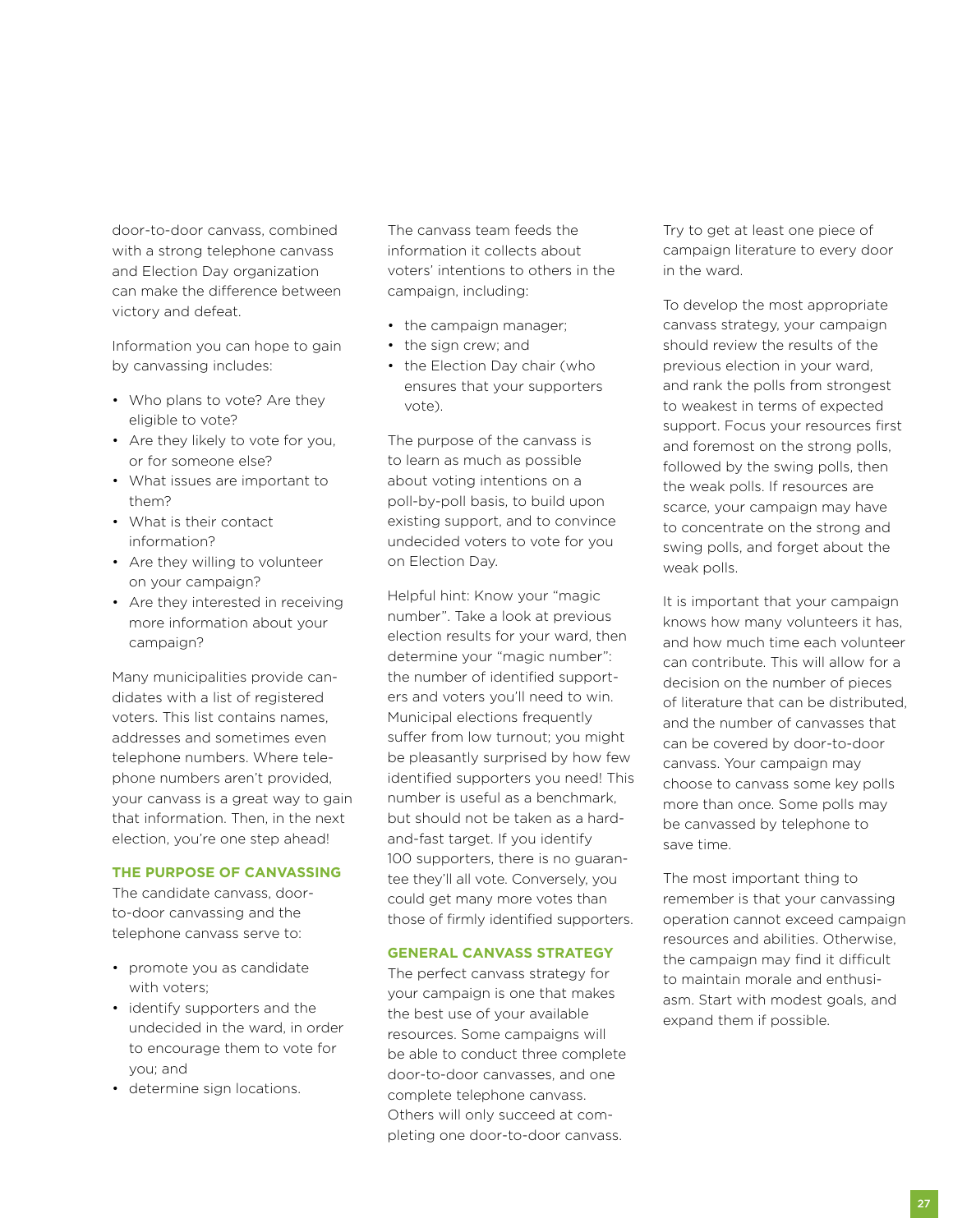door-to-door canvass, combined with a strong telephone canvass and Election Day organization can make the difference between victory and defeat.

Information you can hope to gain by canvassing includes:

- Who plans to vote? Are they eligible to vote?
- Are they likely to vote for you, or for someone else?
- What issues are important to them?
- What is their contact information?
- Are they willing to volunteer on your campaign?
- Are they interested in receiving more information about your campaign?

Many municipalities provide candidates with a list of registered voters. This list contains names, addresses and sometimes even telephone numbers. Where telephone numbers aren't provided, your canvass is a great way to gain that information. Then, in the next election, you're one step ahead!

### THE PURPOSE OF CANVASSING

The candidate canvass, door-to-door canvassing and the telephone canvass serve to:

- promote you as candidate with voters;
- identify supporters and the undecided in the ward, in order to encourage them to vote for you; and
- determine sign locations.

The canvass team feeds the information it collects about voters' intentions to others in the campaign, including:

- the campaign manager;
- the sign crew; and
- the Election Day chair (who ensures that your supporters vote).

The purpose of the canvass is to learn as much as possible about voting intentions on a poll-by-poll basis, to build upon existing support, and to convince undecided voters to vote for you on Election Day.

Helpful hint: Know your "magic number". Take a look at previous election results for your ward, then determine your "magic number": the number of identified supporters and voters you'll need to win. Municipal elections frequently suffer from low turnout; you might be pleasantly surprised by how few identified supporters you need! This number is useful as a benchmark, but should not be taken as a hard-and-fast target. If you identify 100 supporters, there is no guarantee they'll all vote. Conversely, you could get many more votes than those of firmly identified supporters.

### GENERAL CANVASS STRATEGY

The perfect canvass strategy for your campaign is one that makes the best use of your available resources. Some campaigns will be able to conduct three complete door-to-door canvasses, and one complete telephone canvass. Others will only succeed at completing one door-to-door canvass. Try to get at least one piece of campaign literature to every door in the ward.

To develop the most appropriate canvass strategy, your campaign should review the results of the previous election in your ward, and rank the polls from strongest to weakest in terms of expected support. Focus your resources first and foremost on the strong polls, followed by the swing polls, then the weak polls. If resources are scarce, your campaign may have to concentrate on the strong and swing polls, and forget about the weak polls.

It is important that your campaign knows how many volunteers it has, and how much time each volunteer can contribute. This will allow for a decision on the number of pieces of literature that can be distributed, and the number of canvasses that can be covered by door-to-door canvass. Your campaign may choose to canvass some key polls more than once. Some polls may be canvassed by telephone to save time.

The most important thing to remember is that your canvassing operation cannot exceed campaign resources and abilities. Otherwise, the campaign may find it difficult to maintain morale and enthusiasm. Start with modest goals, and expand them if possible.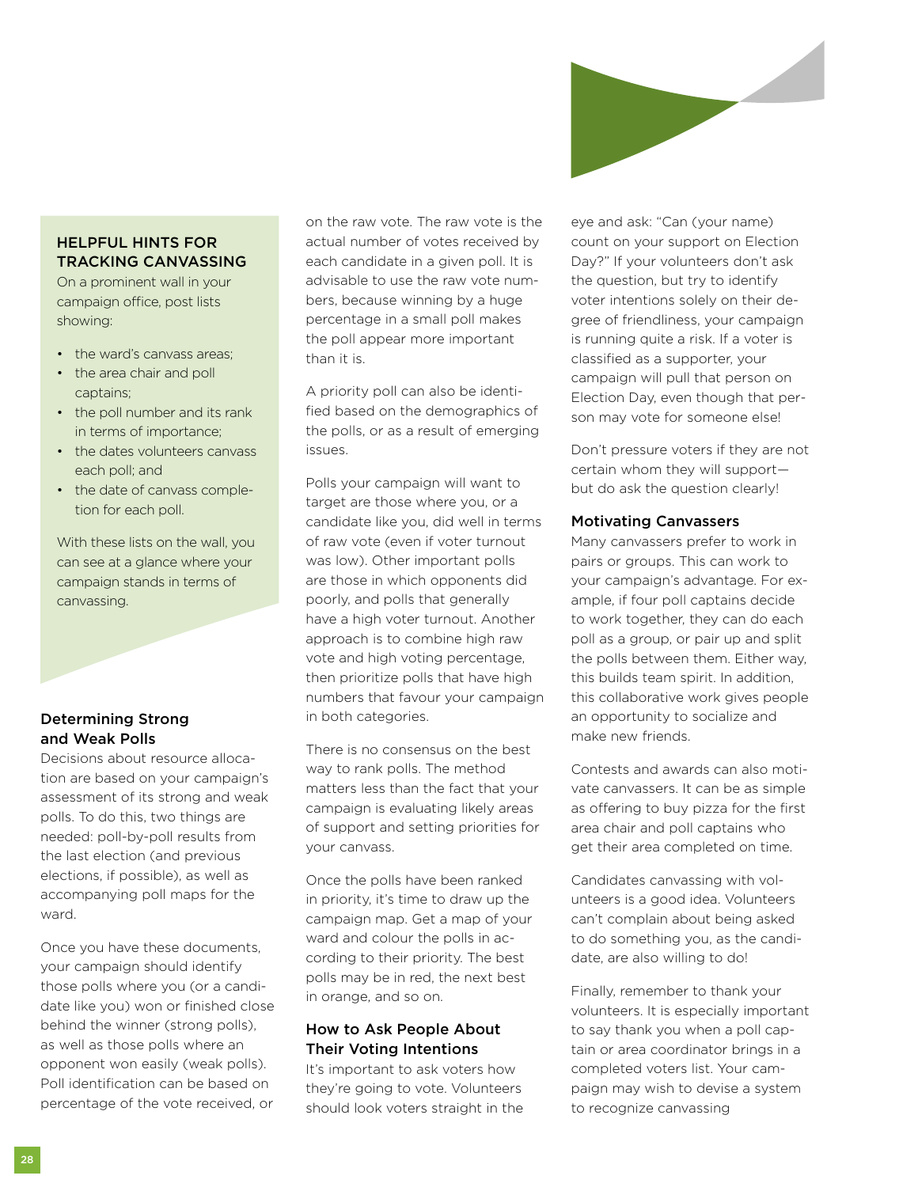## HELPFUL HINTS FOR TRACKING CANVASSING

On a prominent wall in your campaign office, post lists showing:

- the ward's canvass areas;
- the area chair and poll captains;
- the poll number and its rank in terms of importance;
- the dates volunteers canvass each poll; and
- the date of canvass completion for each poll.

With these lists on the wall, you can see at a glance where your campaign stands in terms of canvassing.

### Determining Strong and Weak Polls

Decisions about resource allocation are based on your campaign's assessment of its strong and weak polls. To do this, two things are needed: poll-by-poll results from the last election (and previous elections, if possible), as well as accompanying poll maps for the ward.

Once you have these documents, your campaign should identify those polls where you (or a candidate like you) won or finished close behind the winner (strong polls), as well as those polls where an opponent won easily (weak polls). Poll identification can be based on percentage of the vote received, or on the raw vote. The raw vote is the actual number of votes received by each candidate in a given poll. It is advisable to use the raw vote numbers, because winning by a huge percentage in a small poll makes the poll appear more important than it is.

A priority poll can also be identified based on the demographics of the polls, or as a result of emerging issues.

Polls your campaign will want to target are those where you, or a candidate like you, did well in terms of raw vote (even if voter turnout was low). Other important polls are those in which opponents did poorly, and polls that generally have a high voter turnout. Another approach is to combine high raw vote and high voting percentage, then prioritize polls that have high numbers that favour your campaign in both categories.

There is no consensus on the best way to rank polls. The method matters less than the fact that your campaign is evaluating likely areas of support and setting priorities for your canvass.

Once the polls have been ranked in priority, it's time to draw up the campaign map. Get a map of your ward and colour the polls in according to their priority. The best polls may be in red, the next best in orange, and so on.

### How to Ask People About Their Voting Intentions

It's important to ask voters how they're going to vote. Volunteers should look voters straight in the eye and ask: "Can (your name) count on your support on Election Day?" If your volunteers don't ask the question, but try to identify voter intentions solely on their degree of friendliness, your campaign is running quite a risk. If a voter is classified as a supporter, your campaign will pull that person on Election Day, even though that person may vote for someone else!

Don't pressure voters if they are not certain whom they will support—but do ask the question clearly!

### Motivating Canvassers

Many canvassers prefer to work in pairs or groups. This can work to your campaign's advantage. For example, if four poll captains decide to work together, they can do each poll as a group, or pair up and split the polls between them. Either way, this builds team spirit. In addition, this collaborative work gives people an opportunity to socialize and make new friends.

Contests and awards can also motivate canvassers. It can be as simple as offering to buy pizza for the first area chair and poll captains who get their area completed on time.

Candidates canvassing with volunteers is a good idea. Volunteers can't complain about being asked to do something you, as the candidate, are also willing to do!

Finally, remember to thank your volunteers. It is especially important to say thank you when a poll captain or area coordinator brings in a completed voters list. Your campaign may wish to devise a system to recognize canvassing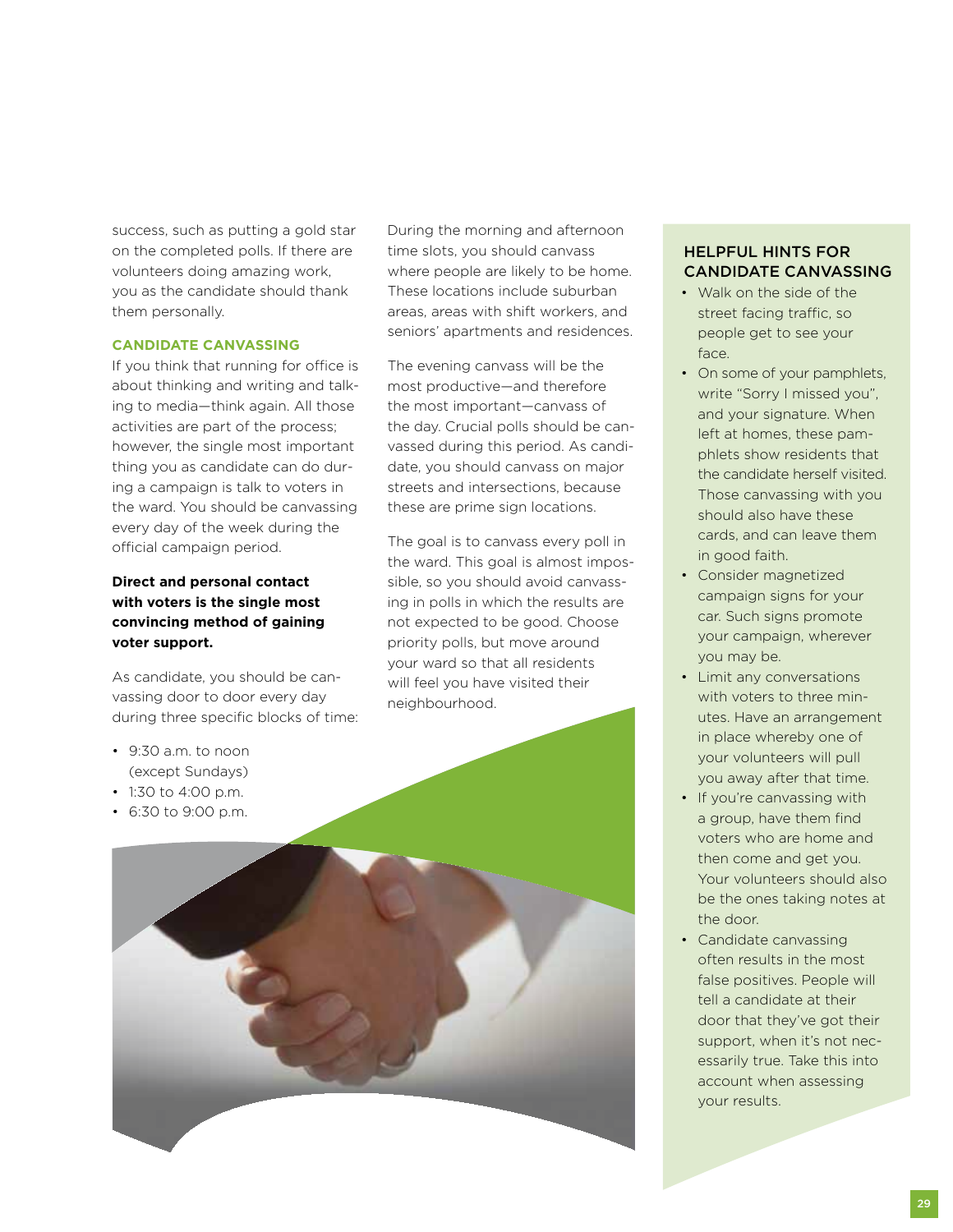success, such as putting a gold star on the completed polls. If there are volunteers doing amazing work, you as the candidate should thank them personally.

### CANDIDATE CANVASSING

If you think that running for office is about thinking and writing and talking to media—think again. All those activities are part of the process; however, the single most important thing you as candidate can do during a campaign is talk to voters in the ward. You should be canvassing every day of the week during the official campaign period.

**Direct and personal contact with voters is the single most convincing method of gaining voter support.**

As candidate, you should be canvassing door to door every day during three specific blocks of time:

- 9:30 a.m. to noon (except Sundays)
- 1:30 to 4:00 p.m.
- 6:30 to 9:00 p.m.

During the morning and afternoon time slots, you should canvass where people are likely to be home. These locations include suburban areas, areas with shift workers, and seniors' apartments and residences.

The evening canvass will be the most productive—and therefore the most important—canvass of the day. Crucial polls should be canvassed during this period. As candidate, you should canvass on major streets and intersections, because these are prime sign locations.

The goal is to canvass every poll in the ward. This goal is almost impossible, so you should avoid canvassing in polls in which the results are not expected to be good. Choose priority polls, but move around your ward so that all residents will feel you have visited their neighbourhood.

### HELPFUL HINTS FOR CANDIDATE CANVASSING

- Walk on the side of the street facing traffic, so people get to see your face.
- On some of your pamphlets, write "Sorry I missed you", and your signature. When left at homes, these pamphlets show residents that the candidate herself visited. Those canvassing with you should also have these cards, and can leave them in good faith.
- Consider magnetized campaign signs for your car. Such signs promote your campaign, wherever you may be.
- Limit any conversations with voters to three minutes. Have an arrangement in place whereby one of your volunteers will pull you away after that time.
- If you're canvassing with a group, have them find voters who are home and then come and get you. Your volunteers should also be the ones taking notes at the door.
- Candidate canvassing often results in the most false positives. People will tell a candidate at their door that they've got their support, when it's not necessarily true. Take this into account when assessing your results.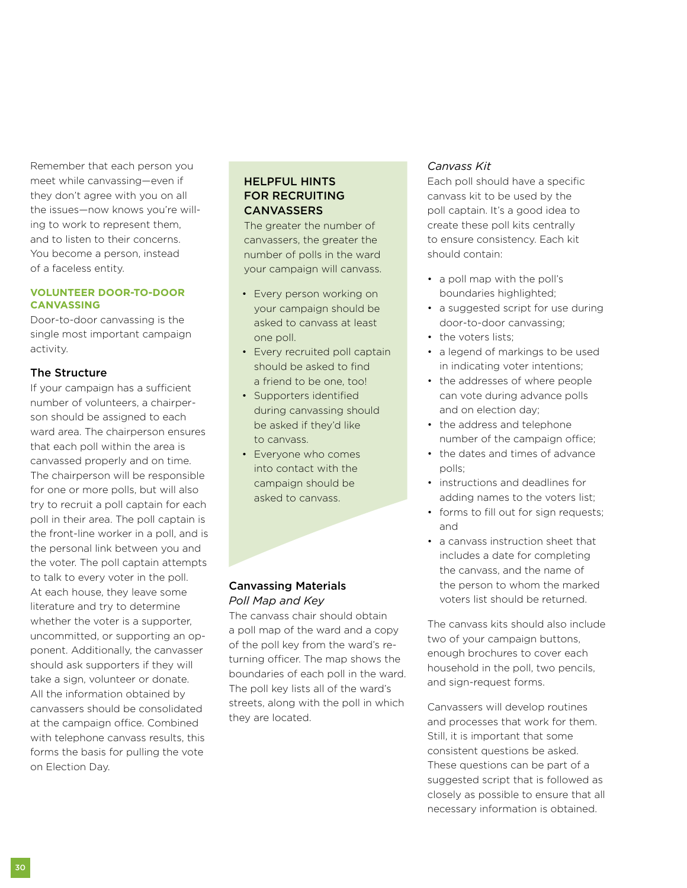Remember that each person you meet while canvassing—even if they don't agree with you on all the issues—now knows you're willing to work to represent them, and to listen to their concerns. You become a person, instead of a faceless entity.

## VOLUNTEER DOOR-TO-DOOR CANVASSING

Door-to-door canvassing is the single most important campaign activity.

### The Structure

If your campaign has a sufficient number of volunteers, a chairperson should be assigned to each ward area. The chairperson ensures that each poll within the area is canvassed properly and on time. The chairperson will be responsible for one or more polls, but will also try to recruit a poll captain for each poll in their area. The poll captain is the front-line worker in a poll, and is the personal link between you and the voter. The poll captain attempts to talk to every voter in the poll. At each house, they leave some literature and try to determine whether the voter is a supporter, uncommitted, or supporting an opponent. Additionally, the canvasser should ask supporters if they will take a sign, volunteer or donate. All the information obtained by canvassers should be consolidated at the campaign office. Combined with telephone canvass results, this forms the basis for pulling the vote on Election Day.

### HELPFUL HINTS FOR RECRUITING CANVASSERS

The greater the number of canvassers, the greater the number of polls in the ward your campaign will canvass.

- Every person working on your campaign should be asked to canvass at least one poll.
- Every recruited poll captain should be asked to find a friend to be one, too!
- Supporters identified during canvassing should be asked if they'd like to canvass.
- Everyone who comes into contact with the campaign should be asked to canvass.

### Canvassing Materials

*Poll Map and Key*

The canvass chair should obtain a poll map of the ward and a copy of the poll key from the ward's returning officer. The map shows the boundaries of each poll in the ward. The poll key lists all of the ward's streets, along with the poll in which they are located.

*Canvass Kit*

Each poll should have a specific canvass kit to be used by the poll captain. It's a good idea to create these poll kits centrally to ensure consistency. Each kit should contain:

- a poll map with the poll's boundaries highlighted;
- a suggested script for use during door-to-door canvassing;
- the voters lists;
- a legend of markings to be used in indicating voter intentions;
- the addresses of where people can vote during advance polls and on election day;
- the address and telephone number of the campaign office;
- the dates and times of advance polls;
- instructions and deadlines for adding names to the voters list;
- forms to fill out for sign requests; and
- a canvass instruction sheet that includes a date for completing the canvass, and the name of the person to whom the marked voters list should be returned.

The canvass kits should also include two of your campaign buttons, enough brochures to cover each household in the poll, two pencils, and sign-request forms.

Canvassers will develop routines and processes that work for them. Still, it is important that some consistent questions be asked. These questions can be part of a suggested script that is followed as closely as possible to ensure that all necessary information is obtained.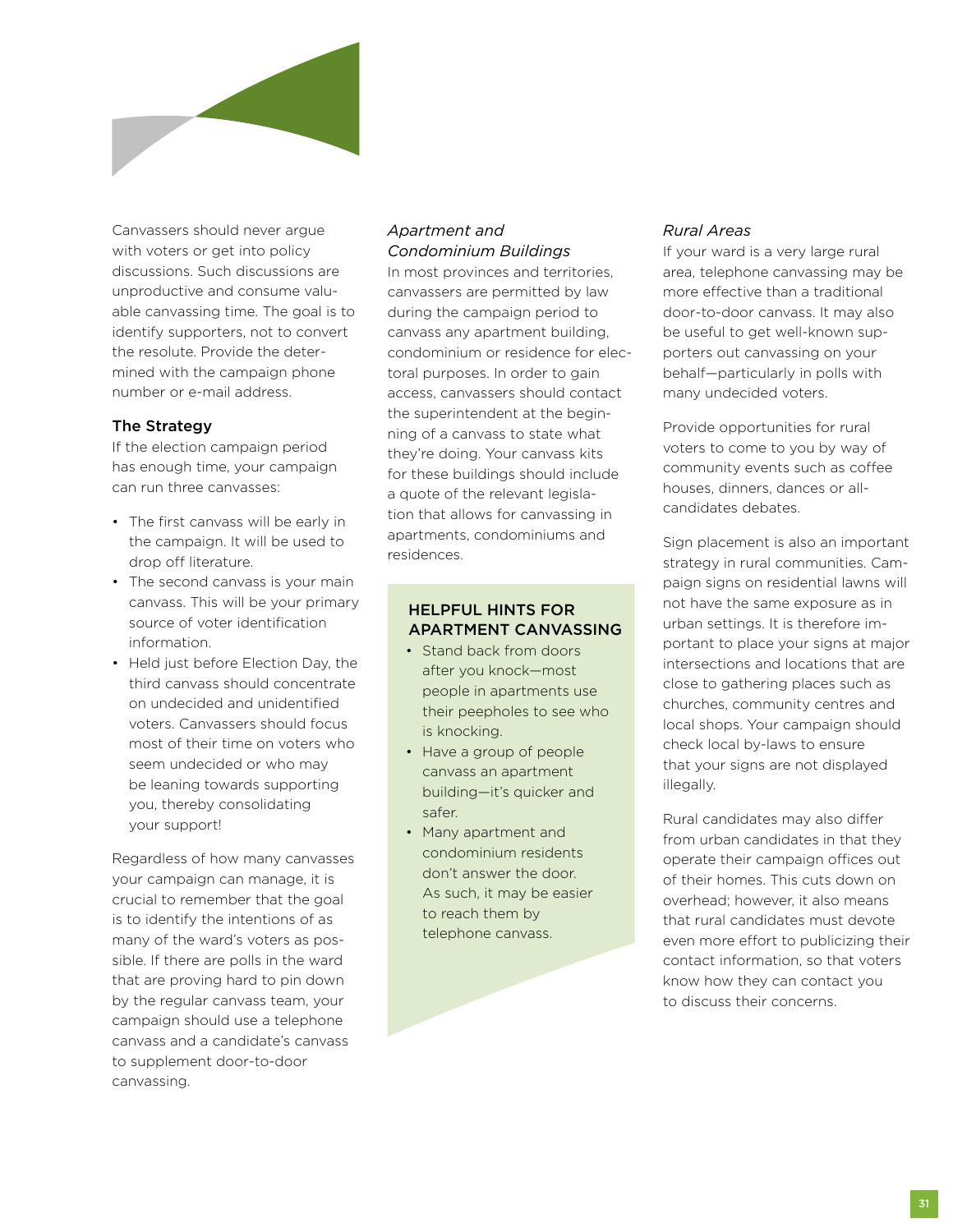Canvassers should never argue with voters or get into policy discussions. Such discussions are unproductive and consume valuable canvassing time. The goal is to identify supporters, not to convert the resolute. Provide the determined with the campaign phone number or e-mail address.

### The Strategy

If the election campaign period has enough time, your campaign can run three canvasses:

- The first canvass will be early in the campaign. It will be used to drop off literature.
- The second canvass is your main canvass. This will be your primary source of voter identification information.
- Held just before Election Day, the third canvass should concentrate on undecided and unidentified voters. Canvassers should focus most of their time on voters who seem undecided or who may be leaning towards supporting you, thereby consolidating your support!

Regardless of how many canvasses your campaign can manage, it is crucial to remember that the goal is to identify the intentions of as many of the ward's voters as possible. If there are polls in the ward that are proving hard to pin down by the regular canvass team, your campaign should use a telephone canvass and a candidate's canvass to supplement door-to-door canvassing.

*Apartment and Condominium Buildings*

In most provinces and territories, canvassers are permitted by law during the campaign period to canvass any apartment building, condominium or residence for electoral purposes. In order to gain access, canvassers should contact the superintendent at the beginning of a canvass to state what they're doing. Your canvass kits for these buildings should include a quote of the relevant legislation that allows for canvassing in apartments, condominiums and residences.

### HELPFUL HINTS FOR APARTMENT CANVASSING

- Stand back from doors after you knock—most people in apartments use their peepholes to see who is knocking.
- Have a group of people canvass an apartment building—it's quicker and safer.
- Many apartment and condominium residents don't answer the door. As such, it may be easier to reach them by telephone canvass.

*Rural Areas*

If your ward is a very large rural area, telephone canvassing may be more effective than a traditional door-to-door canvass. It may also be useful to get well-known supporters out canvassing on your behalf—particularly in polls with many undecided voters.

Provide opportunities for rural voters to come to you by way of community events such as coffee houses, dinners, dances or all-candidates debates.

Sign placement is also an important strategy in rural communities. Campaign signs on residential lawns will not have the same exposure as in urban settings. It is therefore important to place your signs at major intersections and locations that are close to gathering places such as churches, community centres and local shops. Your campaign should check local by-laws to ensure that your signs are not displayed illegally.

Rural candidates may also differ from urban candidates in that they operate their campaign offices out of their homes. This cuts down on overhead; however, it also means that rural candidates must devote even more effort to publicizing their contact information, so that voters know how they can contact you to discuss their concerns.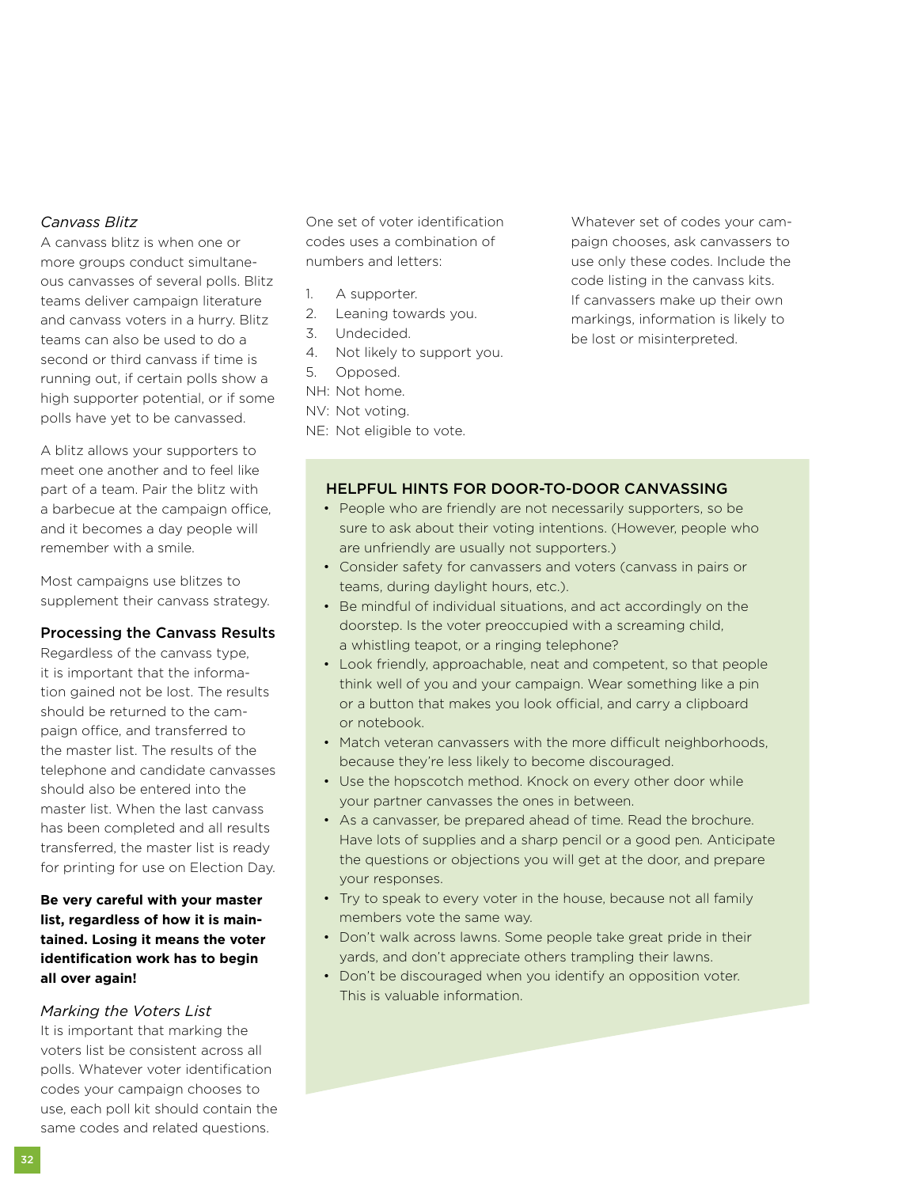*Canvass Blitz*

A canvass blitz is when one or more groups conduct simultaneous canvasses of several polls. Blitz teams deliver campaign literature and canvass voters in a hurry. Blitz teams can also be used to do a second or third canvass if time is running out, if certain polls show a high supporter potential, or if some polls have yet to be canvassed.

A blitz allows your supporters to meet one another and to feel like part of a team. Pair the blitz with a barbecue at the campaign office, and it becomes a day people will remember with a smile.

Most campaigns use blitzes to supplement their canvass strategy.

### Processing the Canvass Results

Regardless of the canvass type, it is important that the information gained not be lost. The results should be returned to the campaign office, and transferred to the master list. The results of the telephone and candidate canvasses should also be entered into the master list. When the last canvass has been completed and all results transferred, the master list is ready for printing for use on Election Day.

**Be very careful with your master list, regardless of how it is maintained. Losing it means the voter identification work has to begin all over again!**

*Marking the Voters List*

It is important that marking the voters list be consistent across all polls. Whatever voter identification codes your campaign chooses to use, each poll kit should contain the same codes and related questions.

One set of voter identification codes uses a combination of numbers and letters:

1. A supporter.
2. Leaning towards you.
3. Undecided.
4. Not likely to support you.
5. Opposed.

NH: Not home.
NV: Not voting.
NE: Not eligible to vote.

Whatever set of codes your campaign chooses, ask canvassers to use only these codes. Include the code listing in the canvass kits. If canvassers make up their own markings, information is likely to be lost or misinterpreted.

### HELPFUL HINTS FOR DOOR-TO-DOOR CANVASSING

- People who are friendly are not necessarily supporters, so be sure to ask about their voting intentions. (However, people who are unfriendly are usually not supporters.)
- Consider safety for canvassers and voters (canvass in pairs or teams, during daylight hours, etc.).
- Be mindful of individual situations, and act accordingly on the doorstep. Is the voter preoccupied with a screaming child, a whistling teapot, or a ringing telephone?
- Look friendly, approachable, neat and competent, so that people think well of you and your campaign. Wear something like a pin or a button that makes you look official, and carry a clipboard or notebook.
- Match veteran canvassers with the more difficult neighborhoods, because they're less likely to become discouraged.
- Use the hopscotch method. Knock on every other door while your partner canvasses the ones in between.
- As a canvasser, be prepared ahead of time. Read the brochure. Have lots of supplies and a sharp pencil or a good pen. Anticipate the questions or objections you will get at the door, and prepare your responses.
- Try to speak to every voter in the house, because not all family members vote the same way.
- Don't walk across lawns. Some people take great pride in their yards, and don't appreciate others trampling their lawns.
- Don't be discouraged when you identify an opposition voter. This is valuable information.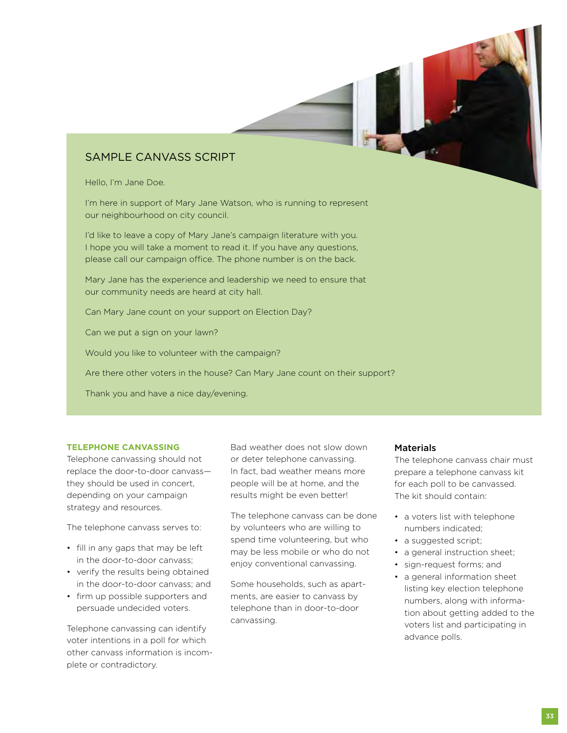## SAMPLE CANVASS SCRIPT

Hello, I'm Jane Doe.

I'm here in support of Mary Jane Watson, who is running to represent our neighbourhood on city council.

I'd like to leave a copy of Mary Jane's campaign literature with you. I hope you will take a moment to read it. If you have any questions, please call our campaign office. The phone number is on the back.

Mary Jane has the experience and leadership we need to ensure that our community needs are heard at city hall.

Can Mary Jane count on your support on Election Day?

Can we put a sign on your lawn?

Would you like to volunteer with the campaign?

Are there other voters in the house? Can Mary Jane count on their support?

Thank you and have a nice day/evening.

### TELEPHONE CANVASSING

Telephone canvassing should not replace the door-to-door canvass—they should be used in concert, depending on your campaign strategy and resources.

The telephone canvass serves to:

- fill in any gaps that may be left in the door-to-door canvass;
- verify the results being obtained in the door-to-door canvass; and
- firm up possible supporters and persuade undecided voters.

Telephone canvassing can identify voter intentions in a poll for which other canvass information is incomplete or contradictory.

Bad weather does not slow down or deter telephone canvassing. In fact, bad weather means more people will be at home, and the results might be even better!

The telephone canvass can be done by volunteers who are willing to spend time volunteering, but who may be less mobile or who do not enjoy conventional canvassing.

Some households, such as apartments, are easier to canvass by telephone than in door-to-door canvassing.

#### Materials

The telephone canvass chair must prepare a telephone canvass kit for each poll to be canvassed. The kit should contain:

- a voters list with telephone numbers indicated;
- a suggested script;
- a general instruction sheet;
- sign-request forms; and
- a general information sheet listing key election telephone numbers, along with information about getting added to the voters list and participating in advance polls.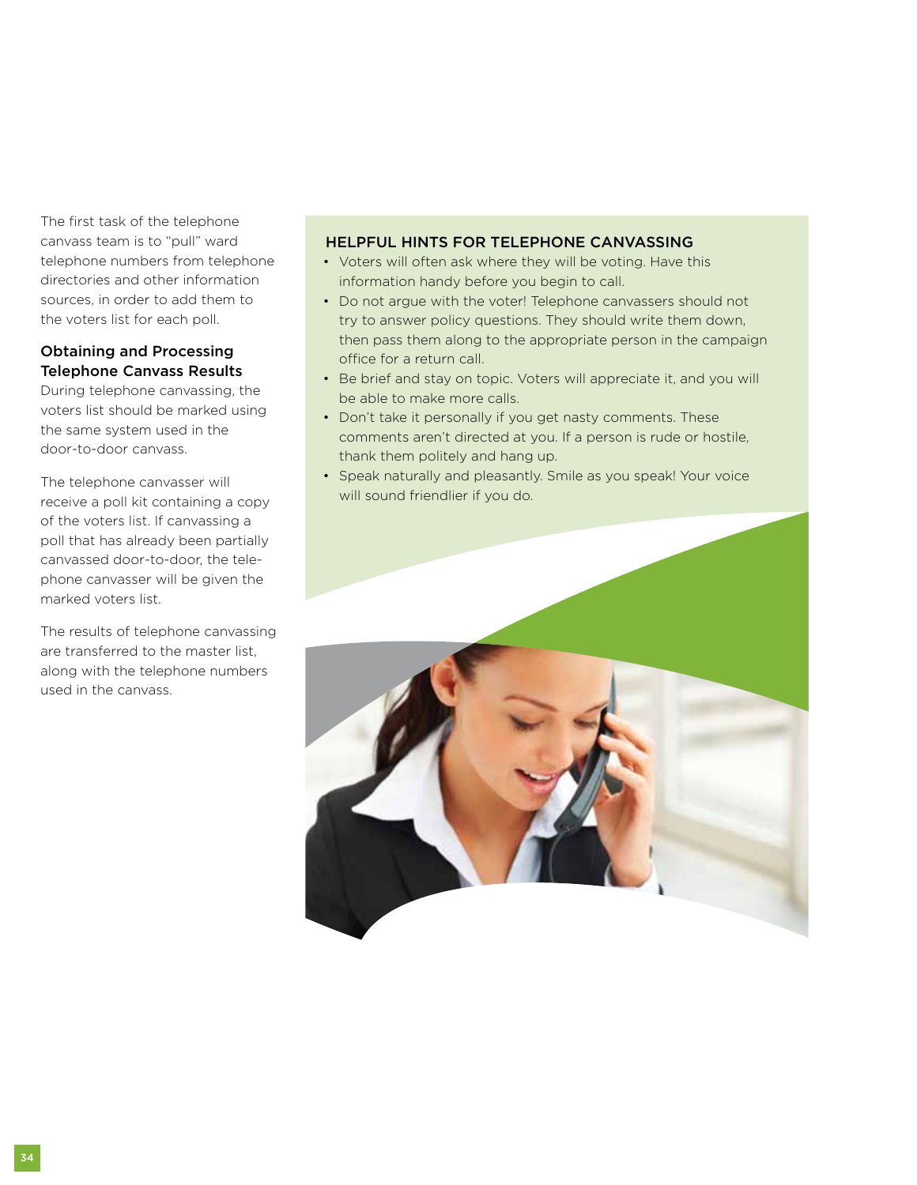The first task of the telephone canvass team is to "pull" ward telephone numbers from telephone directories and other information sources, in order to add them to the voters list for each poll.

### Obtaining and Processing Telephone Canvass Results

During telephone canvassing, the voters list should be marked using the same system used in the door-to-door canvass.

The telephone canvasser will receive a poll kit containing a copy of the voters list. If canvassing a poll that has already been partially canvassed door-to-door, the telephone canvasser will be given the marked voters list.

The results of telephone canvassing are transferred to the master list, along with the telephone numbers used in the canvass.

### HELPFUL HINTS FOR TELEPHONE CANVASSING

- Voters will often ask where they will be voting. Have this information handy before you begin to call.
- Do not argue with the voter! Telephone canvassers should not try to answer policy questions. They should write them down, then pass them along to the appropriate person in the campaign office for a return call.
- Be brief and stay on topic. Voters will appreciate it, and you will be able to make more calls.
- Don't take it personally if you get nasty comments. These comments aren't directed at you. If a person is rude or hostile, thank them politely and hang up.
- Speak naturally and pleasantly. Smile as you speak! Your voice will sound friendlier if you do.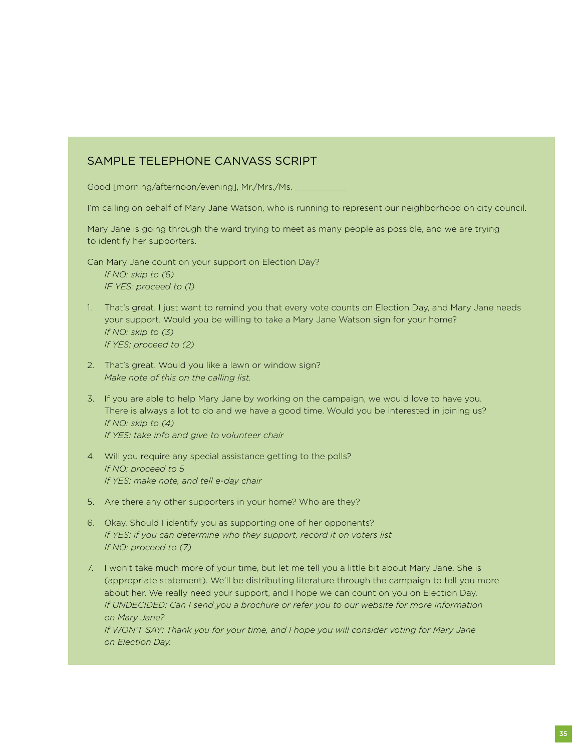## SAMPLE TELEPHONE CANVASS SCRIPT

Good [morning/afternoon/evening], Mr./Mrs./Ms. ___________

I'm calling on behalf of Mary Jane Watson, who is running to represent our neighborhood on city council.

Mary Jane is going through the ward trying to meet as many people as possible, and we are trying to identify her supporters.

Can Mary Jane count on your support on Election Day?
*If NO: skip to (6)*
*IF YES: proceed to (1)*

1. That's great. I just want to remind you that every vote counts on Election Day, and Mary Jane needs your support. Would you be willing to take a Mary Jane Watson sign for your home?
   *If NO: skip to (3)*
   *If YES: proceed to (2)*

2. That's great. Would you like a lawn or window sign?
   *Make note of this on the calling list.*

3. If you are able to help Mary Jane by working on the campaign, we would love to have you. There is always a lot to do and we have a good time. Would you be interested in joining us?
   *If NO: skip to (4)*
   *If YES: take info and give to volunteer chair*

4. Will you require any special assistance getting to the polls?
   *If NO: proceed to 5*
   *If YES: make note, and tell e-day chair*

5. Are there any other supporters in your home? Who are they?

6. Okay. Should I identify you as supporting one of her opponents?
   *If YES: if you can determine who they support, record it on voters list*
   *If NO: proceed to (7)*

7. I won't take much more of your time, but let me tell you a little bit about Mary Jane. She is (appropriate statement). We'll be distributing literature through the campaign to tell you more about her. We really need your support, and I hope we can count on you on Election Day.
   *If UNDECIDED: Can I send you a brochure or refer you to our website for more information on Mary Jane?*
   *If WON'T SAY: Thank you for your time, and I hope you will consider voting for Mary Jane on Election Day.*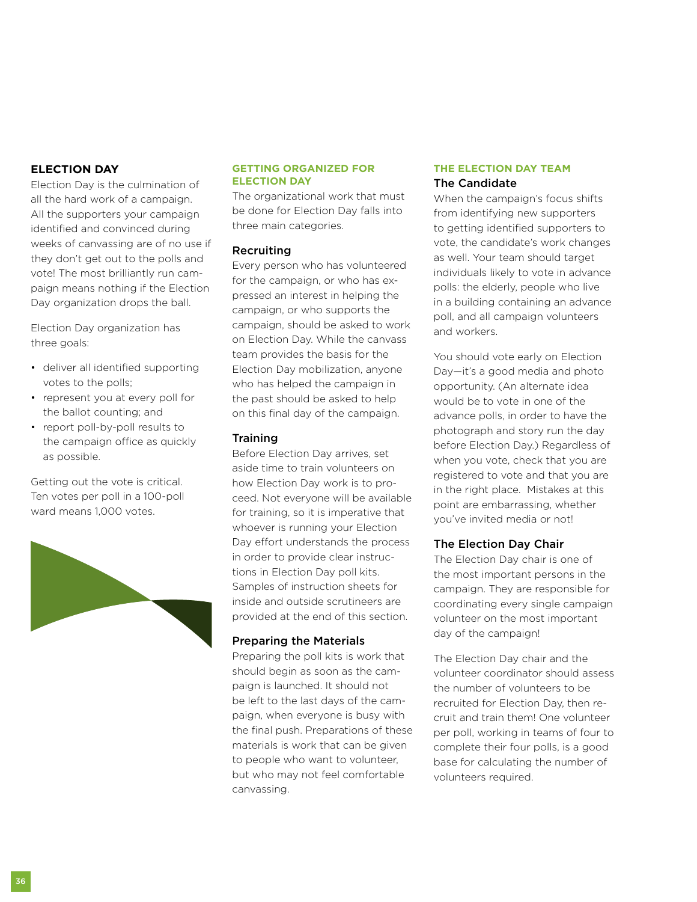## ELECTION DAY

Election Day is the culmination of all the hard work of a campaign. All the supporters your campaign identified and convinced during weeks of canvassing are of no use if they don't get out to the polls and vote! The most brilliantly run campaign means nothing if the Election Day organization drops the ball.

Election Day organization has three goals:

- deliver all identified supporting votes to the polls;
- represent you at every poll for the ballot counting; and
- report poll-by-poll results to the campaign office as quickly as possible.

Getting out the vote is critical. Ten votes per poll in a 100-poll ward means 1,000 votes.

### GETTING ORGANIZED FOR ELECTION DAY

The organizational work that must be done for Election Day falls into three main categories.

#### Recruiting

Every person who has volunteered for the campaign, or who has expressed an interest in helping the campaign, or who supports the campaign, should be asked to work on Election Day. While the canvass team provides the basis for the Election Day mobilization, anyone who has helped the campaign in the past should be asked to help on this final day of the campaign.

#### Training

Before Election Day arrives, set aside time to train volunteers on how Election Day work is to proceed. Not everyone will be available for training, so it is imperative that whoever is running your Election Day effort understands the process in order to provide clear instructions in Election Day poll kits. Samples of instruction sheets for inside and outside scrutineers are provided at the end of this section.

#### Preparing the Materials

Preparing the poll kits is work that should begin as soon as the campaign is launched. It should not be left to the last days of the campaign, when everyone is busy with the final push. Preparations of these materials is work that can be given to people who want to volunteer, but who may not feel comfortable canvassing.

### THE ELECTION DAY TEAM

#### The Candidate

When the campaign's focus shifts from identifying new supporters to getting identified supporters to vote, the candidate's work changes as well. Your team should target individuals likely to vote in advance polls: the elderly, people who live in a building containing an advance poll, and all campaign volunteers and workers.

You should vote early on Election Day—it's a good media and photo opportunity. (An alternate idea would be to vote in one of the advance polls, in order to have the photograph and story run the day before Election Day.) Regardless of when you vote, check that you are registered to vote and that you are in the right place. Mistakes at this point are embarrassing, whether you've invited media or not!

#### The Election Day Chair

The Election Day chair is one of the most important persons in the campaign. They are responsible for coordinating every single campaign volunteer on the most important day of the campaign!

The Election Day chair and the volunteer coordinator should assess the number of volunteers to be recruited for Election Day, then recruit and train them! One volunteer per poll, working in teams of four to complete their four polls, is a good base for calculating the number of volunteers required.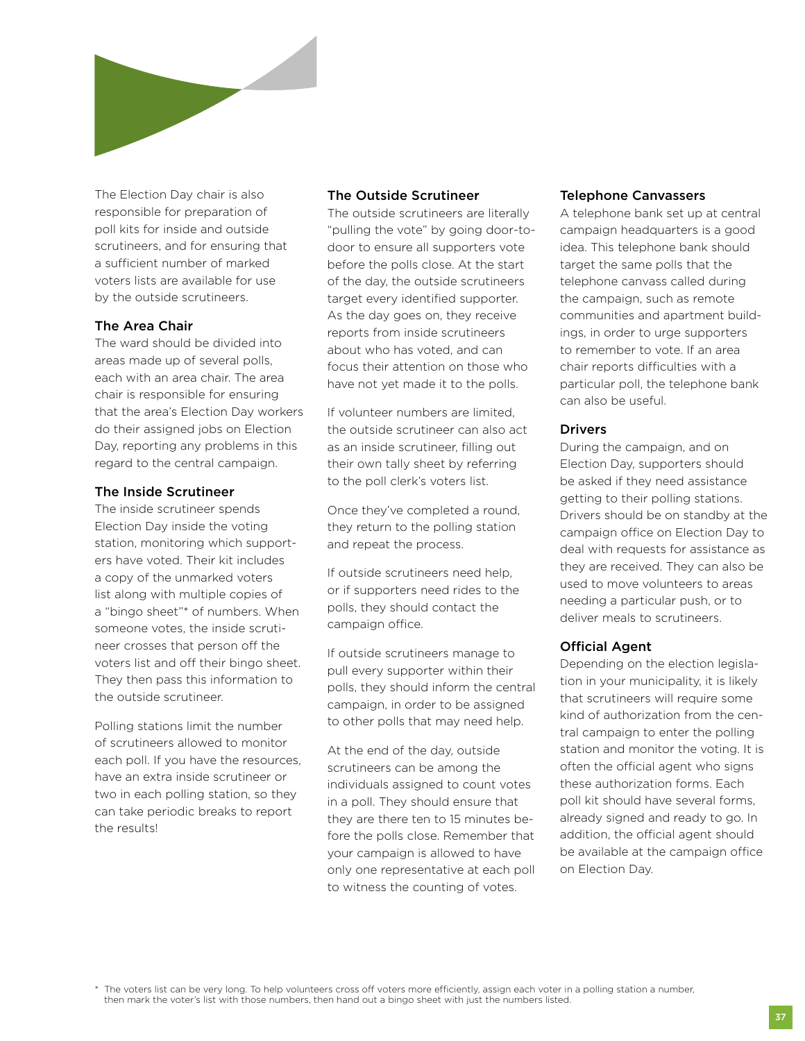The Election Day chair is also responsible for preparation of poll kits for inside and outside scrutineers, and for ensuring that a sufficient number of marked voters lists are available for use by the outside scrutineers.

### The Area Chair

The ward should be divided into areas made up of several polls, each with an area chair. The area chair is responsible for ensuring that the area's Election Day workers do their assigned jobs on Election Day, reporting any problems in this regard to the central campaign.

### The Inside Scrutineer

The inside scrutineer spends Election Day inside the voting station, monitoring which supporters have voted. Their kit includes a copy of the unmarked voters list along with multiple copies of a "bingo sheet"* of numbers. When someone votes, the inside scrutineer crosses that person off the voters list and off their bingo sheet. They then pass this information to the outside scrutineer.

Polling stations limit the number of scrutineers allowed to monitor each poll. If you have the resources, have an extra inside scrutineer or two in each polling station, so they can take periodic breaks to report the results!

### The Outside Scrutineer

The outside scrutineers are literally "pulling the vote" by going door-to-door to ensure all supporters vote before the polls close. At the start of the day, the outside scrutineers target every identified supporter. As the day goes on, they receive reports from inside scrutineers about who has voted, and can focus their attention on those who have not yet made it to the polls.

If volunteer numbers are limited, the outside scrutineer can also act as an inside scrutineer, filling out their own tally sheet by referring to the poll clerk's voters list.

Once they've completed a round, they return to the polling station and repeat the process.

If outside scrutineers need help, or if supporters need rides to the polls, they should contact the campaign office.

If outside scrutineers manage to pull every supporter within their polls, they should inform the central campaign, in order to be assigned to other polls that may need help.

At the end of the day, outside scrutineers can be among the individuals assigned to count votes in a poll. They should ensure that they are there ten to 15 minutes before the polls close. Remember that your campaign is allowed to have only one representative at each poll to witness the counting of votes.

### Telephone Canvassers

A telephone bank set up at central campaign headquarters is a good idea. This telephone bank should target the same polls that the telephone canvass called during the campaign, such as remote communities and apartment buildings, in order to urge supporters to remember to vote. If an area chair reports difficulties with a particular poll, the telephone bank can also be useful.

### Drivers

During the campaign, and on Election Day, supporters should be asked if they need assistance getting to their polling stations. Drivers should be on standby at the campaign office on Election Day to deal with requests for assistance as they are received. They can also be used to move volunteers to areas needing a particular push, or to deliver meals to scrutineers.

### Official Agent

Depending on the election legislation in your municipality, it is likely that scrutineers will require some kind of authorization from the central campaign to enter the polling station and monitor the voting. It is often the official agent who signs these authorization forms. Each poll kit should have several forms, already signed and ready to go. In addition, the official agent should be available at the campaign office on Election Day.

\* The voters list can be very long. To help volunteers cross off voters more efficiently, assign each voter in a polling station a number, then mark the voter's list with those numbers, then hand out a bingo sheet with just the numbers listed.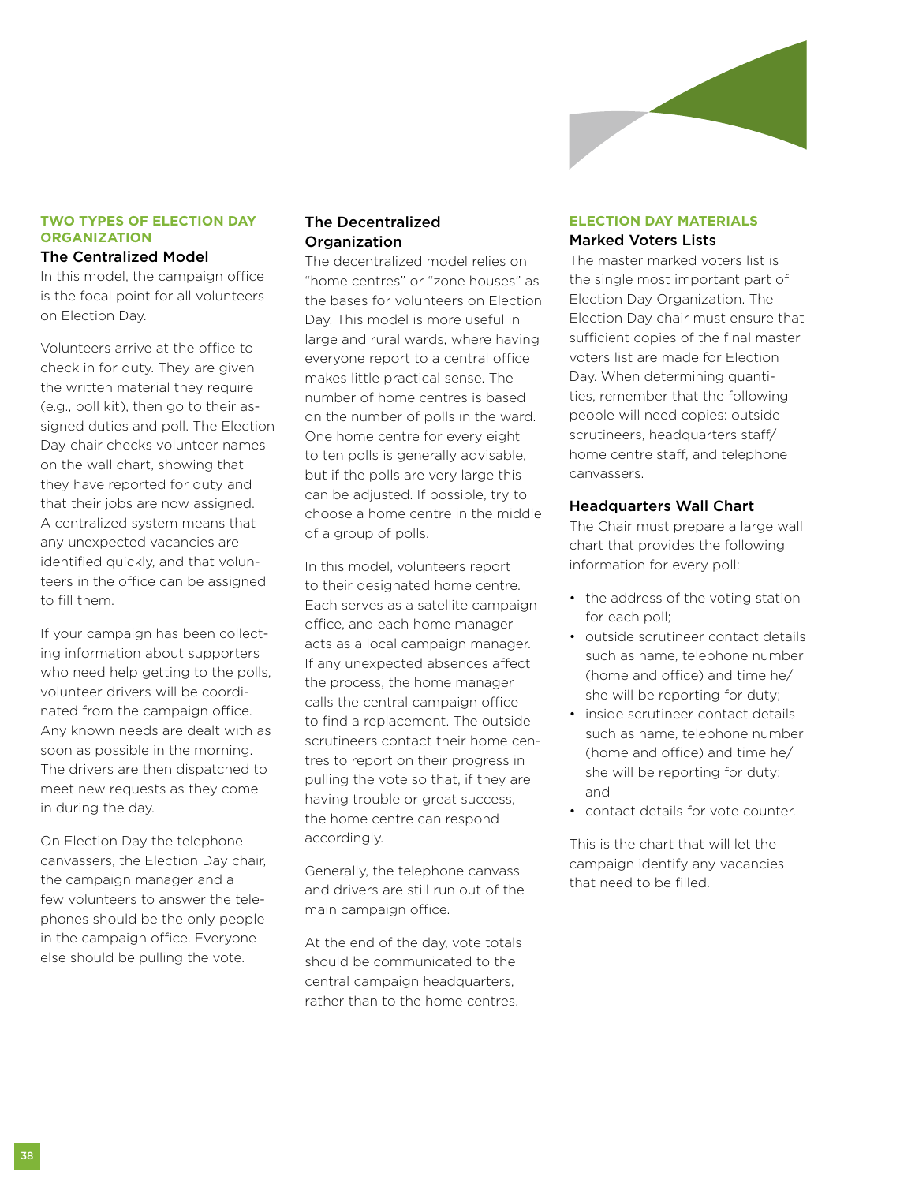## TWO TYPES OF ELECTION DAY ORGANIZATION

### The Centralized Model

In this model, the campaign office is the focal point for all volunteers on Election Day.

Volunteers arrive at the office to check in for duty. They are given the written material they require (e.g., poll kit), then go to their assigned duties and poll. The Election Day chair checks volunteer names on the wall chart, showing that they have reported for duty and that their jobs are now assigned. A centralized system means that any unexpected vacancies are identified quickly, and that volunteers in the office can be assigned to fill them.

If your campaign has been collecting information about supporters who need help getting to the polls, volunteer drivers will be coordinated from the campaign office. Any known needs are dealt with as soon as possible in the morning. The drivers are then dispatched to meet new requests as they come in during the day.

On Election Day the telephone canvassers, the Election Day chair, the campaign manager and a few volunteers to answer the telephones should be the only people in the campaign office. Everyone else should be pulling the vote.

### The Decentralized Organization

The decentralized model relies on "home centres" or "zone houses" as the bases for volunteers on Election Day. This model is more useful in large and rural wards, where having everyone report to a central office makes little practical sense. The number of home centres is based on the number of polls in the ward. One home centre for every eight to ten polls is generally advisable, but if the polls are very large this can be adjusted. If possible, try to choose a home centre in the middle of a group of polls.

In this model, volunteers report to their designated home centre. Each serves as a satellite campaign office, and each home manager acts as a local campaign manager. If any unexpected absences affect the process, the home manager calls the central campaign office to find a replacement. The outside scrutineers contact their home centres to report on their progress in pulling the vote so that, if they are having trouble or great success, the home centre can respond accordingly.

Generally, the telephone canvass and drivers are still run out of the main campaign office.

At the end of the day, vote totals should be communicated to the central campaign headquarters, rather than to the home centres.

## ELECTION DAY MATERIALS

### Marked Voters Lists

The master marked voters list is the single most important part of Election Day Organization. The Election Day chair must ensure that sufficient copies of the final master voters list are made for Election Day. When determining quantities, remember that the following people will need copies: outside scrutineers, headquarters staff/ home centre staff, and telephone canvassers.

### Headquarters Wall Chart

The Chair must prepare a large wall chart that provides the following information for every poll:

- the address of the voting station for each poll;
- outside scrutineer contact details such as name, telephone number (home and office) and time he/ she will be reporting for duty;
- inside scrutineer contact details such as name, telephone number (home and office) and time he/ she will be reporting for duty; and
- contact details for vote counter.

This is the chart that will let the campaign identify any vacancies that need to be filled.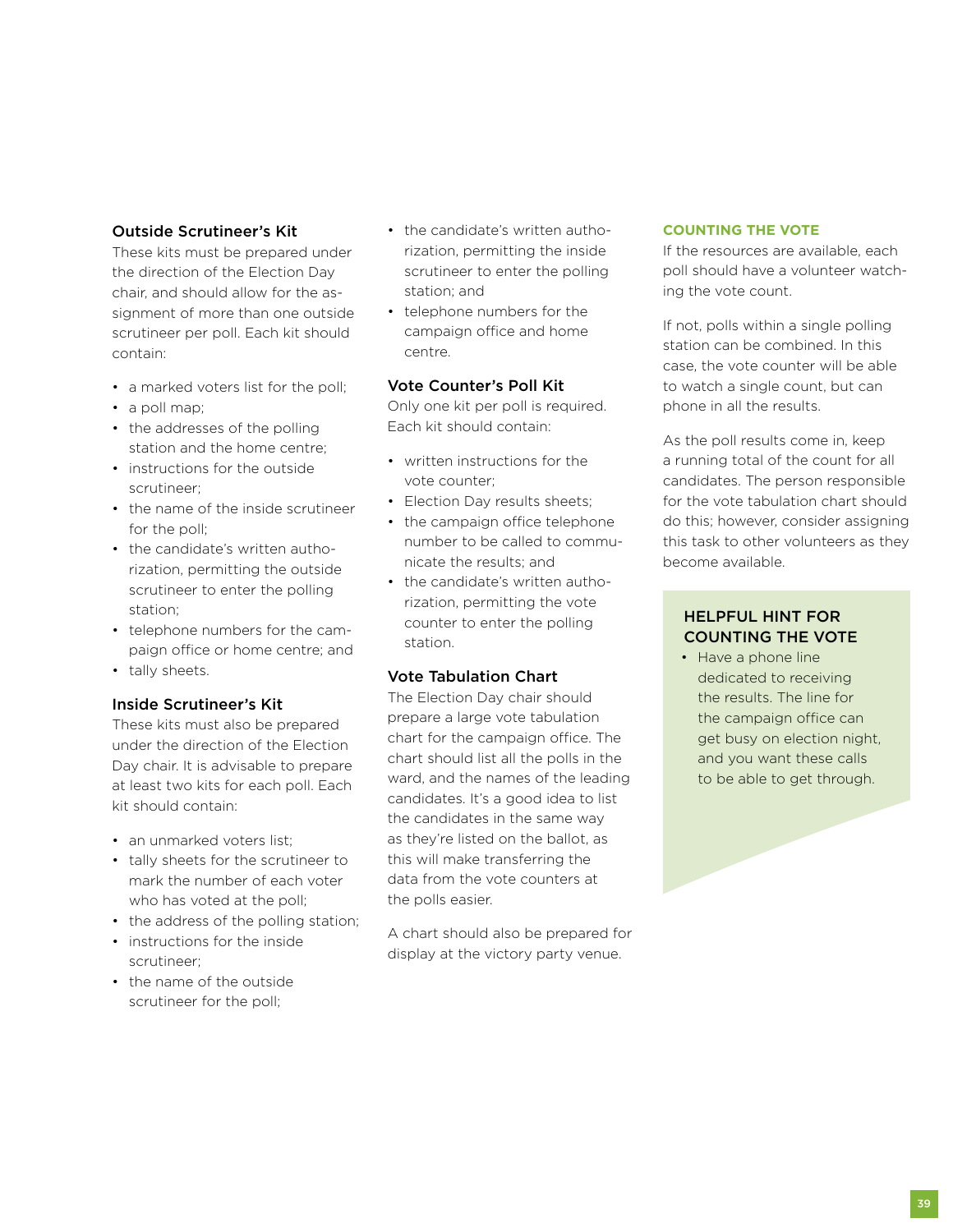### Outside Scrutineer's Kit

These kits must be prepared under the direction of the Election Day chair, and should allow for the assignment of more than one outside scrutineer per poll. Each kit should contain:

- a marked voters list for the poll;
- a poll map;
- the addresses of the polling station and the home centre;
- instructions for the outside scrutineer;
- the name of the inside scrutineer for the poll;
- the candidate's written authorization, permitting the outside scrutineer to enter the polling station;
- telephone numbers for the campaign office or home centre; and
- tally sheets.

### Inside Scrutineer's Kit

These kits must also be prepared under the direction of the Election Day chair. It is advisable to prepare at least two kits for each poll. Each kit should contain:

- an unmarked voters list;
- tally sheets for the scrutineer to mark the number of each voter who has voted at the poll;
- the address of the polling station;
- instructions for the inside scrutineer;
- the name of the outside scrutineer for the poll;
- the candidate's written authorization, permitting the inside scrutineer to enter the polling station; and
- telephone numbers for the campaign office and home centre.

### Vote Counter's Poll Kit

Only one kit per poll is required. Each kit should contain:

- written instructions for the vote counter;
- Election Day results sheets;
- the campaign office telephone number to be called to communicate the results; and
- the candidate's written authorization, permitting the vote counter to enter the polling station.

### Vote Tabulation Chart

The Election Day chair should prepare a large vote tabulation chart for the campaign office. The chart should list all the polls in the ward, and the names of the leading candidates. It's a good idea to list the candidates in the same way as they're listed on the ballot, as this will make transferring the data from the vote counters at the polls easier.

A chart should also be prepared for display at the victory party venue.

## COUNTING THE VOTE

If the resources are available, each poll should have a volunteer watching the vote count.

If not, polls within a single polling station can be combined. In this case, the vote counter will be able to watch a single count, but can phone in all the results.

As the poll results come in, keep a running total of the count for all candidates. The person responsible for the vote tabulation chart should do this; however, consider assigning this task to other volunteers as they become available.

### HELPFUL HINT FOR COUNTING THE VOTE

- Have a phone line dedicated to receiving the results. The line for the campaign office can get busy on election night, and you want these calls to be able to get through.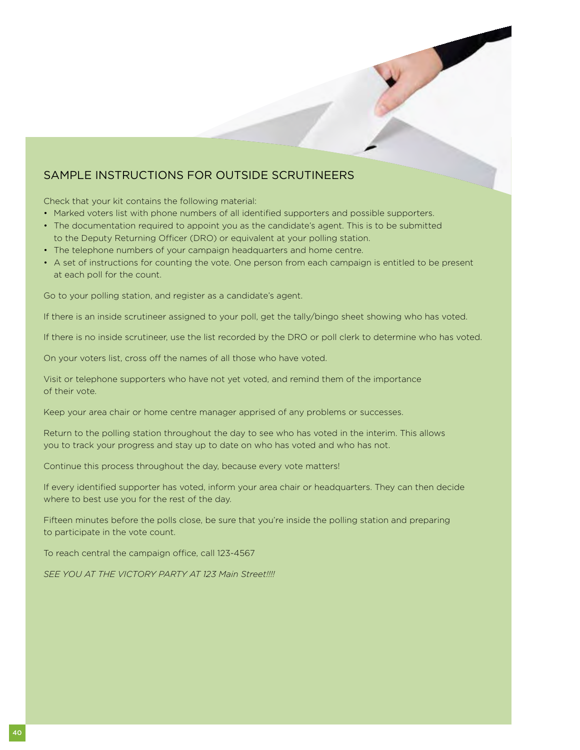## SAMPLE INSTRUCTIONS FOR OUTSIDE SCRUTINEERS

Check that your kit contains the following material:

- Marked voters list with phone numbers of all identified supporters and possible supporters.
- The documentation required to appoint you as the candidate's agent. This is to be submitted to the Deputy Returning Officer (DRO) or equivalent at your polling station.
- The telephone numbers of your campaign headquarters and home centre.
- A set of instructions for counting the vote. One person from each campaign is entitled to be present at each poll for the count.

Go to your polling station, and register as a candidate's agent.

If there is an inside scrutineer assigned to your poll, get the tally/bingo sheet showing who has voted.

If there is no inside scrutineer, use the list recorded by the DRO or poll clerk to determine who has voted.

On your voters list, cross off the names of all those who have voted.

Visit or telephone supporters who have not yet voted, and remind them of the importance of their vote.

Keep your area chair or home centre manager apprised of any problems or successes.

Return to the polling station throughout the day to see who has voted in the interim. This allows you to track your progress and stay up to date on who has voted and who has not.

Continue this process throughout the day, because every vote matters!

If every identified supporter has voted, inform your area chair or headquarters. They can then decide where to best use you for the rest of the day.

Fifteen minutes before the polls close, be sure that you're inside the polling station and preparing to participate in the vote count.

To reach central the campaign office, call 123-4567

*SEE YOU AT THE VICTORY PARTY AT 123 Main Street!!!!*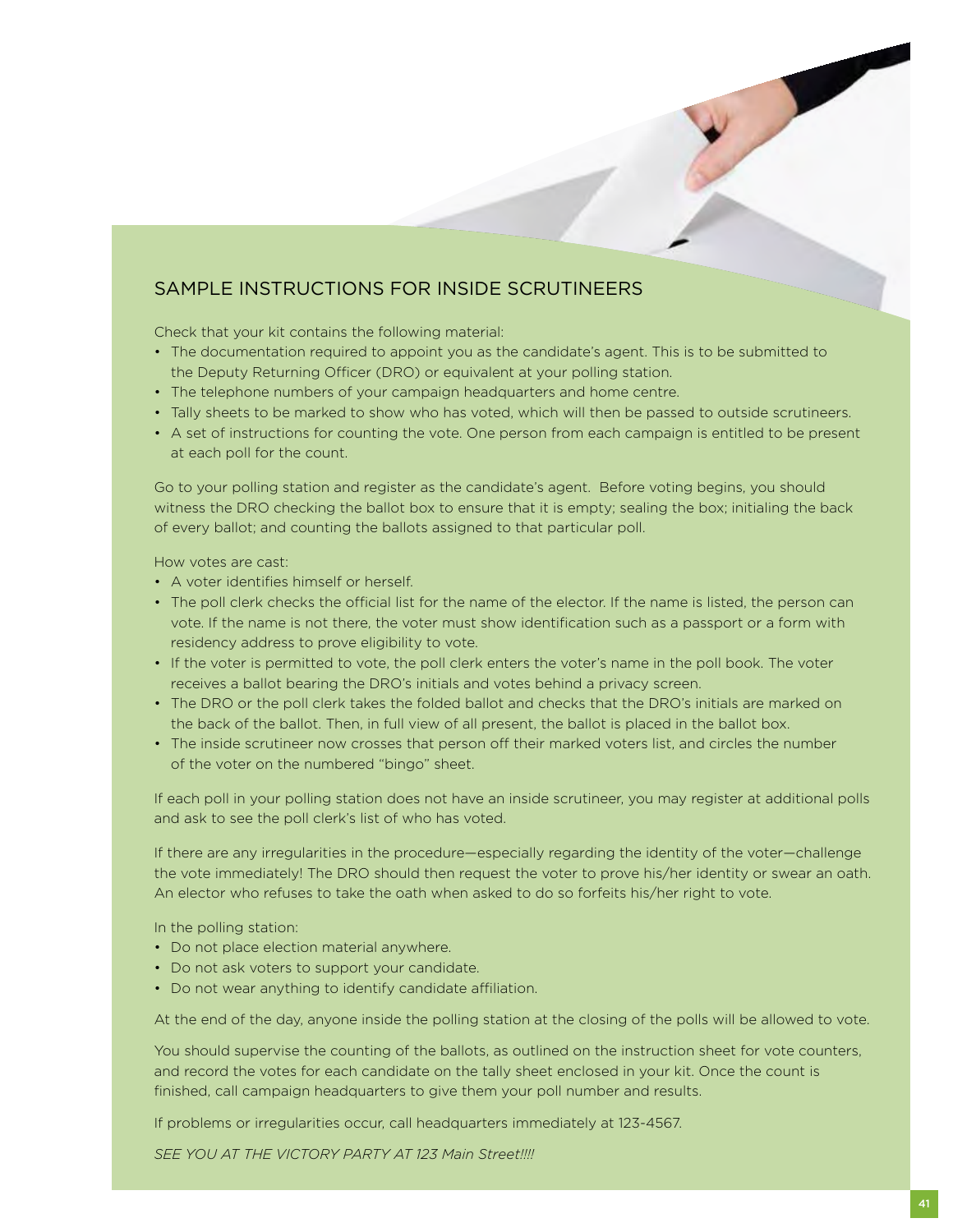## SAMPLE INSTRUCTIONS FOR INSIDE SCRUTINEERS

Check that your kit contains the following material:

- The documentation required to appoint you as the candidate's agent. This is to be submitted to the Deputy Returning Officer (DRO) or equivalent at your polling station.
- The telephone numbers of your campaign headquarters and home centre.
- Tally sheets to be marked to show who has voted, which will then be passed to outside scrutineers.
- A set of instructions for counting the vote. One person from each campaign is entitled to be present at each poll for the count.

Go to your polling station and register as the candidate's agent. Before voting begins, you should witness the DRO checking the ballot box to ensure that it is empty; sealing the box; initialing the back of every ballot; and counting the ballots assigned to that particular poll.

How votes are cast:

- A voter identifies himself or herself.
- The poll clerk checks the official list for the name of the elector. If the name is listed, the person can vote. If the name is not there, the voter must show identification such as a passport or a form with residency address to prove eligibility to vote.
- If the voter is permitted to vote, the poll clerk enters the voter's name in the poll book. The voter receives a ballot bearing the DRO's initials and votes behind a privacy screen.
- The DRO or the poll clerk takes the folded ballot and checks that the DRO's initials are marked on the back of the ballot. Then, in full view of all present, the ballot is placed in the ballot box.
- The inside scrutineer now crosses that person off their marked voters list, and circles the number of the voter on the numbered "bingo" sheet.

If each poll in your polling station does not have an inside scrutineer, you may register at additional polls and ask to see the poll clerk's list of who has voted.

If there are any irregularities in the procedure—especially regarding the identity of the voter—challenge the vote immediately! The DRO should then request the voter to prove his/her identity or swear an oath. An elector who refuses to take the oath when asked to do so forfeits his/her right to vote.

In the polling station:

- Do not place election material anywhere.
- Do not ask voters to support your candidate.
- Do not wear anything to identify candidate affiliation.

At the end of the day, anyone inside the polling station at the closing of the polls will be allowed to vote.

You should supervise the counting of the ballots, as outlined on the instruction sheet for vote counters, and record the votes for each candidate on the tally sheet enclosed in your kit. Once the count is finished, call campaign headquarters to give them your poll number and results.

If problems or irregularities occur, call headquarters immediately at 123-4567.

*SEE YOU AT THE VICTORY PARTY AT 123 Main Street!!!!*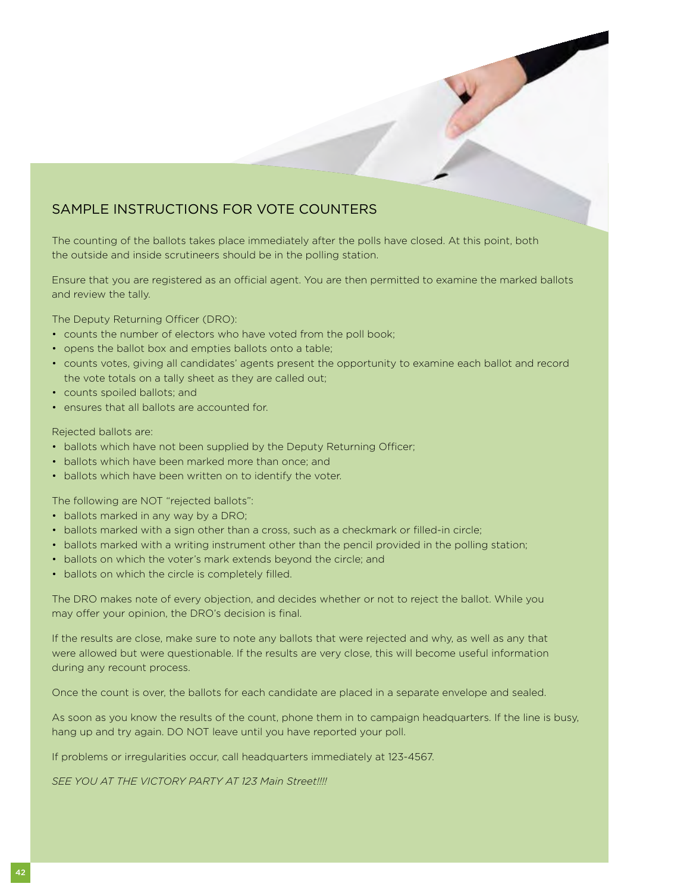## SAMPLE INSTRUCTIONS FOR VOTE COUNTERS

The counting of the ballots takes place immediately after the polls have closed. At this point, both the outside and inside scrutineers should be in the polling station.

Ensure that you are registered as an official agent. You are then permitted to examine the marked ballots and review the tally.

The Deputy Returning Officer (DRO):

- counts the number of electors who have voted from the poll book;
- opens the ballot box and empties ballots onto a table;
- counts votes, giving all candidates' agents present the opportunity to examine each ballot and record the vote totals on a tally sheet as they are called out;
- counts spoiled ballots; and
- ensures that all ballots are accounted for.

Rejected ballots are:

- ballots which have not been supplied by the Deputy Returning Officer;
- ballots which have been marked more than once; and
- ballots which have been written on to identify the voter.

The following are NOT "rejected ballots":

- ballots marked in any way by a DRO;
- ballots marked with a sign other than a cross, such as a checkmark or filled-in circle;
- ballots marked with a writing instrument other than the pencil provided in the polling station;
- ballots on which the voter's mark extends beyond the circle; and
- ballots on which the circle is completely filled.

The DRO makes note of every objection, and decides whether or not to reject the ballot. While you may offer your opinion, the DRO's decision is final.

If the results are close, make sure to note any ballots that were rejected and why, as well as any that were allowed but were questionable. If the results are very close, this will become useful information during any recount process.

Once the count is over, the ballots for each candidate are placed in a separate envelope and sealed.

As soon as you know the results of the count, phone them in to campaign headquarters. If the line is busy, hang up and try again. DO NOT leave until you have reported your poll.

If problems or irregularities occur, call headquarters immediately at 123-4567.

*SEE YOU AT THE VICTORY PARTY AT 123 Main Street!!!!*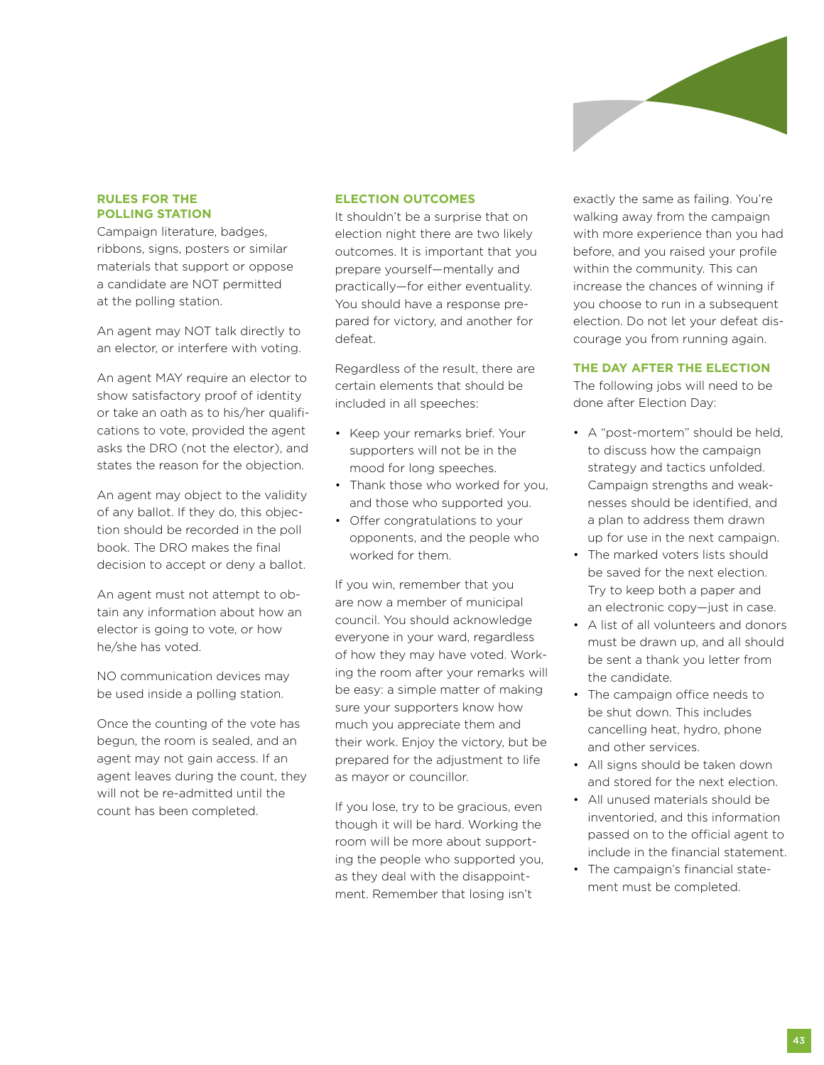### RULES FOR THE POLLING STATION

Campaign literature, badges, ribbons, signs, posters or similar materials that support or oppose a candidate are NOT permitted at the polling station.

An agent may NOT talk directly to an elector, or interfere with voting.

An agent MAY require an elector to show satisfactory proof of identity or take an oath as to his/her qualifications to vote, provided the agent asks the DRO (not the elector), and states the reason for the objection.

An agent may object to the validity of any ballot. If they do, this objection should be recorded in the poll book. The DRO makes the final decision to accept or deny a ballot.

An agent must not attempt to obtain any information about how an elector is going to vote, or how he/she has voted.

NO communication devices may be used inside a polling station.

Once the counting of the vote has begun, the room is sealed, and an agent may not gain access. If an agent leaves during the count, they will not be re-admitted until the count has been completed.

### ELECTION OUTCOMES

It shouldn't be a surprise that on election night there are two likely outcomes. It is important that you prepare yourself—mentally and practically—for either eventuality. You should have a response prepared for victory, and another for defeat.

Regardless of the result, there are certain elements that should be included in all speeches:

- Keep your remarks brief. Your supporters will not be in the mood for long speeches.
- Thank those who worked for you, and those who supported you.
- Offer congratulations to your opponents, and the people who worked for them.

If you win, remember that you are now a member of municipal council. You should acknowledge everyone in your ward, regardless of how they may have voted. Working the room after your remarks will be easy: a simple matter of making sure your supporters know how much you appreciate them and their work. Enjoy the victory, but be prepared for the adjustment to life as mayor or councillor.

If you lose, try to be gracious, even though it will be hard. Working the room will be more about supporting the people who supported you, as they deal with the disappointment. Remember that losing isn't exactly the same as failing. You're walking away from the campaign with more experience than you had before, and you raised your profile within the community. This can increase the chances of winning if you choose to run in a subsequent election. Do not let your defeat discourage you from running again.

### THE DAY AFTER THE ELECTION

The following jobs will need to be done after Election Day:

- A "post-mortem" should be held, to discuss how the campaign strategy and tactics unfolded. Campaign strengths and weaknesses should be identified, and a plan to address them drawn up for use in the next campaign.
- The marked voters lists should be saved for the next election. Try to keep both a paper and an electronic copy—just in case.
- A list of all volunteers and donors must be drawn up, and all should be sent a thank you letter from the candidate.
- The campaign office needs to be shut down. This includes cancelling heat, hydro, phone and other services.
- All signs should be taken down and stored for the next election.
- All unused materials should be inventoried, and this information passed on to the official agent to include in the financial statement.
- The campaign's financial statement must be completed.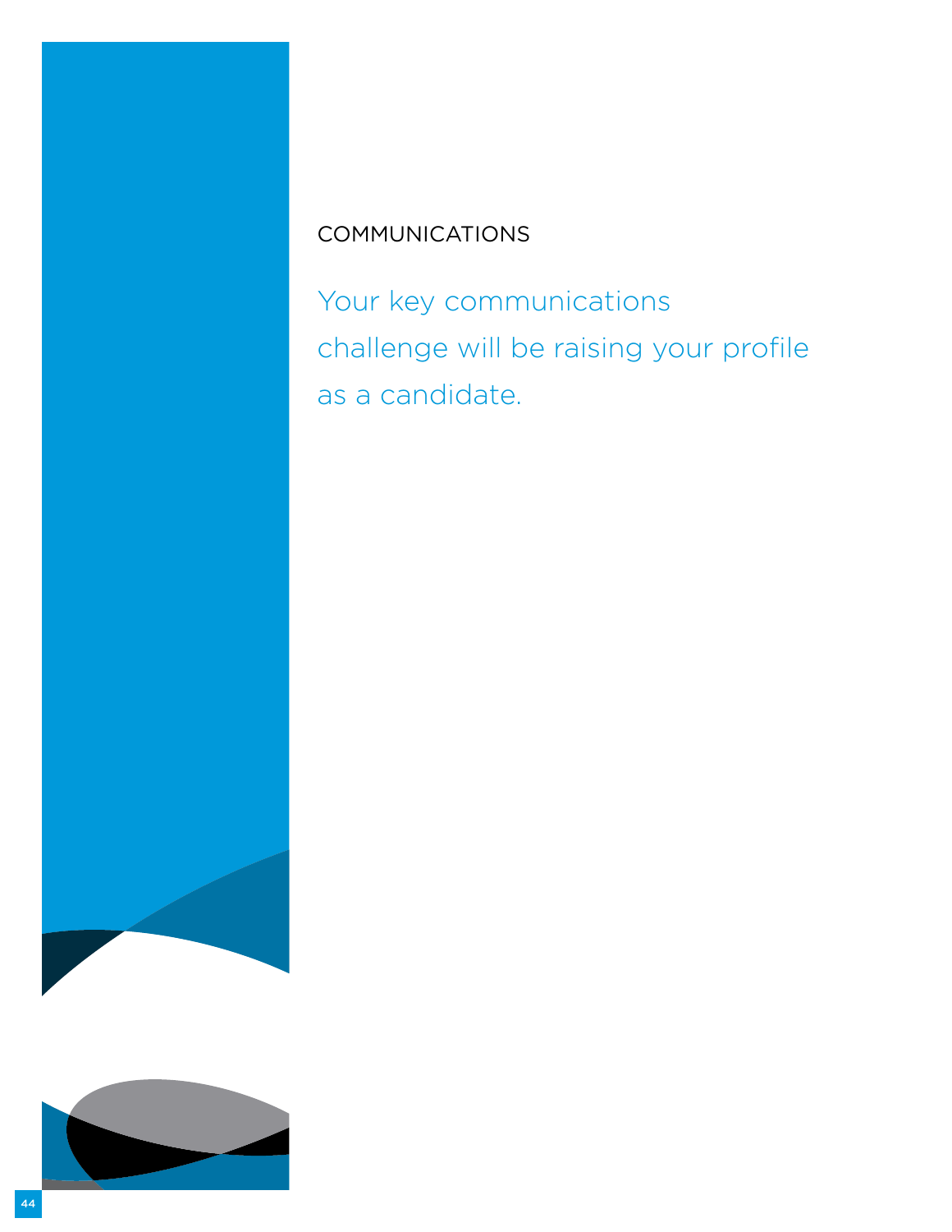## COMMUNICATIONS

Your key communications challenge will be raising your profile as a candidate.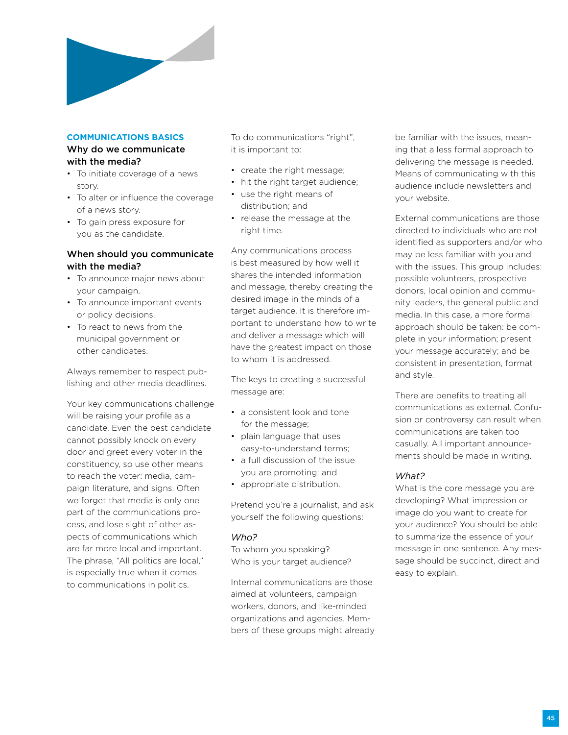**COMMUNICATIONS BASICS**

### Why do we communicate with the media?

- To initiate coverage of a news story.
- To alter or influence the coverage of a news story.
- To gain press exposure for you as the candidate.

### When should you communicate with the media?

- To announce major news about your campaign.
- To announce important events or policy decisions.
- To react to news from the municipal government or other candidates.

Always remember to respect publishing and other media deadlines.

Your key communications challenge will be raising your profile as a candidate. Even the best candidate cannot possibly knock on every door and greet every voter in the constituency, so use other means to reach the voter: media, campaign literature, and signs. Often we forget that media is only one part of the communications process, and lose sight of other aspects of communications which are far more local and important. The phrase, "All politics are local," is especially true when it comes to communications in politics.

To do communications "right", it is important to:

- create the right message;
- hit the right target audience;
- use the right means of distribution; and
- release the message at the right time.

Any communications process is best measured by how well it shares the intended information and message, thereby creating the desired image in the minds of a target audience. It is therefore important to understand how to write and deliver a message which will have the greatest impact on those to whom it is addressed.

The keys to creating a successful message are:

- a consistent look and tone for the message;
- plain language that uses easy-to-understand terms;
- a full discussion of the issue you are promoting; and
- appropriate distribution.

Pretend you're a journalist, and ask yourself the following questions:

#### *Who?*

To whom you speaking? Who is your target audience?

Internal communications are those aimed at volunteers, campaign workers, donors, and like-minded organizations and agencies. Members of these groups might already be familiar with the issues, meaning that a less formal approach to delivering the message is needed. Means of communicating with this audience include newsletters and your website.

External communications are those directed to individuals who are not identified as supporters and/or who may be less familiar with you and with the issues. This group includes: possible volunteers, prospective donors, local opinion and community leaders, the general public and media. In this case, a more formal approach should be taken: be complete in your information; present your message accurately; and be consistent in presentation, format and style.

There are benefits to treating all communications as external. Confusion or controversy can result when communications are taken too casually. All important announcements should be made in writing.

#### *What?*

What is the core message you are developing? What impression or image do you want to create for your audience? You should be able to summarize the essence of your message in one sentence. Any message should be succinct, direct and easy to explain.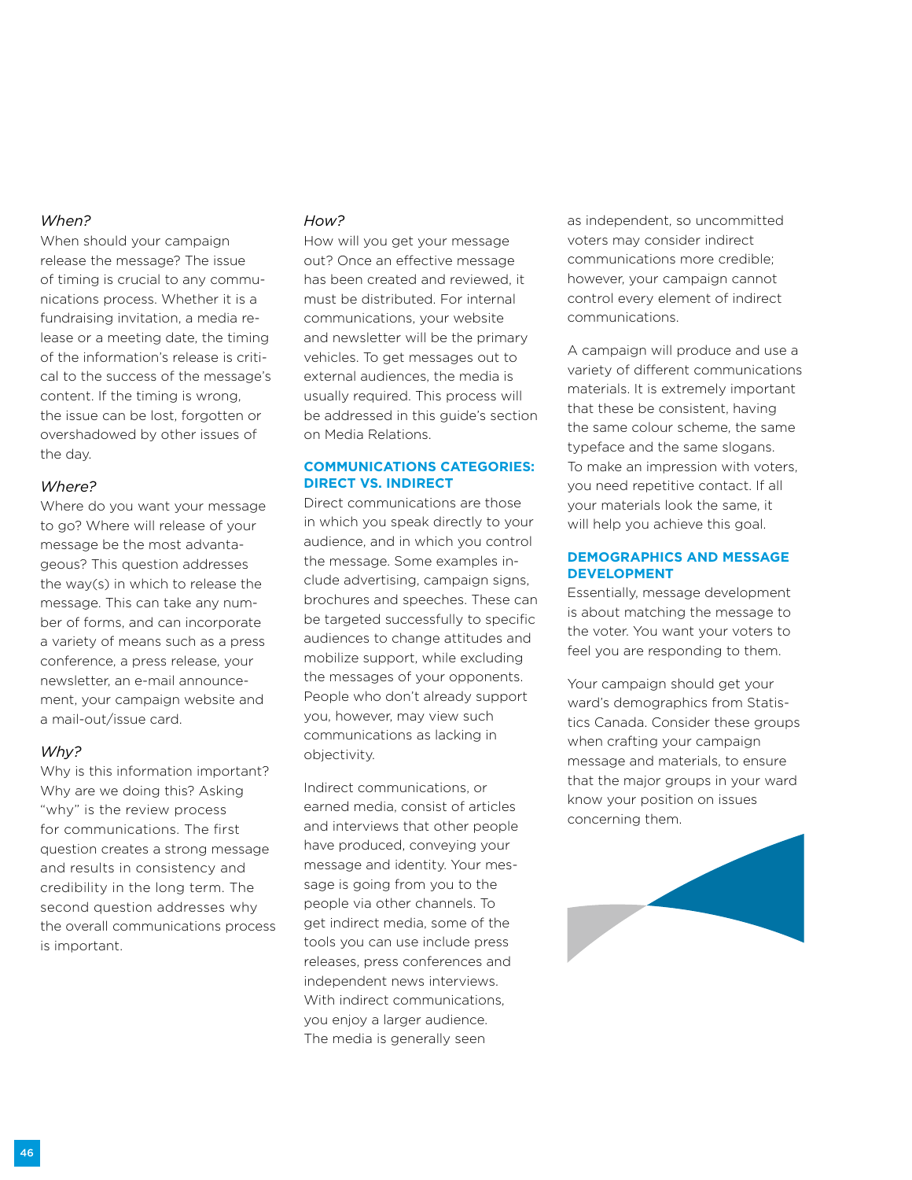*When?*

When should your campaign release the message? The issue of timing is crucial to any communications process. Whether it is a fundraising invitation, a media release or a meeting date, the timing of the information's release is critical to the success of the message's content. If the timing is wrong, the issue can be lost, forgotten or overshadowed by other issues of the day.

*Where?*

Where do you want your message to go? Where will release of your message be the most advantageous? This question addresses the way(s) in which to release the message. This can take any number of forms, and can incorporate a variety of means such as a press conference, a press release, your newsletter, an e-mail announcement, your campaign website and a mail-out/issue card.

*Why?*

Why is this information important? Why are we doing this? Asking "why" is the review process for communications. The first question creates a strong message and results in consistency and credibility in the long term. The second question addresses why the overall communications process is important.

*How?*

How will you get your message out? Once an effective message has been created and reviewed, it must be distributed. For internal communications, your website and newsletter will be the primary vehicles. To get messages out to external audiences, the media is usually required. This process will be addressed in this guide's section on Media Relations.

## COMMUNICATIONS CATEGORIES: DIRECT VS. INDIRECT

Direct communications are those in which you speak directly to your audience, and in which you control the message. Some examples include advertising, campaign signs, brochures and speeches. These can be targeted successfully to specific audiences to change attitudes and mobilize support, while excluding the messages of your opponents. People who don't already support you, however, may view such communications as lacking in objectivity.

Indirect communications, or earned media, consist of articles and interviews that other people have produced, conveying your message and identity. Your message is going from you to the people via other channels. To get indirect media, some of the tools you can use include press releases, press conferences and independent news interviews. With indirect communications, you enjoy a larger audience. The media is generally seen as independent, so uncommitted voters may consider indirect communications more credible; however, your campaign cannot control every element of indirect communications.

A campaign will produce and use a variety of different communications materials. It is extremely important that these be consistent, having the same colour scheme, the same typeface and the same slogans. To make an impression with voters, you need repetitive contact. If all your materials look the same, it will help you achieve this goal.

## DEMOGRAPHICS AND MESSAGE DEVELOPMENT

Essentially, message development is about matching the message to the voter. You want your voters to feel you are responding to them.

Your campaign should get your ward's demographics from Statistics Canada. Consider these groups when crafting your campaign message and materials, to ensure that the major groups in your ward know your position on issues concerning them.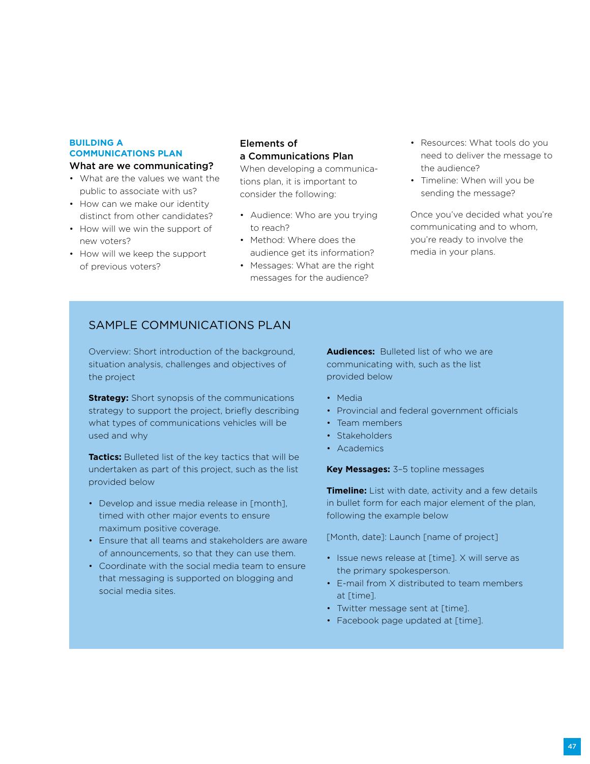## BUILDING A COMMUNICATIONS PLAN

### What are we communicating?

- What are the values we want the public to associate with us?
- How can we make our identity distinct from other candidates?
- How will we win the support of new voters?
- How will we keep the support of previous voters?

### Elements of a Communications Plan

When developing a communications plan, it is important to consider the following:

- Audience: Who are you trying to reach?
- Method: Where does the audience get its information?
- Messages: What are the right messages for the audience?
- Resources: What tools do you need to deliver the message to the audience?
- Timeline: When will you be sending the message?

Once you've decided what you're communicating and to whom, you're ready to involve the media in your plans.

## SAMPLE COMMUNICATIONS PLAN

Overview: Short introduction of the background, situation analysis, challenges and objectives of the project

**Strategy:** Short synopsis of the communications strategy to support the project, briefly describing what types of communications vehicles will be used and why

**Tactics:** Bulleted list of the key tactics that will be undertaken as part of this project, such as the list provided below

- Develop and issue media release in [month], timed with other major events to ensure maximum positive coverage.
- Ensure that all teams and stakeholders are aware of announcements, so that they can use them.
- Coordinate with the social media team to ensure that messaging is supported on blogging and social media sites.

**Audiences:** Bulleted list of who we are communicating with, such as the list provided below

- Media
- Provincial and federal government officials
- Team members
- Stakeholders
- Academics

**Key Messages:** 3–5 topline messages

**Timeline:** List with date, activity and a few details in bullet form for each major element of the plan, following the example below

[Month, date]: Launch [name of project]

- Issue news release at [time]. X will serve as the primary spokesperson.
- E-mail from X distributed to team members at [time].
- Twitter message sent at [time].
- Facebook page updated at [time].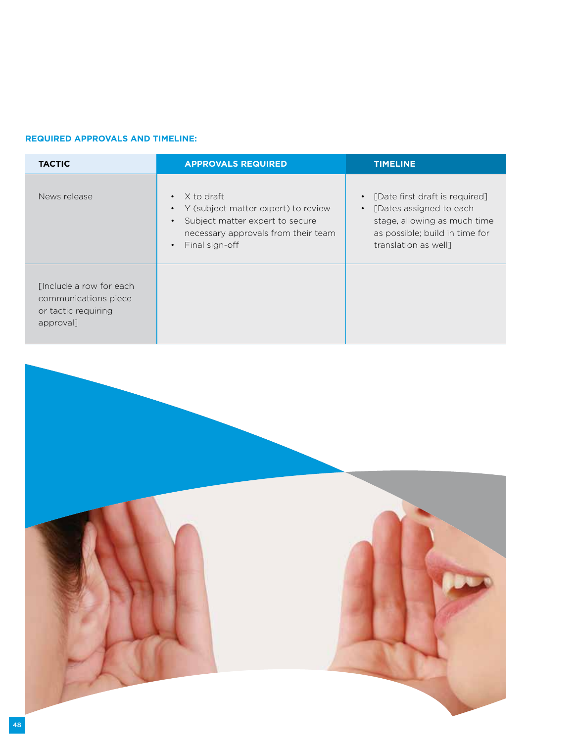**REQUIRED APPROVALS AND TIMELINE:**

| TACTIC | APPROVALS REQUIRED | TIMELINE |
| --- | --- | --- |
| News release | • X to draft<br>• Y (subject matter expert) to review<br>• Subject matter expert to secure necessary approvals from their team<br>• Final sign-off | • [Date first draft is required]<br>• [Dates assigned to each stage, allowing as much time as possible; build in time for translation as well] |
| [Include a row for each communications piece or tactic requiring approval] | | |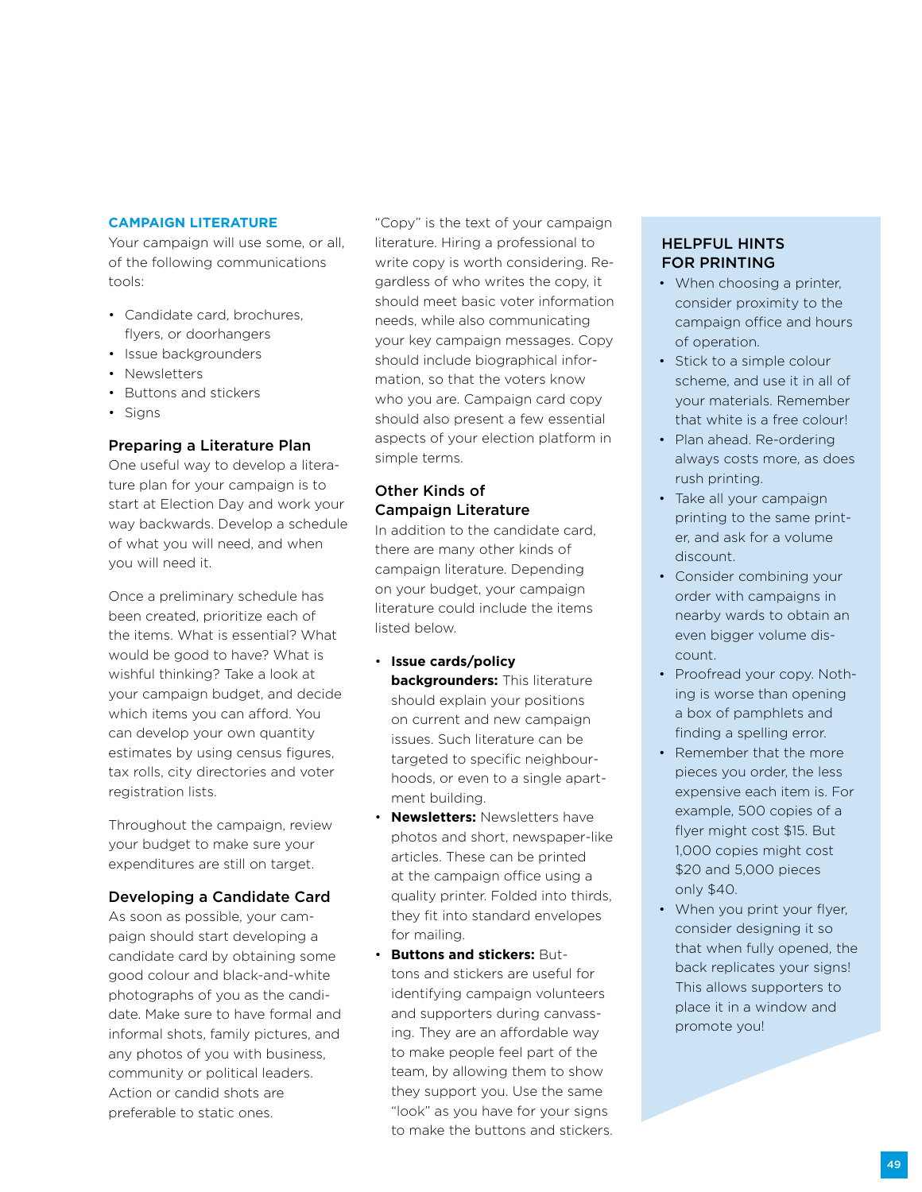## CAMPAIGN LITERATURE

Your campaign will use some, or all, of the following communications tools:

- Candidate card, brochures, flyers, or doorhangers
- Issue backgrounders
- Newsletters
- Buttons and stickers
- Signs

### Preparing a Literature Plan

One useful way to develop a literature plan for your campaign is to start at Election Day and work your way backwards. Develop a schedule of what you will need, and when you will need it.

Once a preliminary schedule has been created, prioritize each of the items. What is essential? What would be good to have? What is wishful thinking? Take a look at your campaign budget, and decide which items you can afford. You can develop your own quantity estimates by using census figures, tax rolls, city directories and voter registration lists.

Throughout the campaign, review your budget to make sure your expenditures are still on target.

### Developing a Candidate Card

As soon as possible, your campaign should start developing a candidate card by obtaining some good colour and black-and-white photographs of you as the candidate. Make sure to have formal and informal shots, family pictures, and any photos of you with business, community or political leaders. Action or candid shots are preferable to static ones.

"Copy" is the text of your campaign literature. Hiring a professional to write copy is worth considering. Regardless of who writes the copy, it should meet basic voter information needs, while also communicating your key campaign messages. Copy should include biographical information, so that the voters know who you are. Campaign card copy should also present a few essential aspects of your election platform in simple terms.

### Other Kinds of Campaign Literature

In addition to the candidate card, there are many other kinds of campaign literature. Depending on your budget, your campaign literature could include the items listed below.

- **Issue cards/policy backgrounders:** This literature should explain your positions on current and new campaign issues. Such literature can be targeted to specific neighbourhoods, or even to a single apartment building.
- **Newsletters:** Newsletters have photos and short, newspaper-like articles. These can be printed at the campaign office using a quality printer. Folded into thirds, they fit into standard envelopes for mailing.
- **Buttons and stickers:** Buttons and stickers are useful for identifying campaign volunteers and supporters during canvassing. They are an affordable way to make people feel part of the team, by allowing them to show they support you. Use the same "look" as you have for your signs to make the buttons and stickers.

### HELPFUL HINTS FOR PRINTING

- When choosing a printer, consider proximity to the campaign office and hours of operation.
- Stick to a simple colour scheme, and use it in all of your materials. Remember that white is a free colour!
- Plan ahead. Re-ordering always costs more, as does rush printing.
- Take all your campaign printing to the same printer, and ask for a volume discount.
- Consider combining your order with campaigns in nearby wards to obtain an even bigger volume discount.
- Proofread your copy. Nothing is worse than opening a box of pamphlets and finding a spelling error.
- Remember that the more pieces you order, the less expensive each item is. For example, 500 copies of a flyer might cost $15. But 1,000 copies might cost $20 and 5,000 pieces only $40.
- When you print your flyer, consider designing it so that when fully opened, the back replicates your signs! This allows supporters to place it in a window and promote you!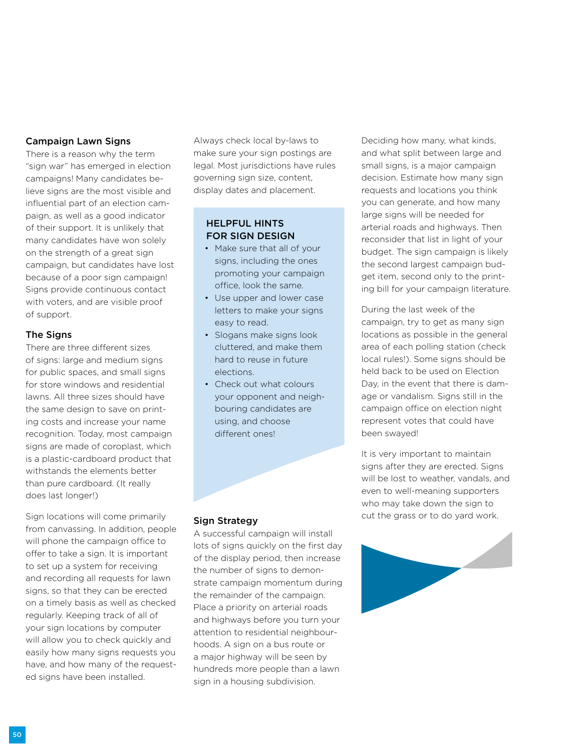### Campaign Lawn Signs

There is a reason why the term "sign war" has emerged in election campaigns! Many candidates believe signs are the most visible and influential part of an election campaign, as well as a good indicator of their support. It is unlikely that many candidates have won solely on the strength of a great sign campaign, but candidates have lost because of a poor sign campaign! Signs provide continuous contact with voters, and are visible proof of support.

### The Signs

There are three different sizes of signs: large and medium signs for public spaces, and small signs for store windows and residential lawns. All three sizes should have the same design to save on printing costs and increase your name recognition. Today, most campaign signs are made of coroplast, which is a plastic-cardboard product that withstands the elements better than pure cardboard. (It really does last longer!)

Sign locations will come primarily from canvassing. In addition, people will phone the campaign office to offer to take a sign. It is important to set up a system for receiving and recording all requests for lawn signs, so that they can be erected on a timely basis as well as checked regularly. Keeping track of all of your sign locations by computer will allow you to check quickly and easily how many signs requests you have, and how many of the requested signs have been installed.

Always check local by-laws to make sure your sign postings are legal. Most jurisdictions have rules governing sign size, content, display dates and placement.

#### HELPFUL HINTS FOR SIGN DESIGN

- Make sure that all of your signs, including the ones promoting your campaign office, look the same.
- Use upper and lower case letters to make your signs easy to read.
- Slogans make signs look cluttered, and make them hard to reuse in future elections.
- Check out what colours your opponent and neighbouring candidates are using, and choose different ones!

### Sign Strategy

A successful campaign will install lots of signs quickly on the first day of the display period, then increase the number of signs to demonstrate campaign momentum during the remainder of the campaign. Place a priority on arterial roads and highways before you turn your attention to residential neighbourhoods. A sign on a bus route or a major highway will be seen by hundreds more people than a lawn sign in a housing subdivision.

Deciding how many, what kinds, and what split between large and small signs, is a major campaign decision. Estimate how many sign requests and locations you think you can generate, and how many large signs will be needed for arterial roads and highways. Then reconsider that list in light of your budget. The sign campaign is likely the second largest campaign budget item, second only to the printing bill for your campaign literature.

During the last week of the campaign, try to get as many sign locations as possible in the general area of each polling station (check local rules!). Some signs should be held back to be used on Election Day, in the event that there is damage or vandalism. Signs still in the campaign office on election night represent votes that could have been swayed!

It is very important to maintain signs after they are erected. Signs will be lost to weather, vandals, and even to well-meaning supporters who may take down the sign to cut the grass or to do yard work.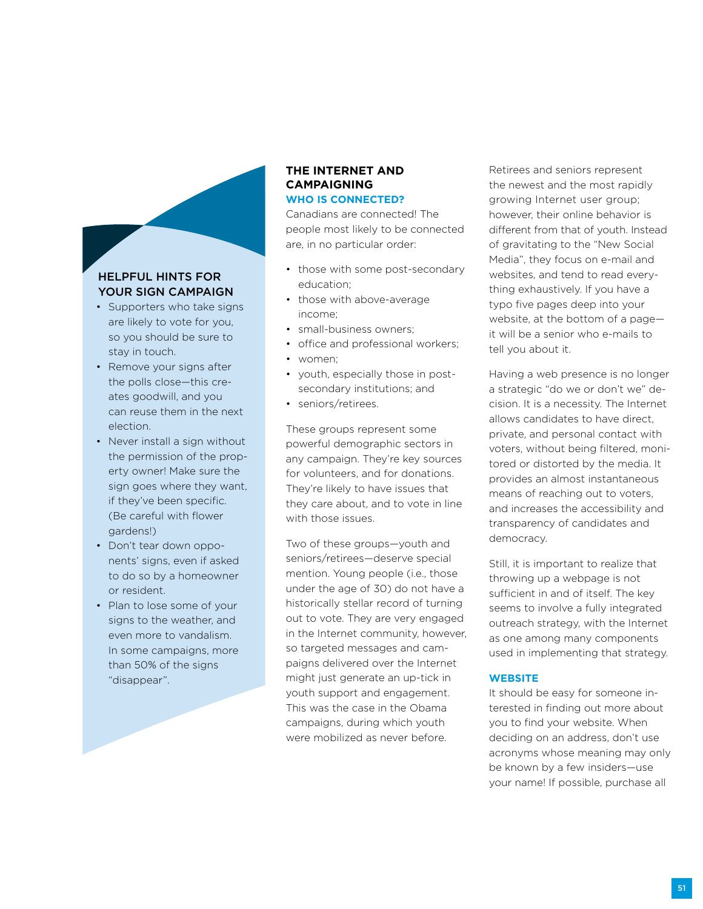## HELPFUL HINTS FOR YOUR SIGN CAMPAIGN

- Supporters who take signs are likely to vote for you, so you should be sure to stay in touch.
- Remove your signs after the polls close—this creates goodwill, and you can reuse them in the next election.
- Never install a sign without the permission of the property owner! Make sure the sign goes where they want, if they've been specific. (Be careful with flower gardens!)
- Don't tear down opponents' signs, even if asked to do so by a homeowner or resident.
- Plan to lose some of your signs to the weather, and even more to vandalism. In some campaigns, more than 50% of the signs "disappear".

## THE INTERNET AND CAMPAIGNING

### WHO IS CONNECTED?

Canadians are connected! The people most likely to be connected are, in no particular order:

- those with some post-secondary education;
- those with above-average income;
- small-business owners;
- office and professional workers;
- women;
- youth, especially those in post-secondary institutions; and
- seniors/retirees.

These groups represent some powerful demographic sectors in any campaign. They're key sources for volunteers, and for donations. They're likely to have issues that they care about, and to vote in line with those issues.

Two of these groups—youth and seniors/retirees—deserve special mention. Young people (i.e., those under the age of 30) do not have a historically stellar record of turning out to vote. They are very engaged in the Internet community, however, so targeted messages and campaigns delivered over the Internet might just generate an up-tick in youth support and engagement. This was the case in the Obama campaigns, during which youth were mobilized as never before.

Retirees and seniors represent the newest and the most rapidly growing Internet user group; however, their online behavior is different from that of youth. Instead of gravitating to the "New Social Media", they focus on e-mail and websites, and tend to read everything exhaustively. If you have a typo five pages deep into your website, at the bottom of a page—it will be a senior who e-mails to tell you about it.

Having a web presence is no longer a strategic "do we or don't we" decision. It is a necessity. The Internet allows candidates to have direct, private, and personal contact with voters, without being filtered, monitored or distorted by the media. It provides an almost instantaneous means of reaching out to voters, and increases the accessibility and transparency of candidates and democracy.

Still, it is important to realize that throwing up a webpage is not sufficient in and of itself. The key seems to involve a fully integrated outreach strategy, with the Internet as one among many components used in implementing that strategy.

### WEBSITE

It should be easy for someone interested in finding out more about you to find your website. When deciding on an address, don't use acronyms whose meaning may only be known by a few insiders—use your name! If possible, purchase all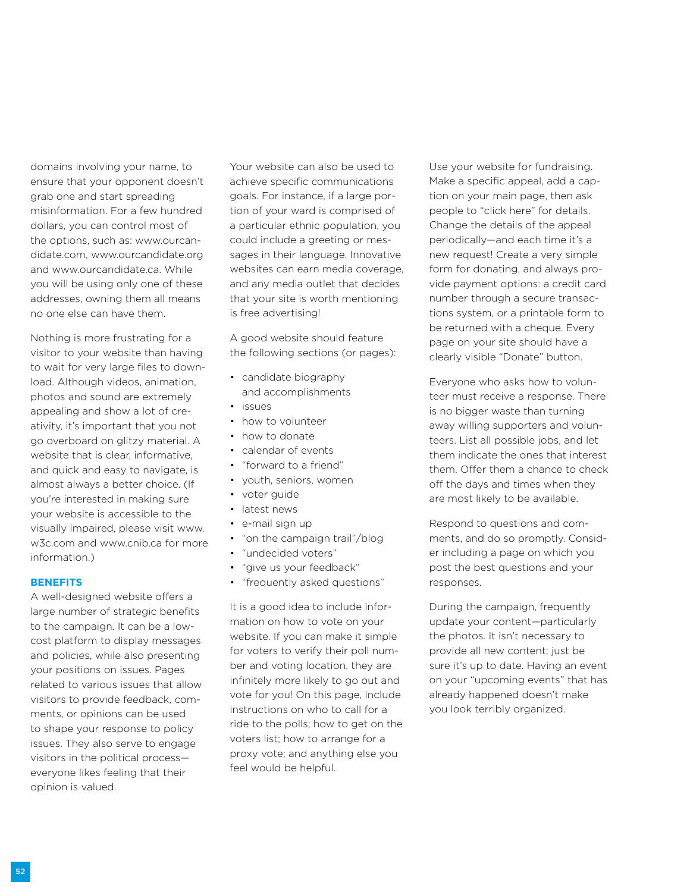domains involving your name, to ensure that your opponent doesn't grab one and start spreading misinformation. For a few hundred dollars, you can control most of the options, such as: www.ourcandidate.com, www.ourcandidate.org and www.ourcandidate.ca. While you will be using only one of these addresses, owning them all means no one else can have them.

Nothing is more frustrating for a visitor to your website than having to wait for very large files to download. Although videos, animation, photos and sound are extremely appealing and show a lot of creativity, it's important that you not go overboard on glitzy material. A website that is clear, informative, and quick and easy to navigate, is almost always a better choice. (If you're interested in making sure your website is accessible to the visually impaired, please visit www.w3c.com and www.cnib.ca for more information.)

### BENEFITS

A well-designed website offers a large number of strategic benefits to the campaign. It can be a low-cost platform to display messages and policies, while also presenting your positions on issues. Pages related to various issues that allow visitors to provide feedback, comments, or opinions can be used to shape your response to policy issues. They also serve to engage visitors in the political process—everyone likes feeling that their opinion is valued.

Your website can also be used to achieve specific communications goals. For instance, if a large portion of your ward is comprised of a particular ethnic population, you could include a greeting or messages in their language. Innovative websites can earn media coverage, and any media outlet that decides that your site is worth mentioning is free advertising!

A good website should feature the following sections (or pages):

- candidate biography and accomplishments
- issues
- how to volunteer
- how to donate
- calendar of events
- "forward to a friend"
- youth, seniors, women
- voter guide
- latest news
- e-mail sign up
- "on the campaign trail"/blog
- "undecided voters"
- "give us your feedback"
- "frequently asked questions"

It is a good idea to include information on how to vote on your website. If you can make it simple for voters to verify their poll number and voting location, they are infinitely more likely to go out and vote for you! On this page, include instructions on who to call for a ride to the polls; how to get on the voters list; how to arrange for a proxy vote; and anything else you feel would be helpful.

Use your website for fundraising. Make a specific appeal, add a caption on your main page, then ask people to "click here" for details. Change the details of the appeal periodically—and each time it's a new request! Create a very simple form for donating, and always provide payment options: a credit card number through a secure transactions system, or a printable form to be returned with a cheque. Every page on your site should have a clearly visible "Donate" button.

Everyone who asks how to volunteer must receive a response. There is no bigger waste than turning away willing supporters and volunteers. List all possible jobs, and let them indicate the ones that interest them. Offer them a chance to check off the days and times when they are most likely to be available.

Respond to questions and comments, and do so promptly. Consider including a page on which you post the best questions and your responses.

During the campaign, frequently update your content—particularly the photos. It isn't necessary to provide all new content; just be sure it's up to date. Having an event on your "upcoming events" that has already happened doesn't make you look terribly organized.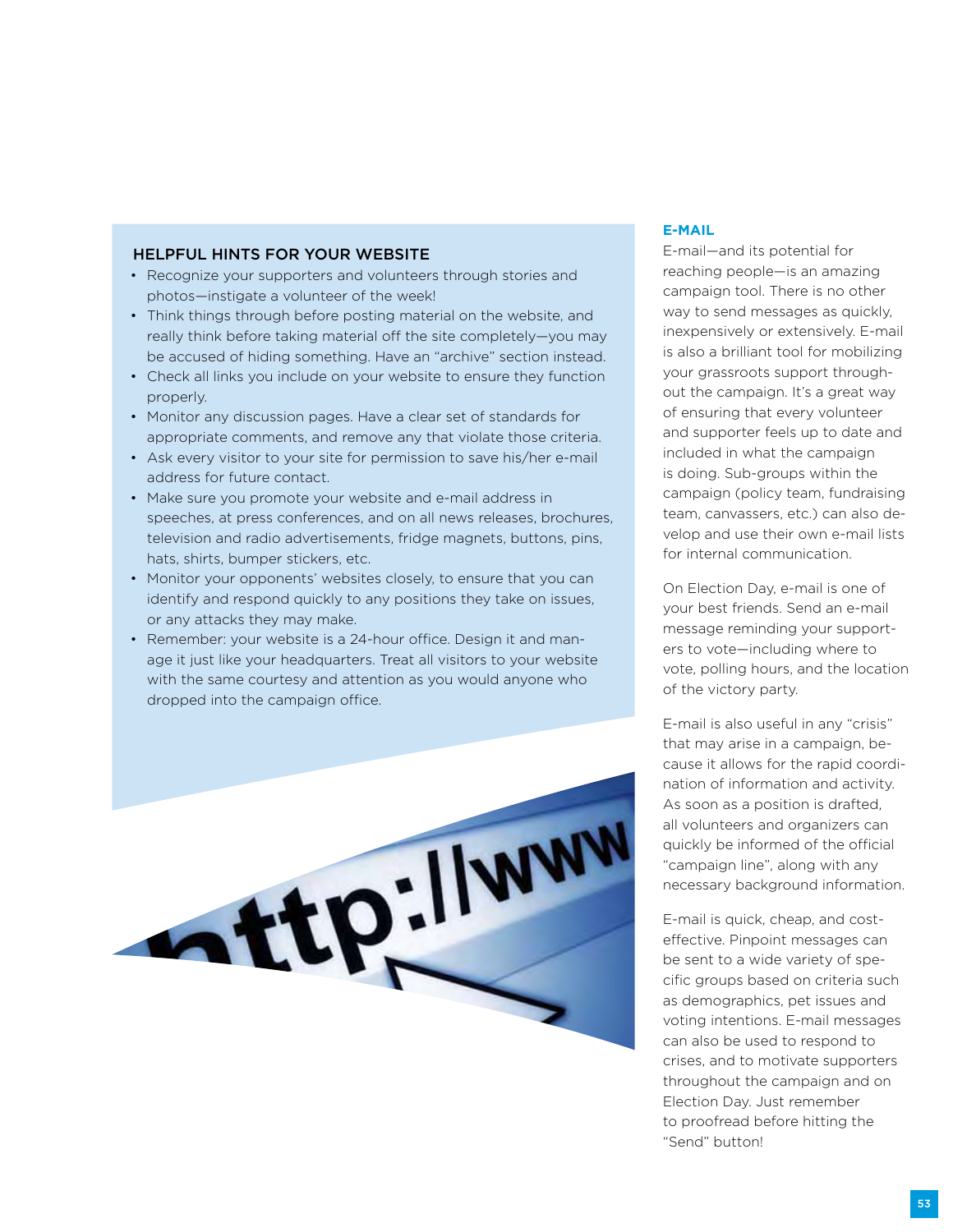## HELPFUL HINTS FOR YOUR WEBSITE

- Recognize your supporters and volunteers through stories and photos—instigate a volunteer of the week!
- Think things through before posting material on the website, and really think before taking material off the site completely—you may be accused of hiding something. Have an "archive" section instead.
- Check all links you include on your website to ensure they function properly.
- Monitor any discussion pages. Have a clear set of standards for appropriate comments, and remove any that violate those criteria.
- Ask every visitor to your site for permission to save his/her e-mail address for future contact.
- Make sure you promote your website and e-mail address in speeches, at press conferences, and on all news releases, brochures, television and radio advertisements, fridge magnets, buttons, pins, hats, shirts, bumper stickers, etc.
- Monitor your opponents' websites closely, to ensure that you can identify and respond quickly to any positions they take on issues, or any attacks they may make.
- Remember: your website is a 24-hour office. Design it and manage it just like your headquarters. Treat all visitors to your website with the same courtesy and attention as you would anyone who dropped into the campaign office.

### E-MAIL

E-mail—and its potential for reaching people—is an amazing campaign tool. There is no other way to send messages as quickly, inexpensively or extensively. E-mail is also a brilliant tool for mobilizing your grassroots support throughout the campaign. It's a great way of ensuring that every volunteer and supporter feels up to date and included in what the campaign is doing. Sub-groups within the campaign (policy team, fundraising team, canvassers, etc.) can also develop and use their own e-mail lists for internal communication.

On Election Day, e-mail is one of your best friends. Send an e-mail message reminding your supporters to vote—including where to vote, polling hours, and the location of the victory party.

E-mail is also useful in any "crisis" that may arise in a campaign, because it allows for the rapid coordination of information and activity. As soon as a position is drafted, all volunteers and organizers can quickly be informed of the official "campaign line", along with any necessary background information.

E-mail is quick, cheap, and cost-effective. Pinpoint messages can be sent to a wide variety of specific groups based on criteria such as demographics, pet issues and voting intentions. E-mail messages can also be used to respond to crises, and to motivate supporters throughout the campaign and on Election Day. Just remember to proofread before hitting the "Send" button!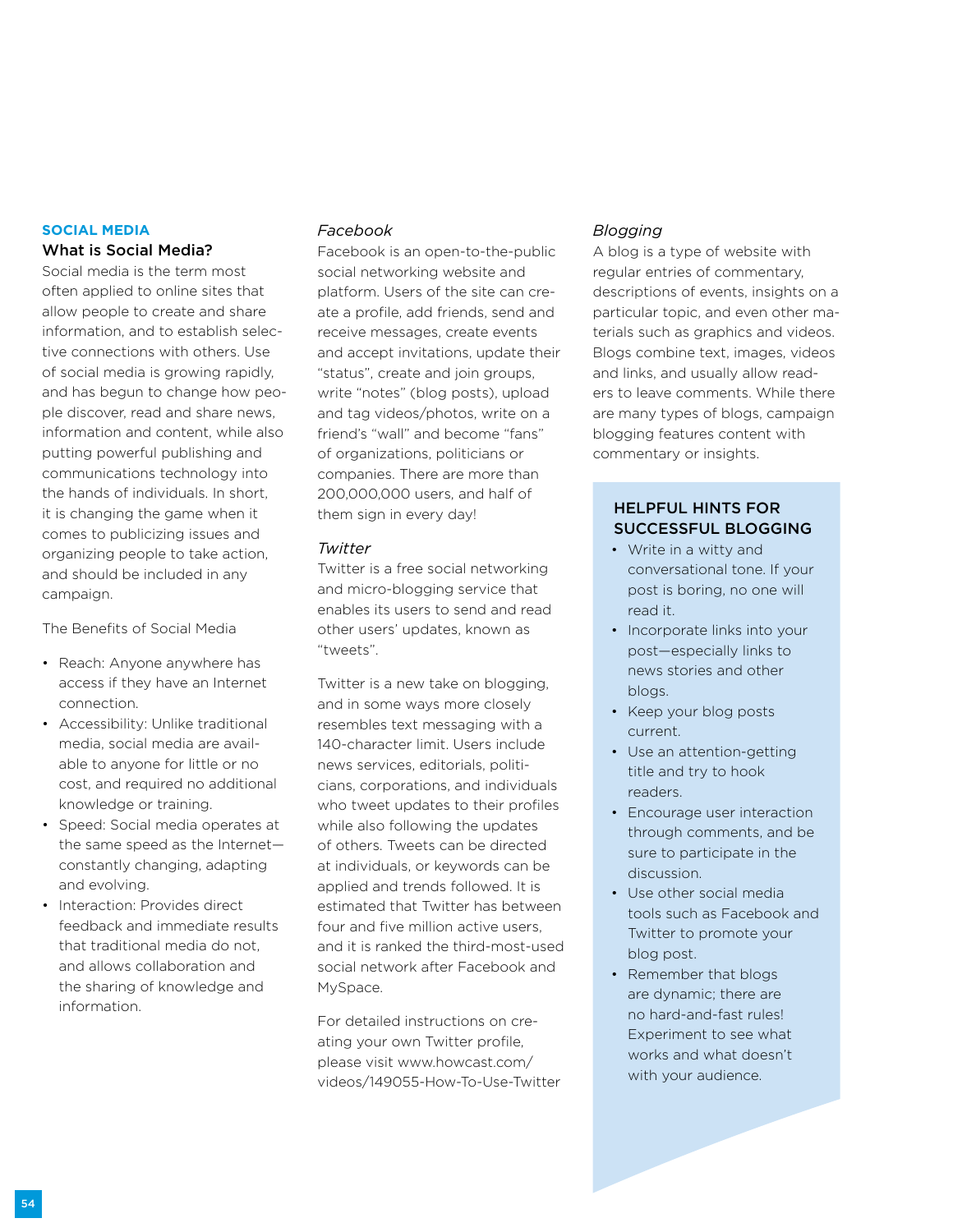## SOCIAL MEDIA

### What is Social Media?

Social media is the term most often applied to online sites that allow people to create and share information, and to establish selective connections with others. Use of social media is growing rapidly, and has begun to change how people discover, read and share news, information and content, while also putting powerful publishing and communications technology into the hands of individuals. In short, it is changing the game when it comes to publicizing issues and organizing people to take action, and should be included in any campaign.

The Benefits of Social Media

- Reach: Anyone anywhere has access if they have an Internet connection.
- Accessibility: Unlike traditional media, social media are available to anyone for little or no cost, and required no additional knowledge or training.
- Speed: Social media operates at the same speed as the Internet—constantly changing, adapting and evolving.
- Interaction: Provides direct feedback and immediate results that traditional media do not, and allows collaboration and the sharing of knowledge and information.

### *Facebook*

Facebook is an open-to-the-public social networking website and platform. Users of the site can create a profile, add friends, send and receive messages, create events and accept invitations, update their "status", create and join groups, write "notes" (blog posts), upload and tag videos/photos, write on a friend's "wall" and become "fans" of organizations, politicians or companies. There are more than 200,000,000 users, and half of them sign in every day!

### *Twitter*

Twitter is a free social networking and micro-blogging service that enables its users to send and read other users' updates, known as "tweets".

Twitter is a new take on blogging, and in some ways more closely resembles text messaging with a 140-character limit. Users include news services, editorials, politicians, corporations, and individuals who tweet updates to their profiles while also following the updates of others. Tweets can be directed at individuals, or keywords can be applied and trends followed. It is estimated that Twitter has between four and five million active users, and it is ranked the third-most-used social network after Facebook and MySpace.

For detailed instructions on creating your own Twitter profile, please visit www.howcast.com/videos/149055-How-To-Use-Twitter

### *Blogging*

A blog is a type of website with regular entries of commentary, descriptions of events, insights on a particular topic, and even other materials such as graphics and videos. Blogs combine text, images, videos and links, and usually allow readers to leave comments. While there are many types of blogs, campaign blogging features content with commentary or insights.

### HELPFUL HINTS FOR SUCCESSFUL BLOGGING

- Write in a witty and conversational tone. If your post is boring, no one will read it.
- Incorporate links into your post—especially links to news stories and other blogs.
- Keep your blog posts current.
- Use an attention-getting title and try to hook readers.
- Encourage user interaction through comments, and be sure to participate in the discussion.
- Use other social media tools such as Facebook and Twitter to promote your blog post.
- Remember that blogs are dynamic; there are no hard-and-fast rules! Experiment to see what works and what doesn't with your audience.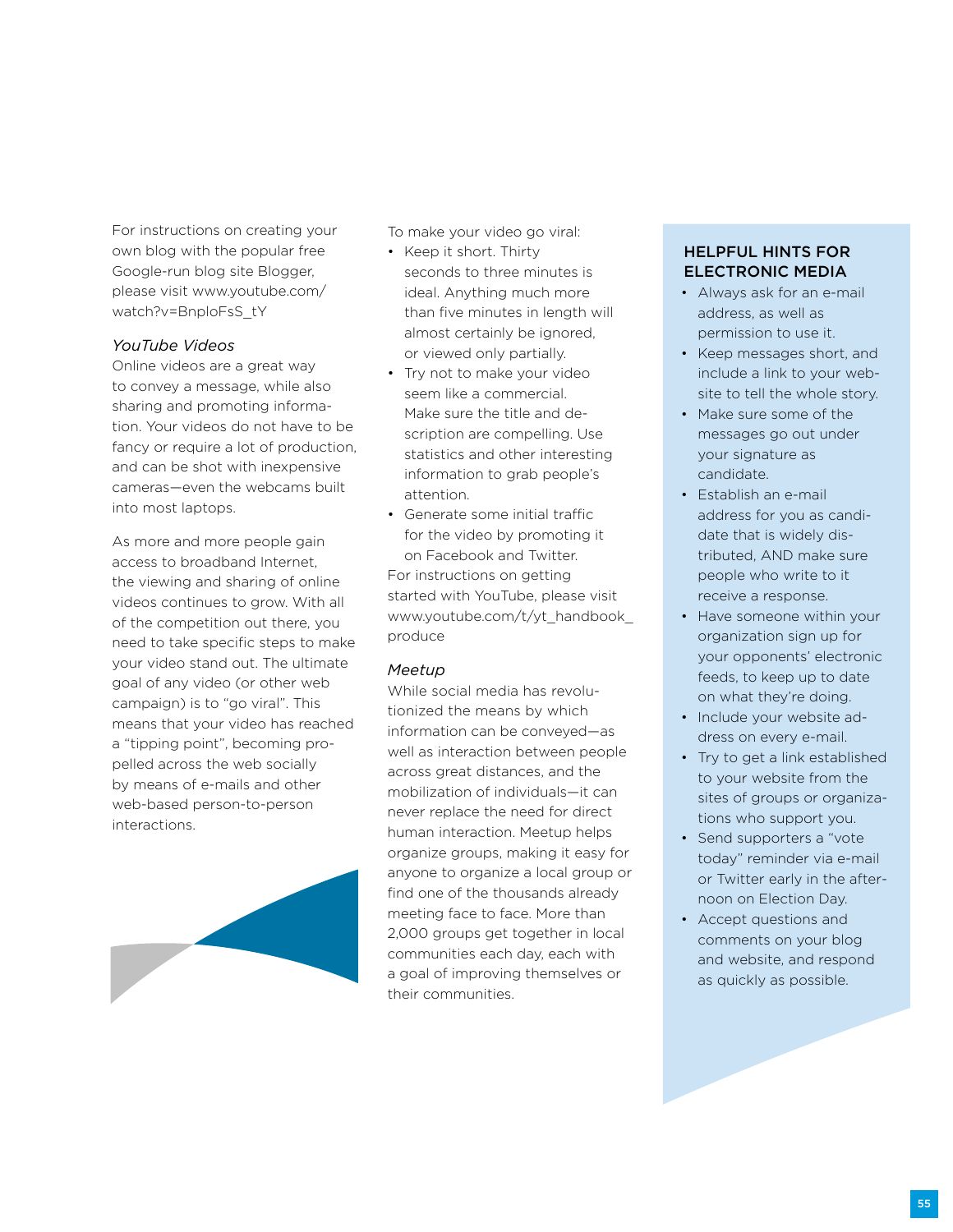For instructions on creating your own blog with the popular free Google-run blog site Blogger, please visit www.youtube.com/watch?v=BnploFsS_tY

*YouTube Videos*

Online videos are a great way to convey a message, while also sharing and promoting information. Your videos do not have to be fancy or require a lot of production, and can be shot with inexpensive cameras—even the webcams built into most laptops.

As more and more people gain access to broadband Internet, the viewing and sharing of online videos continues to grow. With all of the competition out there, you need to take specific steps to make your video stand out. The ultimate goal of any video (or other web campaign) is to "go viral". This means that your video has reached a "tipping point", becoming propelled across the web socially by means of e-mails and other web-based person-to-person interactions.

To make your video go viral:

- Keep it short. Thirty seconds to three minutes is ideal. Anything much more than five minutes in length will almost certainly be ignored, or viewed only partially.
- Try not to make your video seem like a commercial. Make sure the title and description are compelling. Use statistics and other interesting information to grab people's attention.
- Generate some initial traffic for the video by promoting it on Facebook and Twitter.

For instructions on getting started with YouTube, please visit www.youtube.com/t/yt_handbook_produce

*Meetup*

While social media has revolutionized the means by which information can be conveyed—as well as interaction between people across great distances, and the mobilization of individuals—it can never replace the need for direct human interaction. Meetup helps organize groups, making it easy for anyone to organize a local group or find one of the thousands already meeting face to face. More than 2,000 groups get together in local communities each day, each with a goal of improving themselves or their communities.

## HELPFUL HINTS FOR ELECTRONIC MEDIA

- Always ask for an e-mail address, as well as permission to use it.
- Keep messages short, and include a link to your website to tell the whole story.
- Make sure some of the messages go out under your signature as candidate.
- Establish an e-mail address for you as candidate that is widely distributed, AND make sure people who write to it receive a response.
- Have someone within your organization sign up for your opponents' electronic feeds, to keep up to date on what they're doing.
- Include your website address on every e-mail.
- Try to get a link established to your website from the sites of groups or organizations who support you.
- Send supporters a "vote today" reminder via e-mail or Twitter early in the afternoon on Election Day.
- Accept questions and comments on your blog and website, and respond as quickly as possible.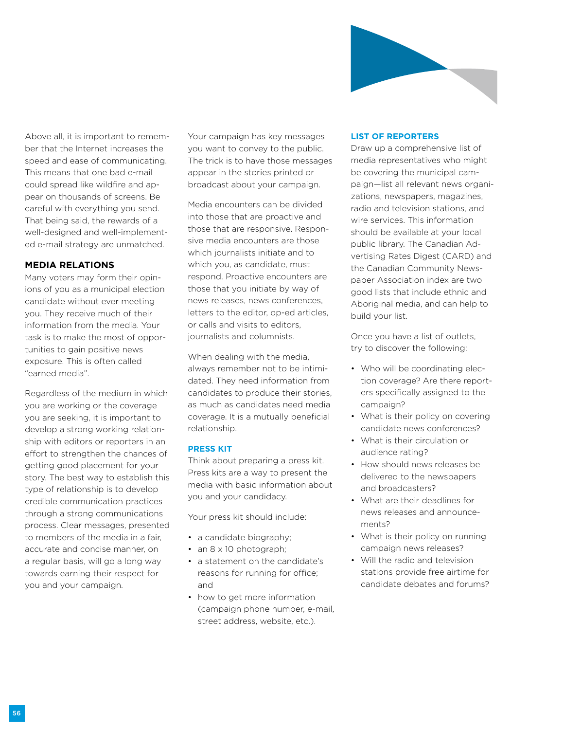Above all, it is important to remember that the Internet increases the speed and ease of communicating. This means that one bad e-mail could spread like wildfire and appear on thousands of screens. Be careful with everything you send. That being said, the rewards of a well-designed and well-implemented e-mail strategy are unmatched.

## MEDIA RELATIONS

Many voters may form their opinions of you as a municipal election candidate without ever meeting you. They receive much of their information from the media. Your task is to make the most of opportunities to gain positive news exposure. This is often called "earned media".

Regardless of the medium in which you are working or the coverage you are seeking, it is important to develop a strong working relationship with editors or reporters in an effort to strengthen the chances of getting good placement for your story. The best way to establish this type of relationship is to develop credible communication practices through a strong communications process. Clear messages, presented to members of the media in a fair, accurate and concise manner, on a regular basis, will go a long way towards earning their respect for you and your campaign.

Your campaign has key messages you want to convey to the public. The trick is to have those messages appear in the stories printed or broadcast about your campaign.

Media encounters can be divided into those that are proactive and those that are responsive. Responsive media encounters are those which journalists initiate and to which you, as candidate, must respond. Proactive encounters are those that you initiate by way of news releases, news conferences, letters to the editor, op-ed articles, or calls and visits to editors, journalists and columnists.

When dealing with the media, always remember not to be intimidated. They need information from candidates to produce their stories, as much as candidates need media coverage. It is a mutually beneficial relationship.

### PRESS KIT

Think about preparing a press kit. Press kits are a way to present the media with basic information about you and your candidacy.

Your press kit should include:

- a candidate biography;
- an 8 x 10 photograph;
- a statement on the candidate's reasons for running for office; and
- how to get more information (campaign phone number, e-mail, street address, website, etc.).

### LIST OF REPORTERS

Draw up a comprehensive list of media representatives who might be covering the municipal campaign—list all relevant news organizations, newspapers, magazines, radio and television stations, and wire services. This information should be available at your local public library. The Canadian Advertising Rates Digest (CARD) and the Canadian Community Newspaper Association index are two good lists that include ethnic and Aboriginal media, and can help to build your list.

Once you have a list of outlets, try to discover the following:

- Who will be coordinating election coverage? Are there reporters specifically assigned to the campaign?
- What is their policy on covering candidate news conferences?
- What is their circulation or audience rating?
- How should news releases be delivered to the newspapers and broadcasters?
- What are their deadlines for news releases and announcements?
- What is their policy on running campaign news releases?
- Will the radio and television stations provide free airtime for candidate debates and forums?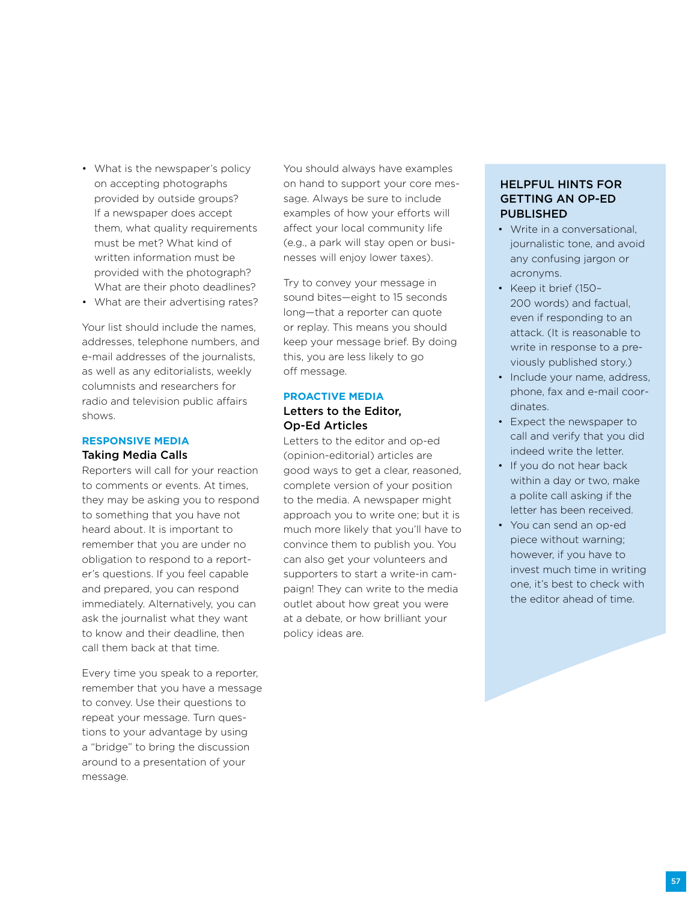- What is the newspaper's policy on accepting photographs provided by outside groups? If a newspaper does accept them, what quality requirements must be met? What kind of written information must be provided with the photograph? What are their photo deadlines?
- What are their advertising rates?

Your list should include the names, addresses, telephone numbers, and e-mail addresses of the journalists, as well as any editorialists, weekly columnists and researchers for radio and television public affairs shows.

## RESPONSIVE MEDIA

### Taking Media Calls

Reporters will call for your reaction to comments or events. At times, they may be asking you to respond to something that you have not heard about. It is important to remember that you are under no obligation to respond to a reporter's questions. If you feel capable and prepared, you can respond immediately. Alternatively, you can ask the journalist what they want to know and their deadline, then call them back at that time.

Every time you speak to a reporter, remember that you have a message to convey. Use their questions to repeat your message. Turn questions to your advantage by using a "bridge" to bring the discussion around to a presentation of your message.

You should always have examples on hand to support your core message. Always be sure to include examples of how your efforts will affect your local community life (e.g., a park will stay open or businesses will enjoy lower taxes).

Try to convey your message in sound bites—eight to 15 seconds long—that a reporter can quote or replay. This means you should keep your message brief. By doing this, you are less likely to go off message.

## PROACTIVE MEDIA

### Letters to the Editor, Op-Ed Articles

Letters to the editor and op-ed (opinion-editorial) articles are good ways to get a clear, reasoned, complete version of your position to the media. A newspaper might approach you to write one; but it is much more likely that you'll have to convince them to publish you. You can also get your volunteers and supporters to start a write-in campaign! They can write to the media outlet about how great you were at a debate, or how brilliant your policy ideas are.

### HELPFUL HINTS FOR GETTING AN OP-ED PUBLISHED

- Write in a conversational, journalistic tone, and avoid any confusing jargon or acronyms.
- Keep it brief (150–200 words) and factual, even if responding to an attack. (It is reasonable to write in response to a previously published story.)
- Include your name, address, phone, fax and e-mail coordinates.
- Expect the newspaper to call and verify that you did indeed write the letter.
- If you do not hear back within a day or two, make a polite call asking if the letter has been received.
- You can send an op-ed piece without warning; however, if you have to invest much time in writing one, it's best to check with the editor ahead of time.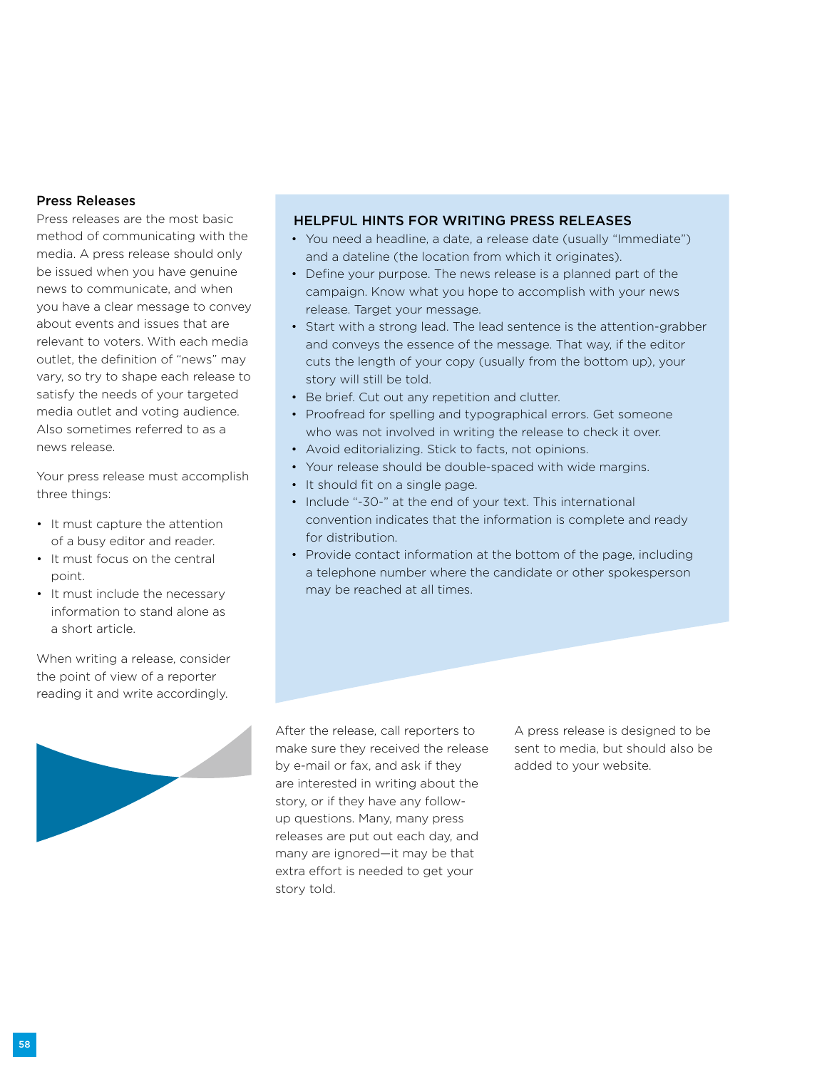## Press Releases

Press releases are the most basic method of communicating with the media. A press release should only be issued when you have genuine news to communicate, and when you have a clear message to convey about events and issues that are relevant to voters. With each media outlet, the definition of "news" may vary, so try to shape each release to satisfy the needs of your targeted media outlet and voting audience. Also sometimes referred to as a news release.

Your press release must accomplish three things:

- It must capture the attention of a busy editor and reader.
- It must focus on the central point.
- It must include the necessary information to stand alone as a short article.

When writing a release, consider the point of view of a reporter reading it and write accordingly.

### HELPFUL HINTS FOR WRITING PRESS RELEASES

- You need a headline, a date, a release date (usually "Immediate") and a dateline (the location from which it originates).
- Define your purpose. The news release is a planned part of the campaign. Know what you hope to accomplish with your news release. Target your message.
- Start with a strong lead. The lead sentence is the attention-grabber and conveys the essence of the message. That way, if the editor cuts the length of your copy (usually from the bottom up), your story will still be told.
- Be brief. Cut out any repetition and clutter.
- Proofread for spelling and typographical errors. Get someone who was not involved in writing the release to check it over.
- Avoid editorializing. Stick to facts, not opinions.
- Your release should be double-spaced with wide margins.
- It should fit on a single page.
- Include "-30-" at the end of your text. This international convention indicates that the information is complete and ready for distribution.
- Provide contact information at the bottom of the page, including a telephone number where the candidate or other spokesperson may be reached at all times.

After the release, call reporters to make sure they received the release by e-mail or fax, and ask if they are interested in writing about the story, or if they have any follow-up questions. Many, many press releases are put out each day, and many are ignored—it may be that extra effort is needed to get your story told.

A press release is designed to be sent to media, but should also be added to your website.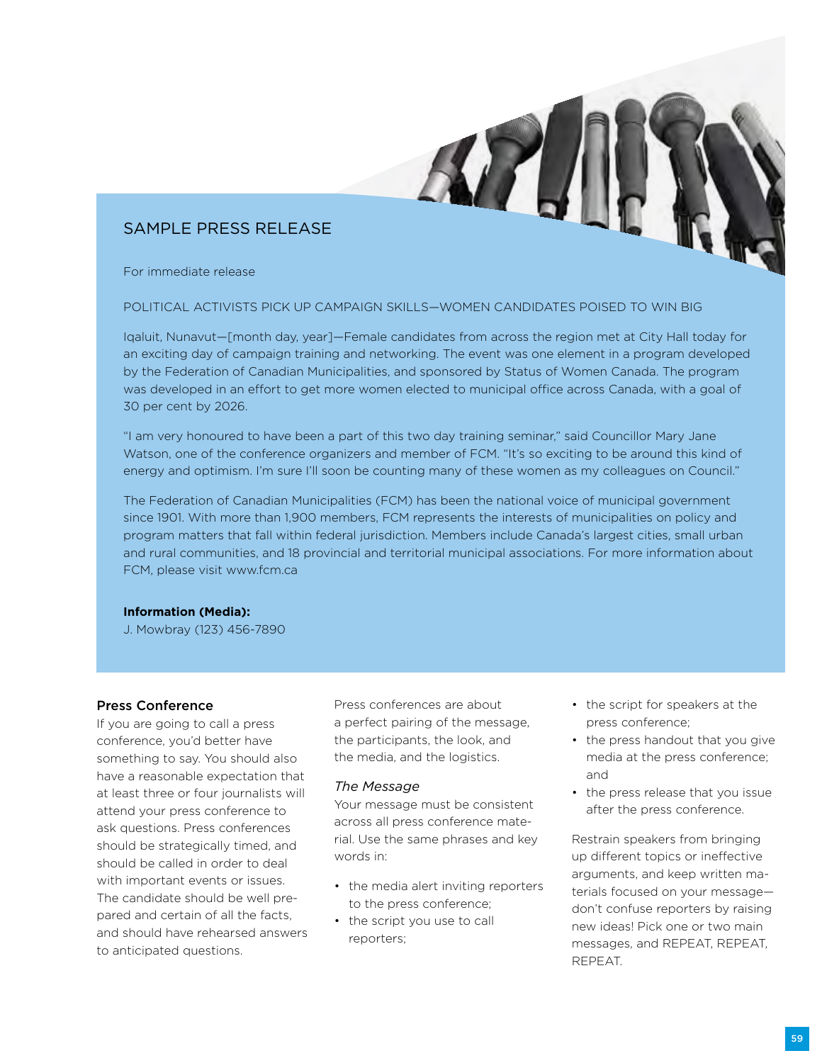## SAMPLE PRESS RELEASE

For immediate release

POLITICAL ACTIVISTS PICK UP CAMPAIGN SKILLS—WOMEN CANDIDATES POISED TO WIN BIG

Iqaluit, Nunavut—[month day, year]—Female candidates from across the region met at City Hall today for an exciting day of campaign training and networking. The event was one element in a program developed by the Federation of Canadian Municipalities, and sponsored by Status of Women Canada. The program was developed in an effort to get more women elected to municipal office across Canada, with a goal of 30 per cent by 2026.

"I am very honoured to have been a part of this two day training seminar," said Councillor Mary Jane Watson, one of the conference organizers and member of FCM. "It's so exciting to be around this kind of energy and optimism. I'm sure I'll soon be counting many of these women as my colleagues on Council."

The Federation of Canadian Municipalities (FCM) has been the national voice of municipal government since 1901. With more than 1,900 members, FCM represents the interests of municipalities on policy and program matters that fall within federal jurisdiction. Members include Canada's largest cities, small urban and rural communities, and 18 provincial and territorial municipal associations. For more information about FCM, please visit www.fcm.ca

**Information (Media):**
J. Mowbray (123) 456-7890

### Press Conference

If you are going to call a press conference, you'd better have something to say. You should also have a reasonable expectation that at least three or four journalists will attend your press conference to ask questions. Press conferences should be strategically timed, and should be called in order to deal with important events or issues. The candidate should be well prepared and certain of all the facts, and should have rehearsed answers to anticipated questions.

Press conferences are about a perfect pairing of the message, the participants, the look, and the media, and the logistics.

*The Message*

Your message must be consistent across all press conference material. Use the same phrases and key words in:

- the media alert inviting reporters to the press conference;
- the script you use to call reporters;
- the script for speakers at the press conference;
- the press handout that you give media at the press conference; and
- the press release that you issue after the press conference.

Restrain speakers from bringing up different topics or ineffective arguments, and keep written materials focused on your message—don't confuse reporters by raising new ideas! Pick one or two main messages, and REPEAT, REPEAT, REPEAT.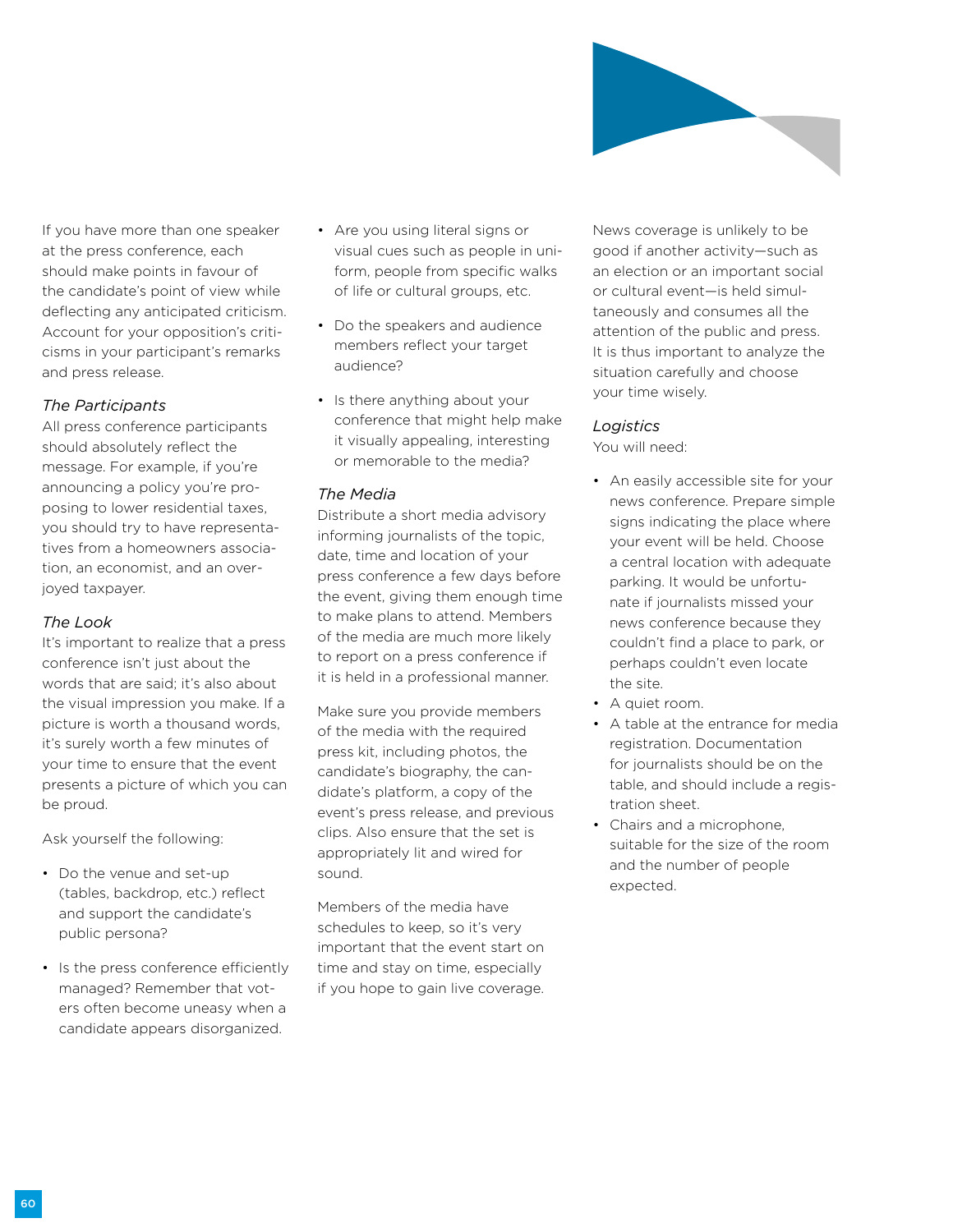If you have more than one speaker at the press conference, each should make points in favour of the candidate's point of view while deflecting any anticipated criticism. Account for your opposition's criticisms in your participant's remarks and press release.

*The Participants*

All press conference participants should absolutely reflect the message. For example, if you're announcing a policy you're proposing to lower residential taxes, you should try to have representatives from a homeowners association, an economist, and an overjoyed taxpayer.

*The Look*

It's important to realize that a press conference isn't just about the words that are said; it's also about the visual impression you make. If a picture is worth a thousand words, it's surely worth a few minutes of your time to ensure that the event presents a picture of which you can be proud.

Ask yourself the following:

- Do the venue and set-up (tables, backdrop, etc.) reflect and support the candidate's public persona?
- Is the press conference efficiently managed? Remember that voters often become uneasy when a candidate appears disorganized.
- Are you using literal signs or visual cues such as people in uniform, people from specific walks of life or cultural groups, etc.
- Do the speakers and audience members reflect your target audience?
- Is there anything about your conference that might help make it visually appealing, interesting or memorable to the media?

*The Media*

Distribute a short media advisory informing journalists of the topic, date, time and location of your press conference a few days before the event, giving them enough time to make plans to attend. Members of the media are much more likely to report on a press conference if it is held in a professional manner.

Make sure you provide members of the media with the required press kit, including photos, the candidate's biography, the candidate's platform, a copy of the event's press release, and previous clips. Also ensure that the set is appropriately lit and wired for sound.

Members of the media have schedules to keep, so it's very important that the event start on time and stay on time, especially if you hope to gain live coverage.

News coverage is unlikely to be good if another activity—such as an election or an important social or cultural event—is held simultaneously and consumes all the attention of the public and press. It is thus important to analyze the situation carefully and choose your time wisely.

*Logistics*

You will need:

- An easily accessible site for your news conference. Prepare simple signs indicating the place where your event will be held. Choose a central location with adequate parking. It would be unfortunate if journalists missed your news conference because they couldn't find a place to park, or perhaps couldn't even locate the site.
- A quiet room.
- A table at the entrance for media registration. Documentation for journalists should be on the table, and should include a registration sheet.
- Chairs and a microphone, suitable for the size of the room and the number of people expected.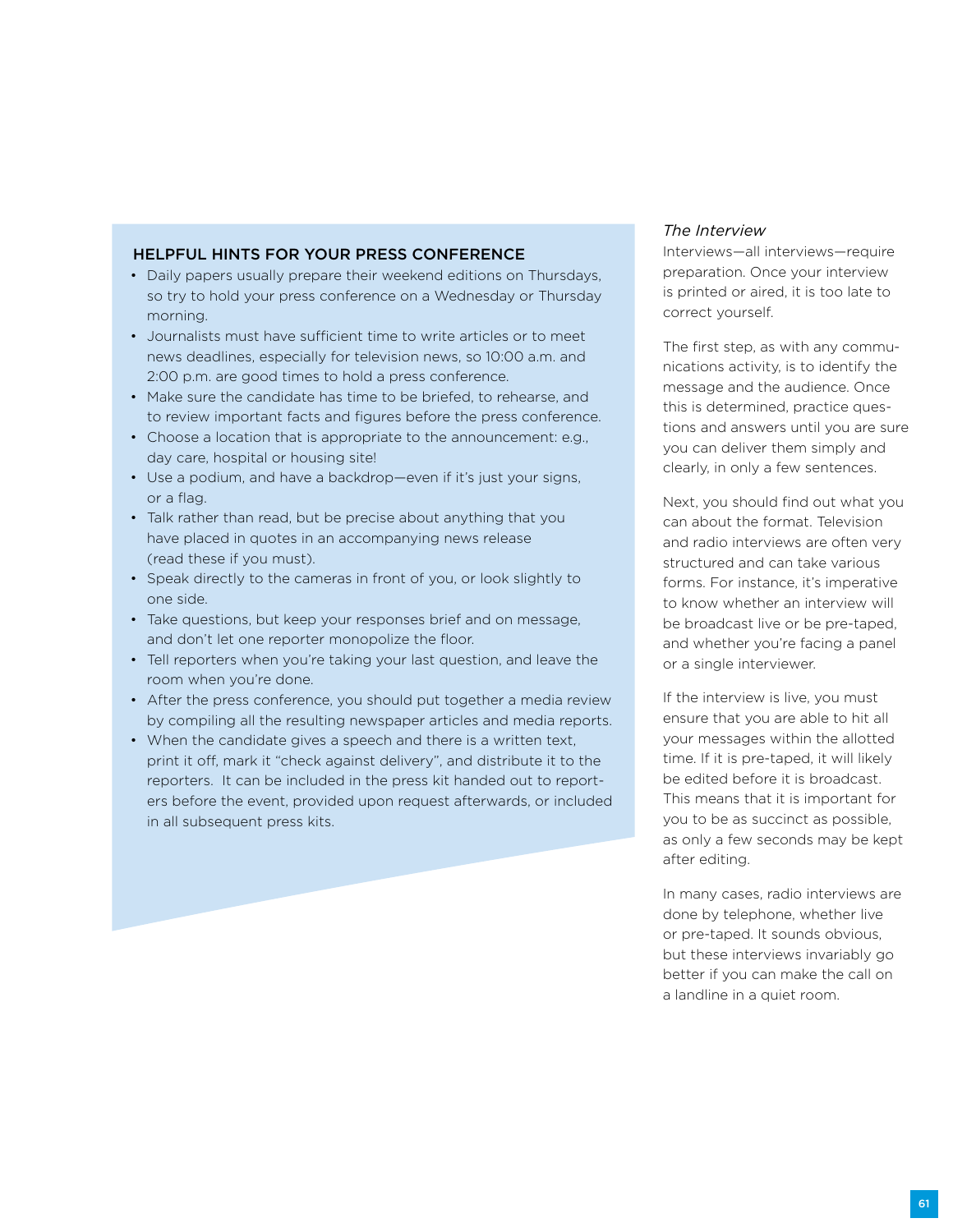### HELPFUL HINTS FOR YOUR PRESS CONFERENCE

- Daily papers usually prepare their weekend editions on Thursdays, so try to hold your press conference on a Wednesday or Thursday morning.
- Journalists must have sufficient time to write articles or to meet news deadlines, especially for television news, so 10:00 a.m. and 2:00 p.m. are good times to hold a press conference.
- Make sure the candidate has time to be briefed, to rehearse, and to review important facts and figures before the press conference.
- Choose a location that is appropriate to the announcement: e.g., day care, hospital or housing site!
- Use a podium, and have a backdrop—even if it's just your signs, or a flag.
- Talk rather than read, but be precise about anything that you have placed in quotes in an accompanying news release (read these if you must).
- Speak directly to the cameras in front of you, or look slightly to one side.
- Take questions, but keep your responses brief and on message, and don't let one reporter monopolize the floor.
- Tell reporters when you're taking your last question, and leave the room when you're done.
- After the press conference, you should put together a media review by compiling all the resulting newspaper articles and media reports.
- When the candidate gives a speech and there is a written text, print it off, mark it "check against delivery", and distribute it to the reporters. It can be included in the press kit handed out to reporters before the event, provided upon request afterwards, or included in all subsequent press kits.

*The Interview*

Interviews—all interviews—require preparation. Once your interview is printed or aired, it is too late to correct yourself.

The first step, as with any communications activity, is to identify the message and the audience. Once this is determined, practice questions and answers until you are sure you can deliver them simply and clearly, in only a few sentences.

Next, you should find out what you can about the format. Television and radio interviews are often very structured and can take various forms. For instance, it's imperative to know whether an interview will be broadcast live or be pre-taped, and whether you're facing a panel or a single interviewer.

If the interview is live, you must ensure that you are able to hit all your messages within the allotted time. If it is pre-taped, it will likely be edited before it is broadcast. This means that it is important for you to be as succinct as possible, as only a few seconds may be kept after editing.

In many cases, radio interviews are done by telephone, whether live or pre-taped. It sounds obvious, but these interviews invariably go better if you can make the call on a landline in a quiet room.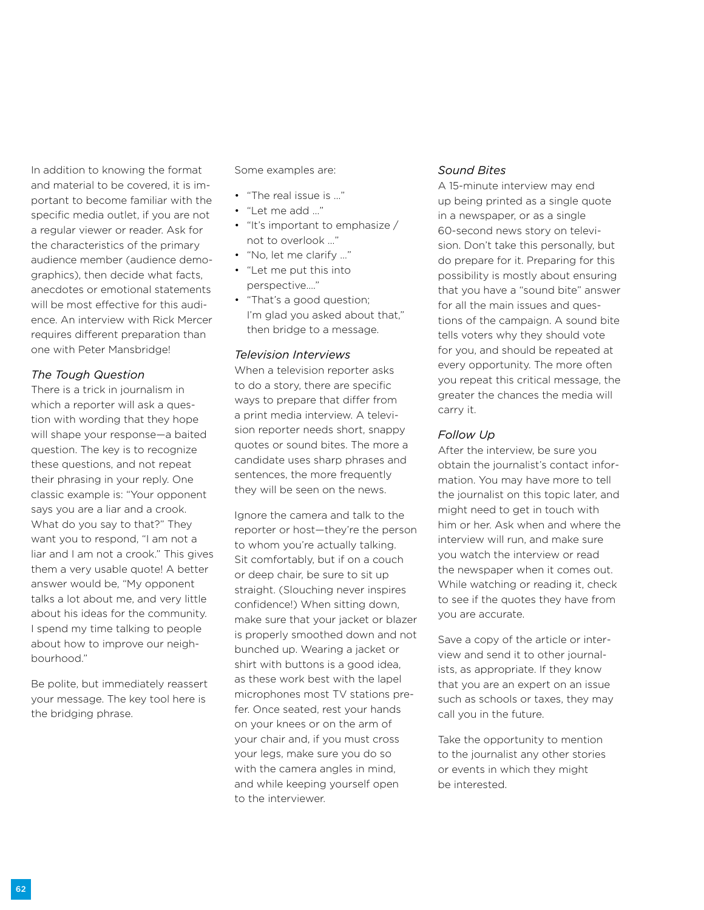In addition to knowing the format and material to be covered, it is important to become familiar with the specific media outlet, if you are not a regular viewer or reader. Ask for the characteristics of the primary audience member (audience demographics), then decide what facts, anecdotes or emotional statements will be most effective for this audience. An interview with Rick Mercer requires different preparation than one with Peter Mansbridge!

### *The Tough Question*

There is a trick in journalism in which a reporter will ask a question with wording that they hope will shape your response—a baited question. The key is to recognize these questions, and not repeat their phrasing in your reply. One classic example is: "Your opponent says you are a liar and a crook. What do you say to that?" They want you to respond, "I am not a liar and I am not a crook." This gives them a very usable quote! A better answer would be, "My opponent talks a lot about me, and very little about his ideas for the community. I spend my time talking to people about how to improve our neighbourhood."

Be polite, but immediately reassert your message. The key tool here is the bridging phrase.

Some examples are:

- "The real issue is …"
- "Let me add …"
- "It's important to emphasize / not to overlook …"
- "No, let me clarify …"
- "Let me put this into perspective…."
- "That's a good question; I'm glad you asked about that," then bridge to a message.

### *Television Interviews*

When a television reporter asks to do a story, there are specific ways to prepare that differ from a print media interview. A television reporter needs short, snappy quotes or sound bites. The more a candidate uses sharp phrases and sentences, the more frequently they will be seen on the news.

Ignore the camera and talk to the reporter or host—they're the person to whom you're actually talking. Sit comfortably, but if on a couch or deep chair, be sure to sit up straight. (Slouching never inspires confidence!) When sitting down, make sure that your jacket or blazer is properly smoothed down and not bunched up. Wearing a jacket or shirt with buttons is a good idea, as these work best with the lapel microphones most TV stations prefer. Once seated, rest your hands on your knees or on the arm of your chair and, if you must cross your legs, make sure you do so with the camera angles in mind, and while keeping yourself open to the interviewer.

### *Sound Bites*

A 15-minute interview may end up being printed as a single quote in a newspaper, or as a single 60-second news story on television. Don't take this personally, but do prepare for it. Preparing for this possibility is mostly about ensuring that you have a "sound bite" answer for all the main issues and questions of the campaign. A sound bite tells voters why they should vote for you, and should be repeated at every opportunity. The more often you repeat this critical message, the greater the chances the media will carry it.

### *Follow Up*

After the interview, be sure you obtain the journalist's contact information. You may have more to tell the journalist on this topic later, and might need to get in touch with him or her. Ask when and where the interview will run, and make sure you watch the interview or read the newspaper when it comes out. While watching or reading it, check to see if the quotes they have from you are accurate.

Save a copy of the article or interview and send it to other journalists, as appropriate. If they know that you are an expert on an issue such as schools or taxes, they may call you in the future.

Take the opportunity to mention to the journalist any other stories or events in which they might be interested.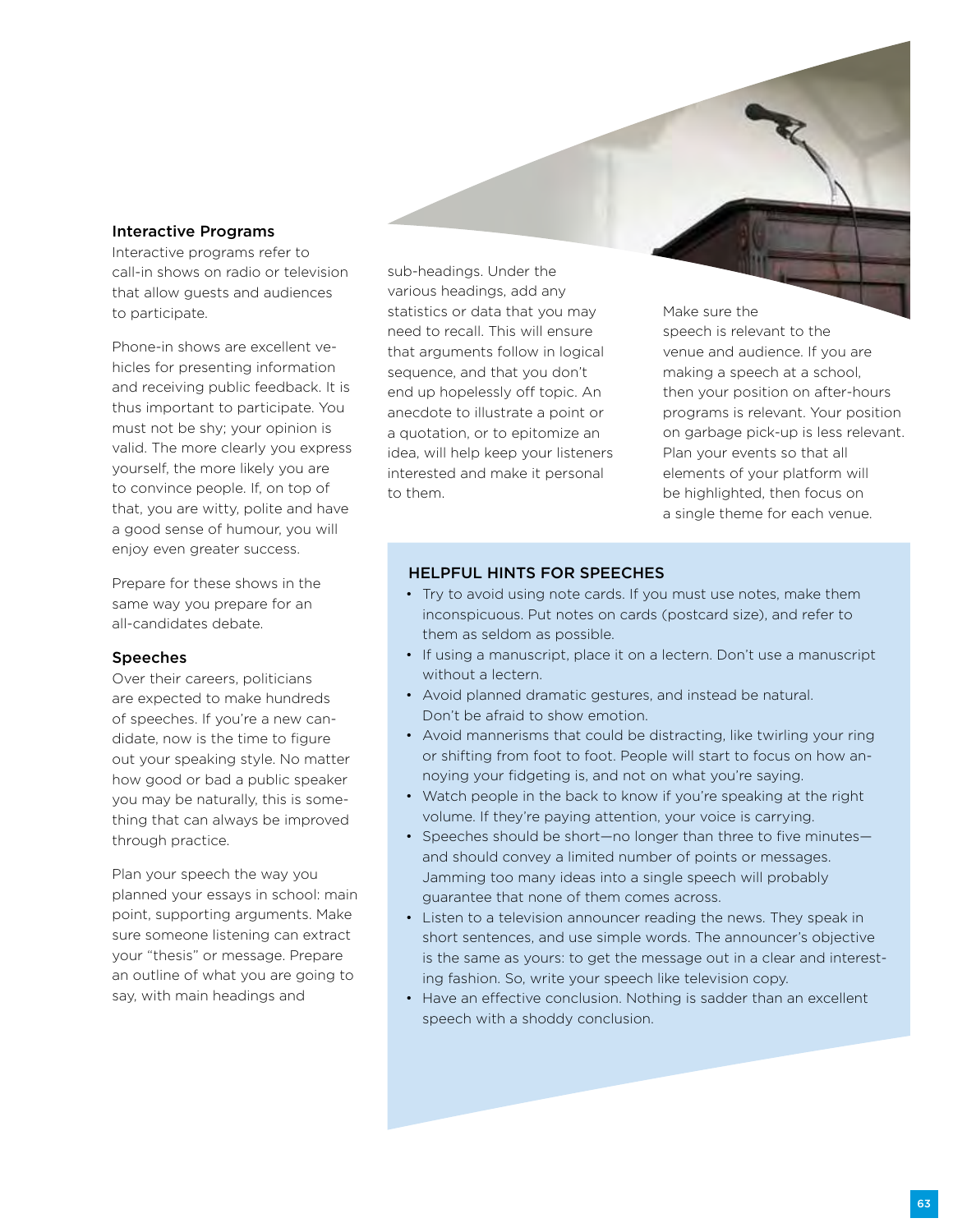### Interactive Programs

Interactive programs refer to call-in shows on radio or television that allow guests and audiences to participate.

Phone-in shows are excellent vehicles for presenting information and receiving public feedback. It is thus important to participate. You must not be shy; your opinion is valid. The more clearly you express yourself, the more likely you are to convince people. If, on top of that, you are witty, polite and have a good sense of humour, you will enjoy even greater success.

Prepare for these shows in the same way you prepare for an all-candidates debate.

### Speeches

Over their careers, politicians are expected to make hundreds of speeches. If you're a new candidate, now is the time to figure out your speaking style. No matter how good or bad a public speaker you may be naturally, this is something that can always be improved through practice.

Plan your speech the way you planned your essays in school: main point, supporting arguments. Make sure someone listening can extract your "thesis" or message. Prepare an outline of what you are going to say, with main headings and sub-headings. Under the various headings, add any statistics or data that you may need to recall. This will ensure that arguments follow in logical sequence, and that you don't end up hopelessly off topic. An anecdote to illustrate a point or a quotation, or to epitomize an idea, will help keep your listeners interested and make it personal to them.

Make sure the speech is relevant to the venue and audience. If you are making a speech at a school, then your position on after-hours programs is relevant. Your position on garbage pick-up is less relevant. Plan your events so that all elements of your platform will be highlighted, then focus on a single theme for each venue.

#### HELPFUL HINTS FOR SPEECHES

- Try to avoid using note cards. If you must use notes, make them inconspicuous. Put notes on cards (postcard size), and refer to them as seldom as possible.
- If using a manuscript, place it on a lectern. Don't use a manuscript without a lectern.
- Avoid planned dramatic gestures, and instead be natural. Don't be afraid to show emotion.
- Avoid mannerisms that could be distracting, like twirling your ring or shifting from foot to foot. People will start to focus on how annoying your fidgeting is, and not on what you're saying.
- Watch people in the back to know if you're speaking at the right volume. If they're paying attention, your voice is carrying.
- Speeches should be short—no longer than three to five minutes—and should convey a limited number of points or messages. Jamming too many ideas into a single speech will probably guarantee that none of them comes across.
- Listen to a television announcer reading the news. They speak in short sentences, and use simple words. The announcer's objective is the same as yours: to get the message out in a clear and interesting fashion. So, write your speech like television copy.
- Have an effective conclusion. Nothing is sadder than an excellent speech with a shoddy conclusion.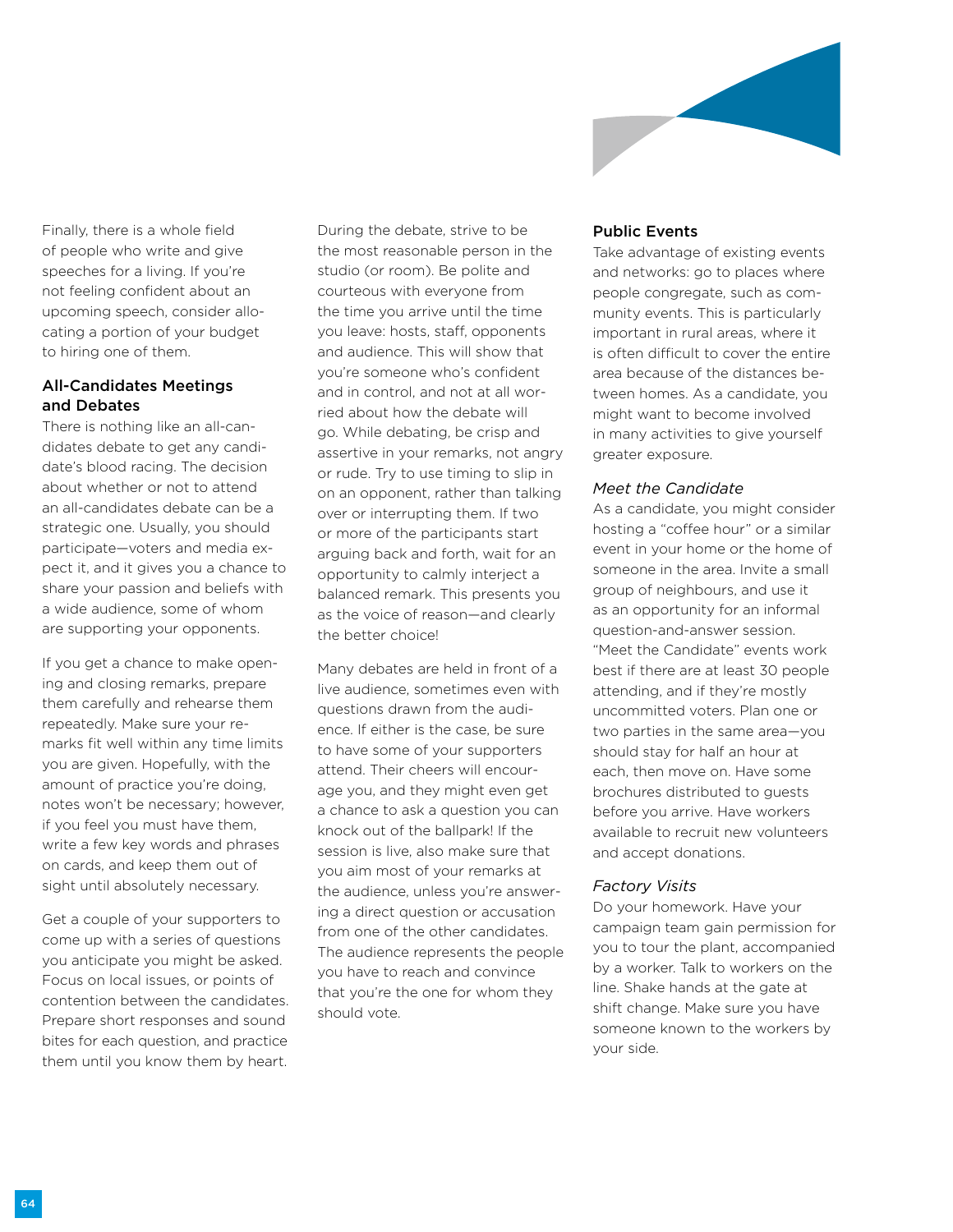Finally, there is a whole field of people who write and give speeches for a living. If you're not feeling confident about an upcoming speech, consider allocating a portion of your budget to hiring one of them.

### All-Candidates Meetings and Debates

There is nothing like an all-candidates debate to get any candidate's blood racing. The decision about whether or not to attend an all-candidates debate can be a strategic one. Usually, you should participate—voters and media expect it, and it gives you a chance to share your passion and beliefs with a wide audience, some of whom are supporting your opponents.

If you get a chance to make opening and closing remarks, prepare them carefully and rehearse them repeatedly. Make sure your remarks fit well within any time limits you are given. Hopefully, with the amount of practice you're doing, notes won't be necessary; however, if you feel you must have them, write a few key words and phrases on cards, and keep them out of sight until absolutely necessary.

Get a couple of your supporters to come up with a series of questions you anticipate you might be asked. Focus on local issues, or points of contention between the candidates. Prepare short responses and sound bites for each question, and practice them until you know them by heart.

During the debate, strive to be the most reasonable person in the studio (or room). Be polite and courteous with everyone from the time you arrive until the time you leave: hosts, staff, opponents and audience. This will show that you're someone who's confident and in control, and not at all worried about how the debate will go. While debating, be crisp and assertive in your remarks, not angry or rude. Try to use timing to slip in on an opponent, rather than talking over or interrupting them. If two or more of the participants start arguing back and forth, wait for an opportunity to calmly interject a balanced remark. This presents you as the voice of reason—and clearly the better choice!

Many debates are held in front of a live audience, sometimes even with questions drawn from the audience. If either is the case, be sure to have some of your supporters attend. Their cheers will encourage you, and they might even get a chance to ask a question you can knock out of the ballpark! If the session is live, also make sure that you aim most of your remarks at the audience, unless you're answering a direct question or accusation from one of the other candidates. The audience represents the people you have to reach and convince that you're the one for whom they should vote.

### Public Events

Take advantage of existing events and networks: go to places where people congregate, such as community events. This is particularly important in rural areas, where it is often difficult to cover the entire area because of the distances between homes. As a candidate, you might want to become involved in many activities to give yourself greater exposure.

#### *Meet the Candidate*

As a candidate, you might consider hosting a "coffee hour" or a similar event in your home or the home of someone in the area. Invite a small group of neighbours, and use it as an opportunity for an informal question-and-answer session. "Meet the Candidate" events work best if there are at least 30 people attending, and if they're mostly uncommitted voters. Plan one or two parties in the same area—you should stay for half an hour at each, then move on. Have some brochures distributed to guests before you arrive. Have workers available to recruit new volunteers and accept donations.

#### *Factory Visits*

Do your homework. Have your campaign team gain permission for you to tour the plant, accompanied by a worker. Talk to workers on the line. Shake hands at the gate at shift change. Make sure you have someone known to the workers by your side.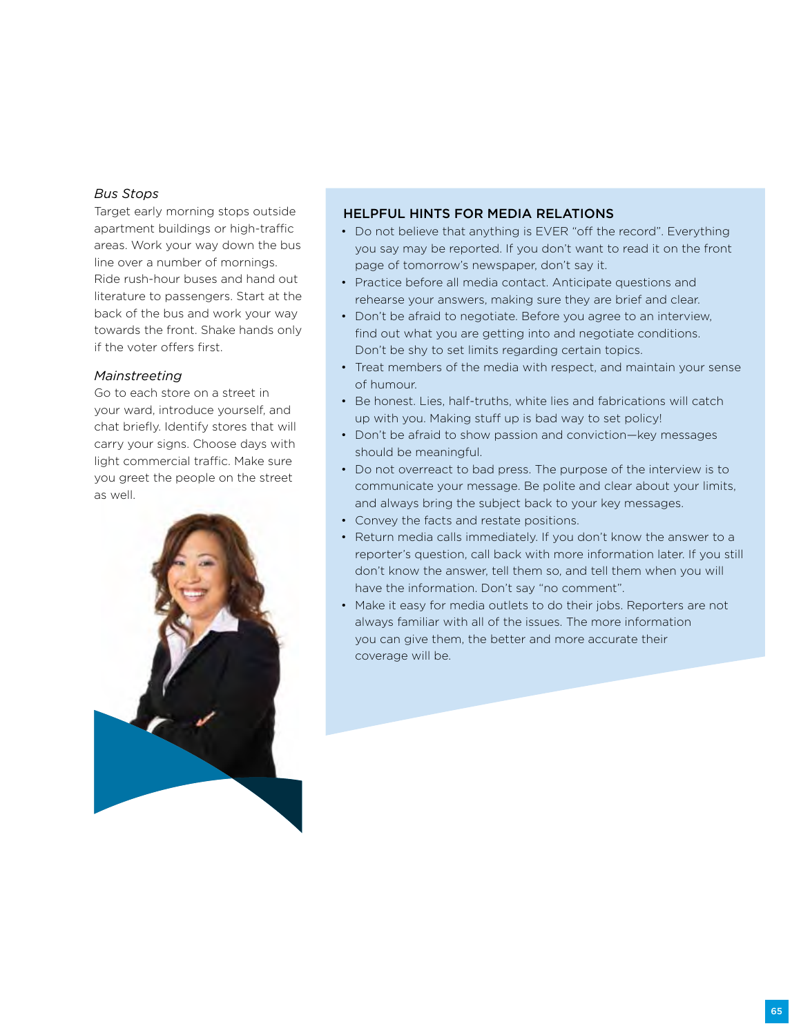*Bus Stops*

Target early morning stops outside apartment buildings or high-traffic areas. Work your way down the bus line over a number of mornings. Ride rush-hour buses and hand out literature to passengers. Start at the back of the bus and work your way towards the front. Shake hands only if the voter offers first.

*Mainstreeting*

Go to each store on a street in your ward, introduce yourself, and chat briefly. Identify stores that will carry your signs. Choose days with light commercial traffic. Make sure you greet the people on the street as well.

### HELPFUL HINTS FOR MEDIA RELATIONS

- Do not believe that anything is EVER "off the record". Everything you say may be reported. If you don't want to read it on the front page of tomorrow's newspaper, don't say it.
- Practice before all media contact. Anticipate questions and rehearse your answers, making sure they are brief and clear.
- Don't be afraid to negotiate. Before you agree to an interview, find out what you are getting into and negotiate conditions. Don't be shy to set limits regarding certain topics.
- Treat members of the media with respect, and maintain your sense of humour.
- Be honest. Lies, half-truths, white lies and fabrications will catch up with you. Making stuff up is bad way to set policy!
- Don't be afraid to show passion and conviction—key messages should be meaningful.
- Do not overreact to bad press. The purpose of the interview is to communicate your message. Be polite and clear about your limits, and always bring the subject back to your key messages.
- Convey the facts and restate positions.
- Return media calls immediately. If you don't know the answer to a reporter's question, call back with more information later. If you still don't know the answer, tell them so, and tell them when you will have the information. Don't say "no comment".
- Make it easy for media outlets to do their jobs. Reporters are not always familiar with all of the issues. The more information you can give them, the better and more accurate their coverage will be.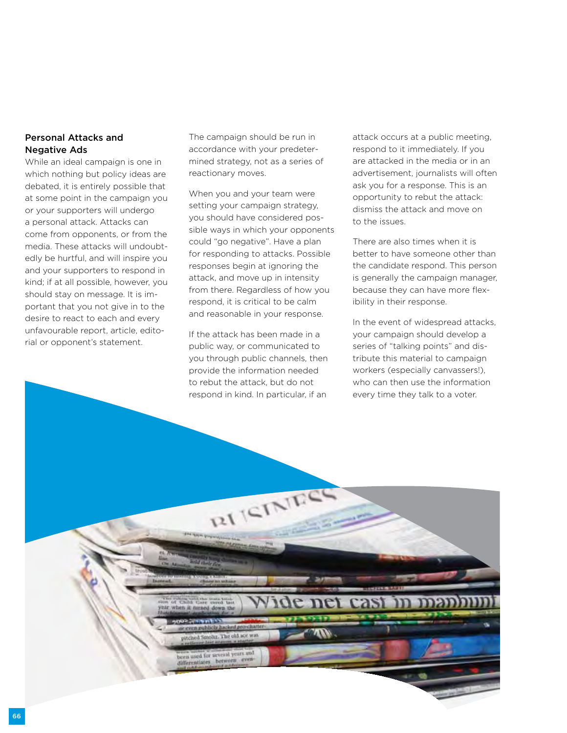## Personal Attacks and Negative Ads

While an ideal campaign is one in which nothing but policy ideas are debated, it is entirely possible that at some point in the campaign you or your supporters will undergo a personal attack. Attacks can come from opponents, or from the media. These attacks will undoubtedly be hurtful, and will inspire you and your supporters to respond in kind; if at all possible, however, you should stay on message. It is important that you not give in to the desire to react to each and every unfavourable report, article, editorial or opponent's statement. The campaign should be run in accordance with your predetermined strategy, not as a series of reactionary moves.

When you and your team were setting your campaign strategy, you should have considered possible ways in which your opponents could "go negative". Have a plan for responding to attacks. Possible responses begin at ignoring the attack, and move up in intensity from there. Regardless of how you respond, it is critical to be calm and reasonable in your response.

If the attack has been made in a public way, or communicated to you through public channels, then provide the information needed to rebut the attack, but do not respond in kind. In particular, if an attack occurs at a public meeting, respond to it immediately. If you are attacked in the media or in an advertisement, journalists will often ask you for a response. This is an opportunity to rebut the attack: dismiss the attack and move on to the issues.

There are also times when it is better to have someone other than the candidate respond. This person is generally the campaign manager, because they can have more flexibility in their response.

In the event of widespread attacks, your campaign should develop a series of "talking points" and distribute this material to campaign workers (especially canvassers!), who can then use the information every time they talk to a voter.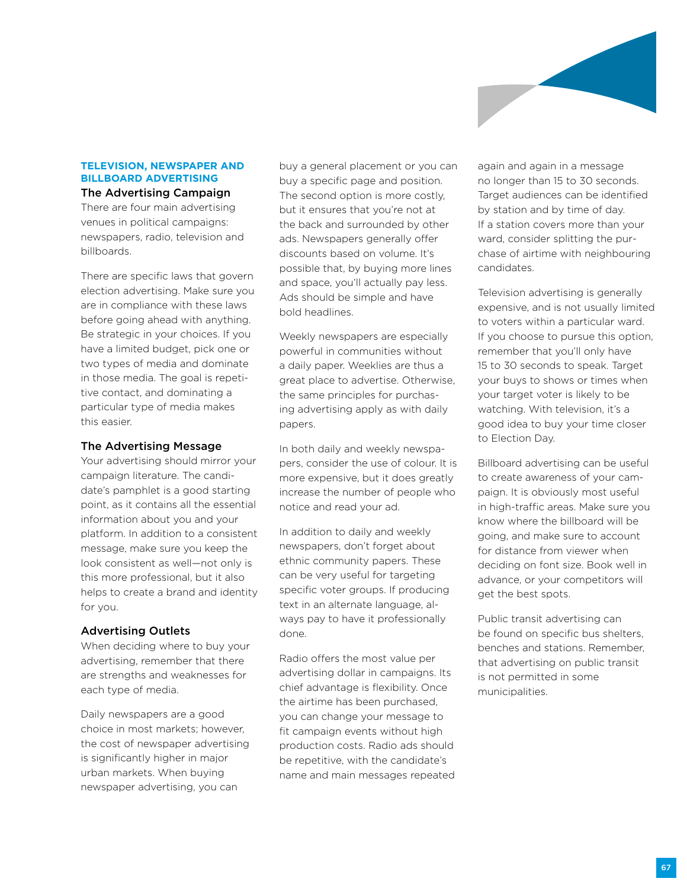## TELEVISION, NEWSPAPER AND BILLBOARD ADVERTISING

### The Advertising Campaign

There are four main advertising venues in political campaigns: newspapers, radio, television and billboards.

There are specific laws that govern election advertising. Make sure you are in compliance with these laws before going ahead with anything. Be strategic in your choices. If you have a limited budget, pick one or two types of media and dominate in those media. The goal is repetitive contact, and dominating a particular type of media makes this easier.

### The Advertising Message

Your advertising should mirror your campaign literature. The candidate's pamphlet is a good starting point, as it contains all the essential information about you and your platform. In addition to a consistent message, make sure you keep the look consistent as well—not only is this more professional, but it also helps to create a brand and identity for you.

### Advertising Outlets

When deciding where to buy your advertising, remember that there are strengths and weaknesses for each type of media.

Daily newspapers are a good choice in most markets; however, the cost of newspaper advertising is significantly higher in major urban markets. When buying newspaper advertising, you can buy a general placement or you can buy a specific page and position. The second option is more costly, but it ensures that you're not at the back and surrounded by other ads. Newspapers generally offer discounts based on volume. It's possible that, by buying more lines and space, you'll actually pay less. Ads should be simple and have bold headlines.

Weekly newspapers are especially powerful in communities without a daily paper. Weeklies are thus a great place to advertise. Otherwise, the same principles for purchasing advertising apply as with daily papers.

In both daily and weekly newspapers, consider the use of colour. It is more expensive, but it does greatly increase the number of people who notice and read your ad.

In addition to daily and weekly newspapers, don't forget about ethnic community papers. These can be very useful for targeting specific voter groups. If producing text in an alternate language, always pay to have it professionally done.

Radio offers the most value per advertising dollar in campaigns. Its chief advantage is flexibility. Once the airtime has been purchased, you can change your message to fit campaign events without high production costs. Radio ads should be repetitive, with the candidate's name and main messages repeated again and again in a message no longer than 15 to 30 seconds. Target audiences can be identified by station and by time of day. If a station covers more than your ward, consider splitting the purchase of airtime with neighbouring candidates.

Television advertising is generally expensive, and is not usually limited to voters within a particular ward. If you choose to pursue this option, remember that you'll only have 15 to 30 seconds to speak. Target your buys to shows or times when your target voter is likely to be watching. With television, it's a good idea to buy your time closer to Election Day.

Billboard advertising can be useful to create awareness of your campaign. It is obviously most useful in high-traffic areas. Make sure you know where the billboard will be going, and make sure to account for distance from viewer when deciding on font size. Book well in advance, or your competitors will get the best spots.

Public transit advertising can be found on specific bus shelters, benches and stations. Remember, that advertising on public transit is not permitted in some municipalities.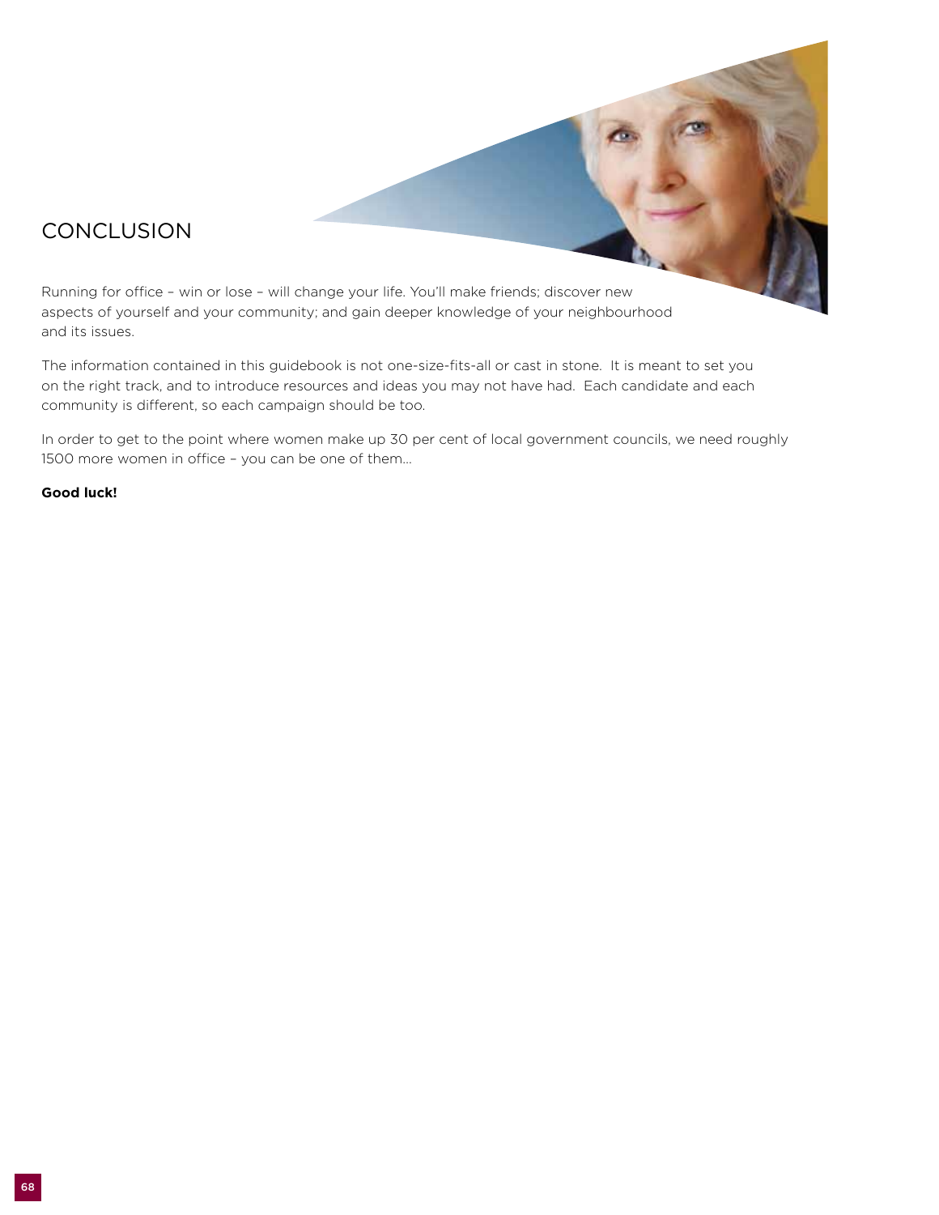# CONCLUSION

Running for office – win or lose – will change your life. You'll make friends; discover new aspects of yourself and your community; and gain deeper knowledge of your neighbourhood and its issues.

The information contained in this guidebook is not one-size-fits-all or cast in stone. It is meant to set you on the right track, and to introduce resources and ideas you may not have had. Each candidate and each community is different, so each campaign should be too.

In order to get to the point where women make up 30 per cent of local government councils, we need roughly 1500 more women in office – you can be one of them...

**Good luck!**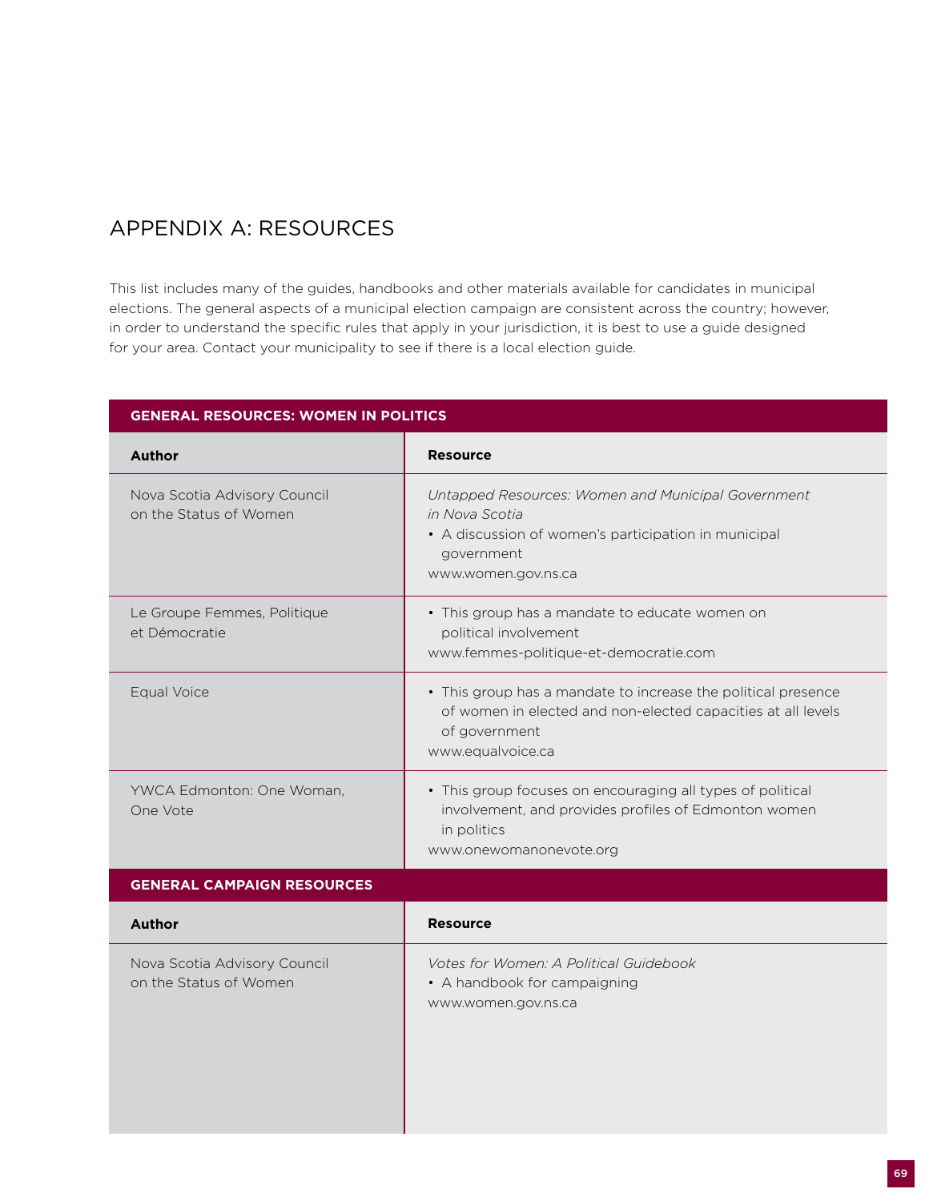## APPENDIX A: RESOURCES

This list includes many of the guides, handbooks and other materials available for candidates in municipal elections. The general aspects of a municipal election campaign are consistent across the country; however, in order to understand the specific rules that apply in your jurisdiction, it is best to use a guide designed for your area. Contact your municipality to see if there is a local election guide.

| **GENERAL RESOURCES: WOMEN IN POLITICS** | |
|---|---|
| **Author** | **Resource** |
| Nova Scotia Advisory Council on the Status of Women | *Untapped Resources: Women and Municipal Government in Nova Scotia*<br>• A discussion of women's participation in municipal government<br>www.women.gov.ns.ca |
| Le Groupe Femmes, Politique et Démocratie | • This group has a mandate to educate women on political involvement<br>www.femmes-politique-et-democratie.com |
| Equal Voice | • This group has a mandate to increase the political presence of women in elected and non-elected capacities at all levels of government<br>www.equalvoice.ca |
| YWCA Edmonton: One Woman, One Vote | • This group focuses on encouraging all types of political involvement, and provides profiles of Edmonton women in politics<br>www.onewomanonevote.org |

| **GENERAL CAMPAIGN RESOURCES** | |
|---|---|
| **Author** | **Resource** |
| Nova Scotia Advisory Council on the Status of Women | *Votes for Women: A Political Guidebook*<br>• A handbook for campaigning<br>www.women.gov.ns.ca |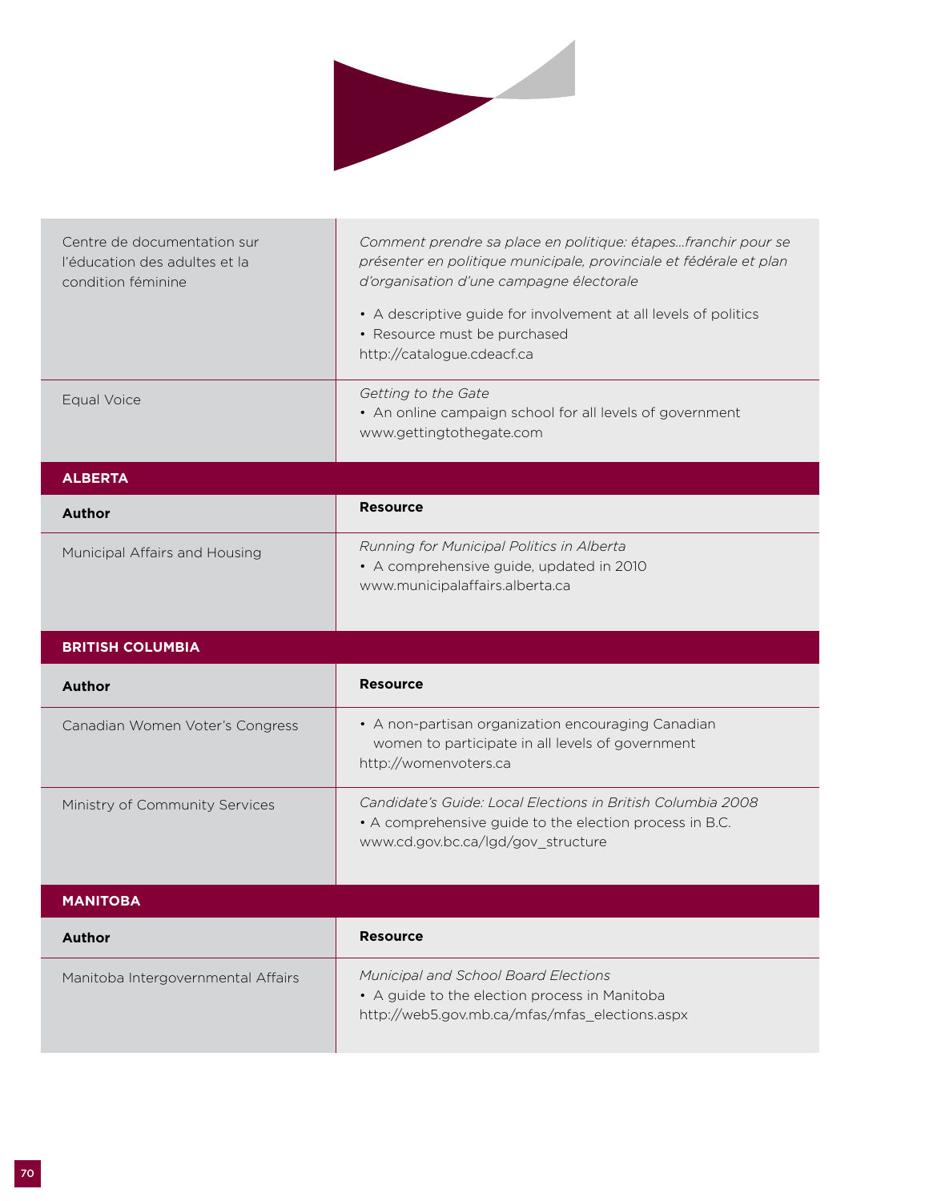| | |
|---|---|
| Centre de documentation sur l'éducation des adultes et la condition féminine | *Comment prendre sa place en politique: étapes...franchir pour se présenter en politique municipale, provinciale et fédérale et plan d'organisation d'une campagne électorale*<br>• A descriptive guide for involvement at all levels of politics<br>• Resource must be purchased<br>http://catalogue.cdeacf.ca |
| Equal Voice | *Getting to the Gate*<br>• An online campaign school for all levels of government<br>www.gettingtothegate.com |

## ALBERTA

| Author | Resource |
|---|---|
| Municipal Affairs and Housing | *Running for Municipal Politics in Alberta*<br>• A comprehensive guide, updated in 2010<br>www.municipalaffairs.alberta.ca |

## BRITISH COLUMBIA

| Author | Resource |
|---|---|
| Canadian Women Voter's Congress | • A non-partisan organization encouraging Canadian women to participate in all levels of government<br>http://womenvoters.ca |
| Ministry of Community Services | *Candidate's Guide: Local Elections in British Columbia 2008*<br>• A comprehensive guide to the election process in B.C.<br>www.cd.gov.bc.ca/lgd/gov_structure |

## MANITOBA

| Author | Resource |
|---|---|
| Manitoba Intergovernmental Affairs | *Municipal and School Board Elections*<br>• A guide to the election process in Manitoba<br>http://web5.gov.mb.ca/mfas/mfas_elections.aspx |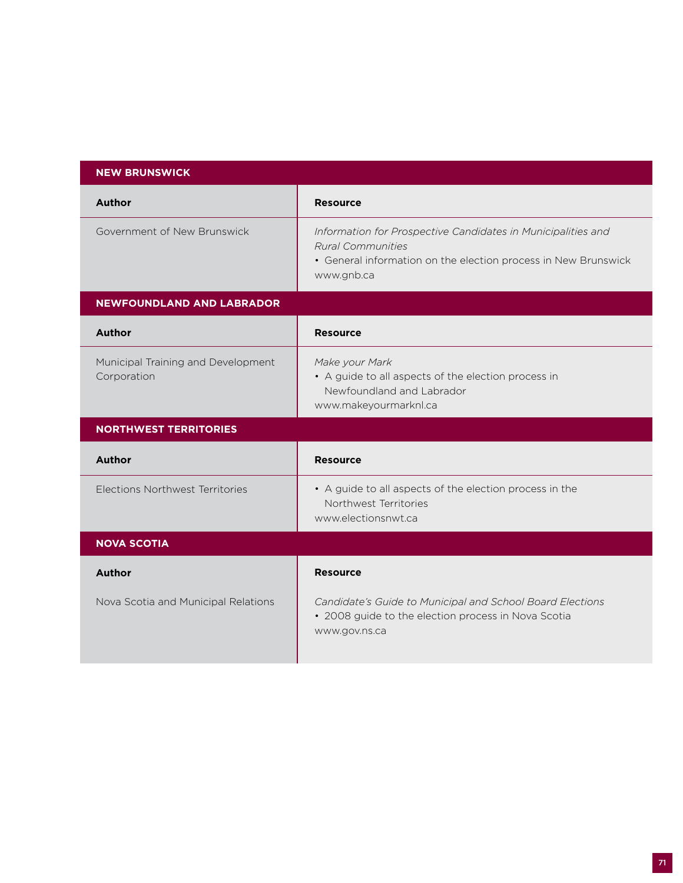## NEW BRUNSWICK

| Author | Resource |
|---|---|
| Government of New Brunswick | *Information for Prospective Candidates in Municipalities and Rural Communities*<br>• General information on the election process in New Brunswick<br>www.gnb.ca |

## NEWFOUNDLAND AND LABRADOR

| Author | Resource |
|---|---|
| Municipal Training and Development Corporation | *Make your Mark*<br>• A guide to all aspects of the election process in Newfoundland and Labrador<br>www.makeyourmarknl.ca |

## NORTHWEST TERRITORIES

| Author | Resource |
|---|---|
| Elections Northwest Territories | • A guide to all aspects of the election process in the Northwest Territories<br>www.electionsnwt.ca |

## NOVA SCOTIA

| Author | Resource |
|---|---|
| Nova Scotia and Municipal Relations | *Candidate's Guide to Municipal and School Board Elections*<br>• 2008 guide to the election process in Nova Scotia<br>www.gov.ns.ca |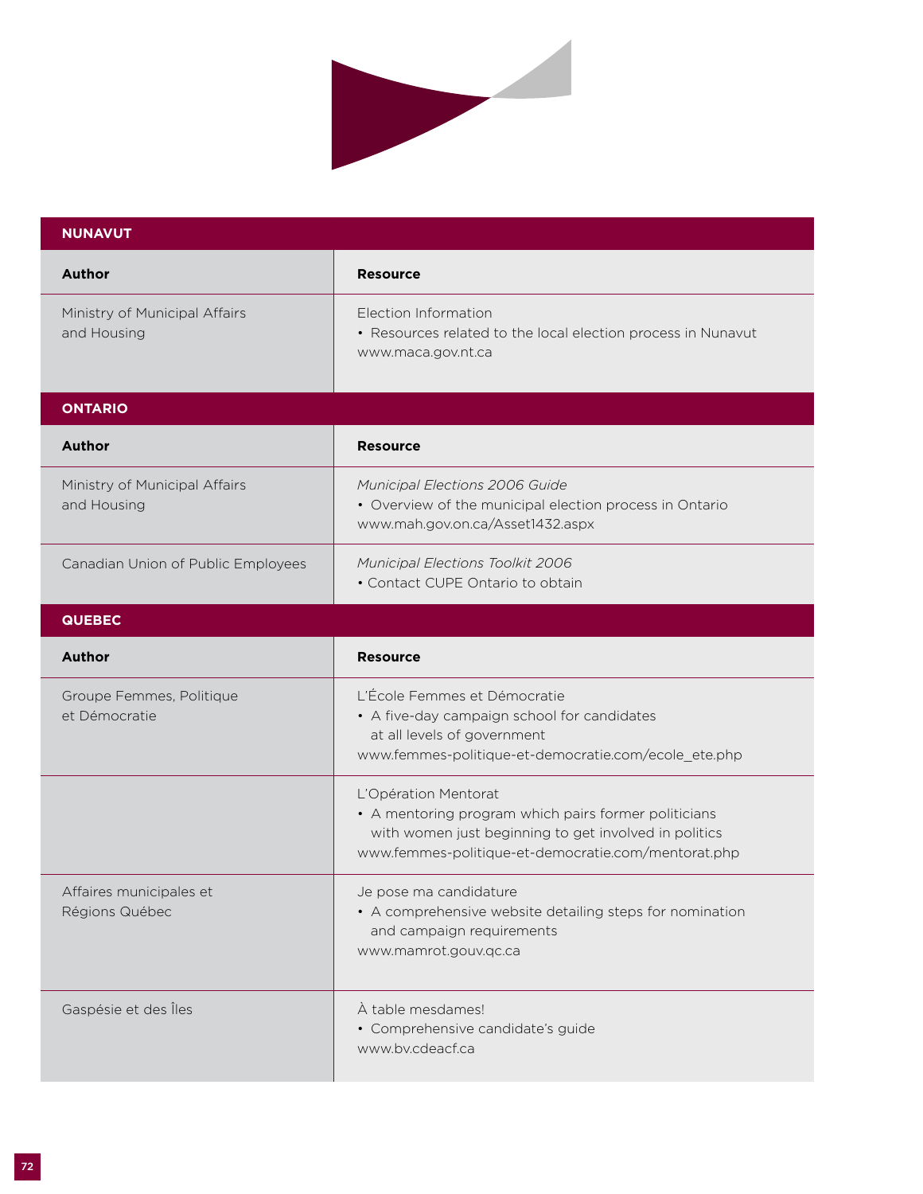## NUNAVUT

| Author | Resource |
|---|---|
| Ministry of Municipal Affairs and Housing | Election Information<br>• Resources related to the local election process in Nunavut<br>www.maca.gov.nt.ca |

## ONTARIO

| Author | Resource |
|---|---|
| Ministry of Municipal Affairs and Housing | *Municipal Elections 2006 Guide*<br>• Overview of the municipal election process in Ontario<br>www.mah.gov.on.ca/Asset1432.aspx |
| Canadian Union of Public Employees | *Municipal Elections Toolkit 2006*<br>• Contact CUPE Ontario to obtain |

## QUEBEC

| Author | Resource |
|---|---|
| Groupe Femmes, Politique et Démocratie | L'École Femmes et Démocratie<br>• A five-day campaign school for candidates at all levels of government<br>www.femmes-politique-et-democratie.com/ecole_ete.php |
| | L'Opération Mentorat<br>• A mentoring program which pairs former politicians with women just beginning to get involved in politics<br>www.femmes-politique-et-democratie.com/mentorat.php |
| Affaires municipales et Régions Québec | Je pose ma candidature<br>• A comprehensive website detailing steps for nomination and campaign requirements<br>www.mamrot.gouv.qc.ca |
| Gaspésie et des Îles | À table mesdames!<br>• Comprehensive candidate's guide<br>www.bv.cdeacf.ca |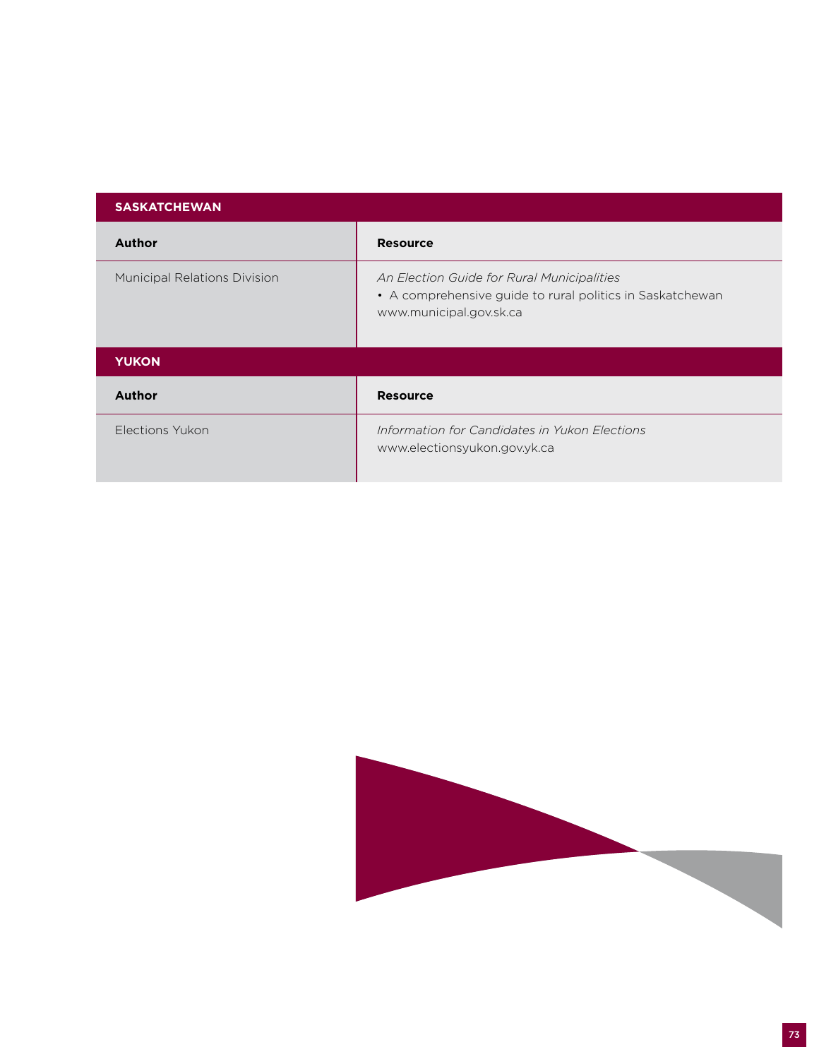## SASKATCHEWAN

| Author | Resource |
| --- | --- |
| Municipal Relations Division | *An Election Guide for Rural Municipalities*<br>• A comprehensive guide to rural politics in Saskatchewan<br>www.municipal.gov.sk.ca |

## YUKON

| Author | Resource |
| --- | --- |
| Elections Yukon | *Information for Candidates in Yukon Elections*<br>www.electionsyukon.gov.yk.ca |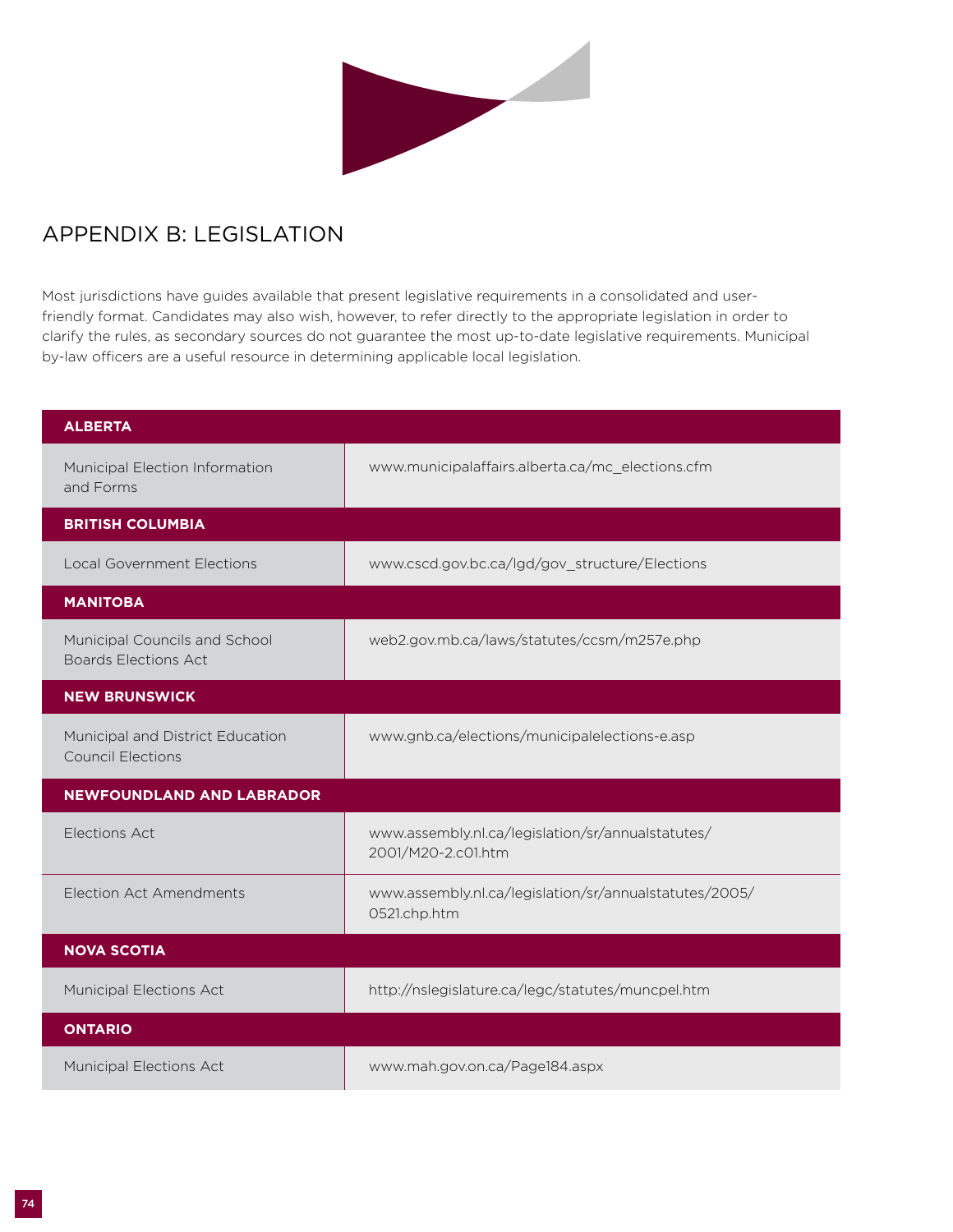# APPENDIX B: LEGISLATION

Most jurisdictions have guides available that present legislative requirements in a consolidated and user-friendly format. Candidates may also wish, however, to refer directly to the appropriate legislation in order to clarify the rules, as secondary sources do not guarantee the most up-to-date legislative requirements. Municipal by-law officers are a useful resource in determining applicable local legislation.

| **ALBERTA** | |
|---|---|
| Municipal Election Information and Forms | www.municipalaffairs.alberta.ca/mc_elections.cfm |
| **BRITISH COLUMBIA** | |
| Local Government Elections | www.cscd.gov.bc.ca/lgd/gov_structure/Elections |
| **MANITOBA** | |
| Municipal Councils and School Boards Elections Act | web2.gov.mb.ca/laws/statutes/ccsm/m257e.php |
| **NEW BRUNSWICK** | |
| Municipal and District Education Council Elections | www.gnb.ca/elections/municipalelections-e.asp |
| **NEWFOUNDLAND AND LABRADOR** | |
| Elections Act | www.assembly.nl.ca/legislation/sr/annualstatutes/2001/M20-2.c01.htm |
| Election Act Amendments | www.assembly.nl.ca/legislation/sr/annualstatutes/2005/0521.chp.htm |
| **NOVA SCOTIA** | |
| Municipal Elections Act | http://nslegislature.ca/legc/statutes/muncpel.htm |
| **ONTARIO** | |
| Municipal Elections Act | www.mah.gov.on.ca/Page184.aspx |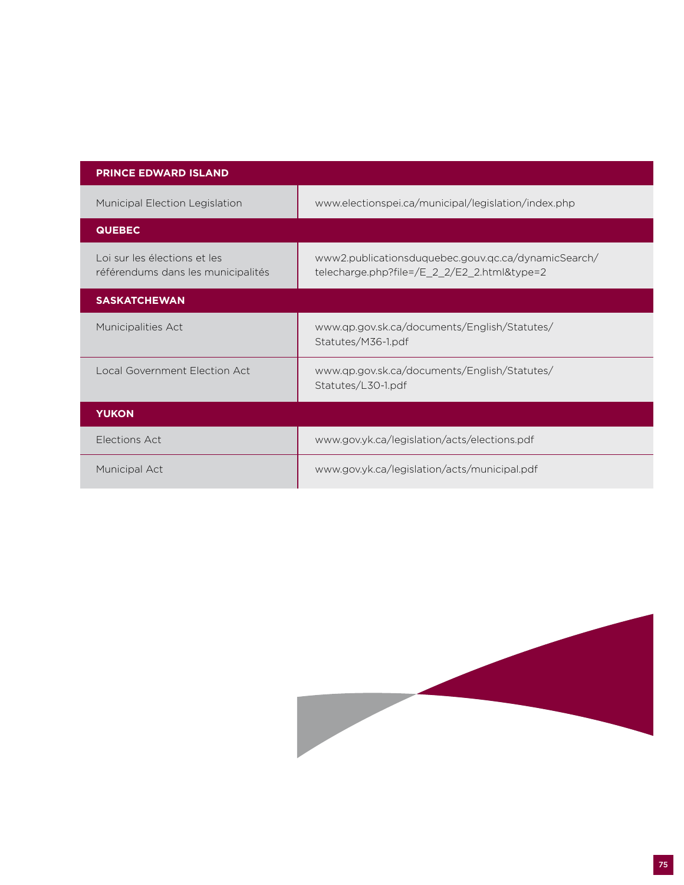| PRINCE EDWARD ISLAND | |
|---|---|
| Municipal Election Legislation | www.electionspei.ca/municipal/legislation/index.php |
| **QUEBEC** | |
| Loi sur les élections et les référendums dans les municipalités | www2.publicationsduquebec.gouv.qc.ca/dynamicSearch/telecharge.php?file=/E_2_2/E2_2.html&type=2 |
| **SASKATCHEWAN** | |
| Municipalities Act | www.qp.gov.sk.ca/documents/English/Statutes/Statutes/M36-1.pdf |
| Local Government Election Act | www.qp.gov.sk.ca/documents/English/Statutes/Statutes/L30-1.pdf |
| **YUKON** | |
| Elections Act | www.gov.yk.ca/legislation/acts/elections.pdf |
| Municipal Act | www.gov.yk.ca/legislation/acts/municipal.pdf |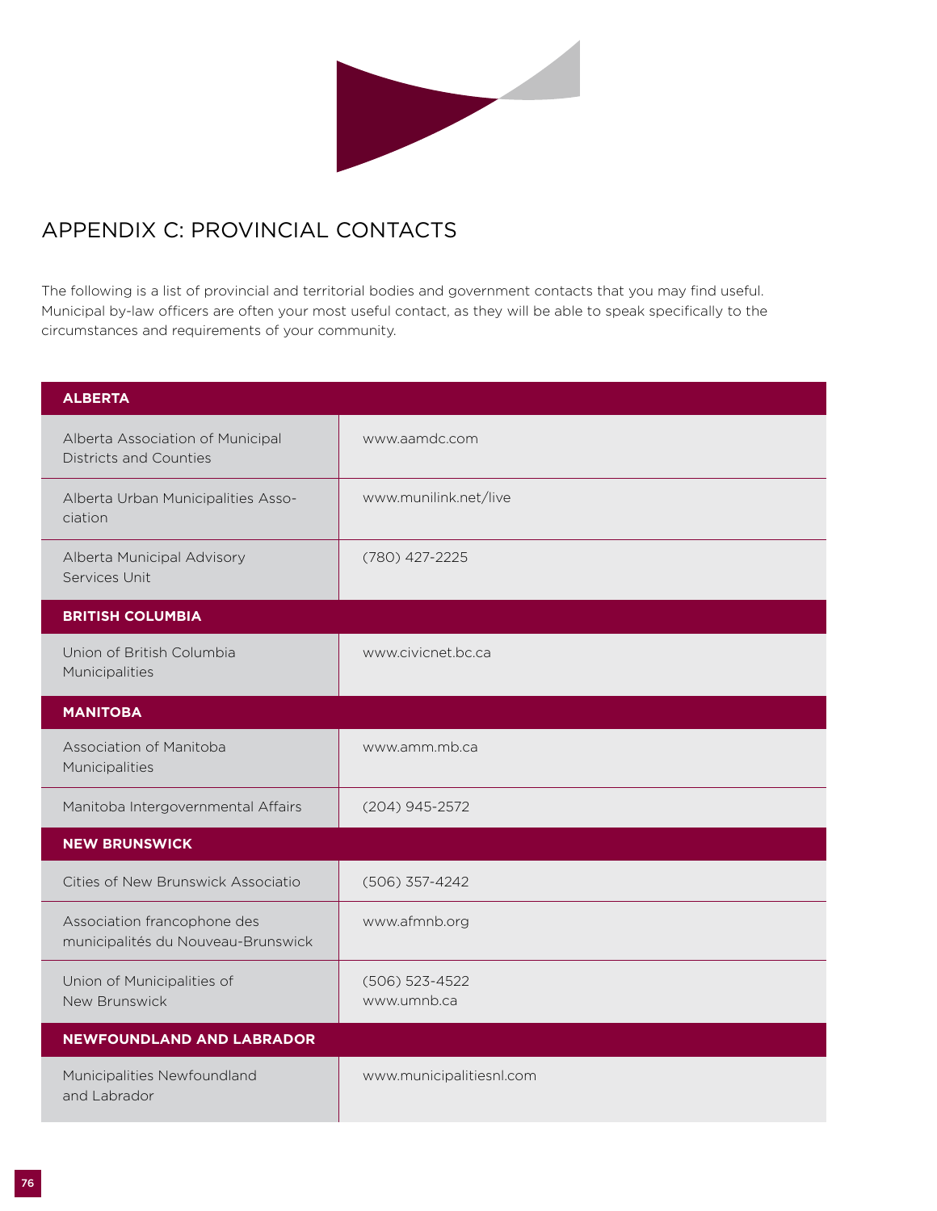## APPENDIX C: PROVINCIAL CONTACTS

The following is a list of provincial and territorial bodies and government contacts that you may find useful. Municipal by-law officers are often your most useful contact, as they will be able to speak specifically to the circumstances and requirements of your community.

| **ALBERTA** | |
|---|---|
| Alberta Association of Municipal Districts and Counties | www.aamdc.com |
| Alberta Urban Municipalities Association | www.munilink.net/live |
| Alberta Municipal Advisory Services Unit | (780) 427-2225 |
| **BRITISH COLUMBIA** | |
| Union of British Columbia Municipalities | www.civicnet.bc.ca |
| **MANITOBA** | |
| Association of Manitoba Municipalities | www.amm.mb.ca |
| Manitoba Intergovernmental Affairs | (204) 945-2572 |
| **NEW BRUNSWICK** | |
| Cities of New Brunswick Associatio | (506) 357-4242 |
| Association francophone des municipalités du Nouveau-Brunswick | www.afmnb.org |
| Union of Municipalities of New Brunswick | (506) 523-4522<br>www.umnb.ca |
| **NEWFOUNDLAND AND LABRADOR** | |
| Municipalities Newfoundland and Labrador | www.municipalitiesnl.com |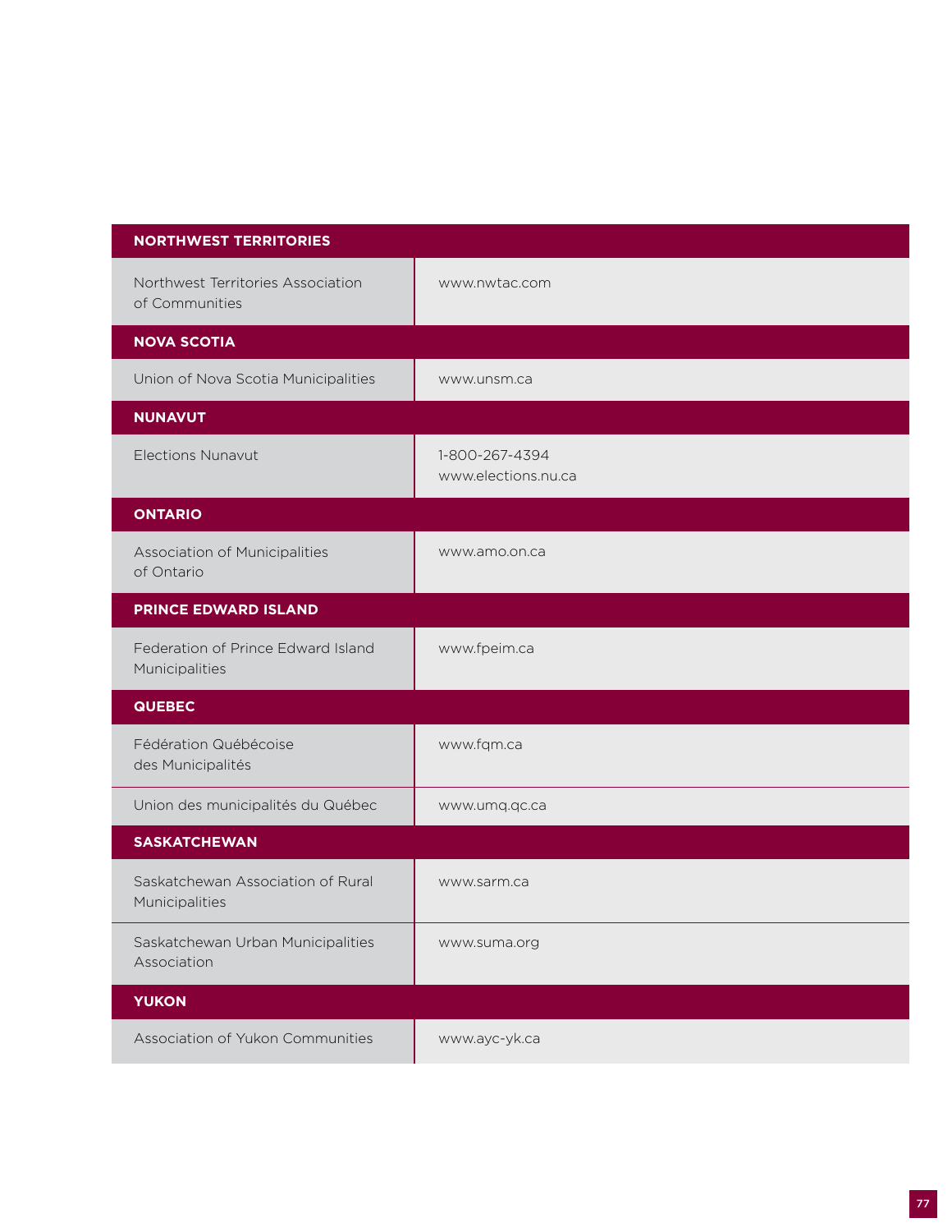| NORTHWEST TERRITORIES | |
|---|---|
| Northwest Territories Association of Communities | www.nwtac.com |
| **NOVA SCOTIA** | |
| Union of Nova Scotia Municipalities | www.unsm.ca |
| **NUNAVUT** | |
| Elections Nunavut | 1-800-267-4394<br>www.elections.nu.ca |
| **ONTARIO** | |
| Association of Municipalities of Ontario | www.amo.on.ca |
| **PRINCE EDWARD ISLAND** | |
| Federation of Prince Edward Island Municipalities | www.fpeim.ca |
| **QUEBEC** | |
| Fédération Québécoise des Municipalités | www.fqm.ca |
| Union des municipalités du Québec | www.umq.qc.ca |
| **SASKATCHEWAN** | |
| Saskatchewan Association of Rural Municipalities | www.sarm.ca |
| Saskatchewan Urban Municipalities Association | www.suma.org |
| **YUKON** | |
| Association of Yukon Communities | www.ayc-yk.ca |